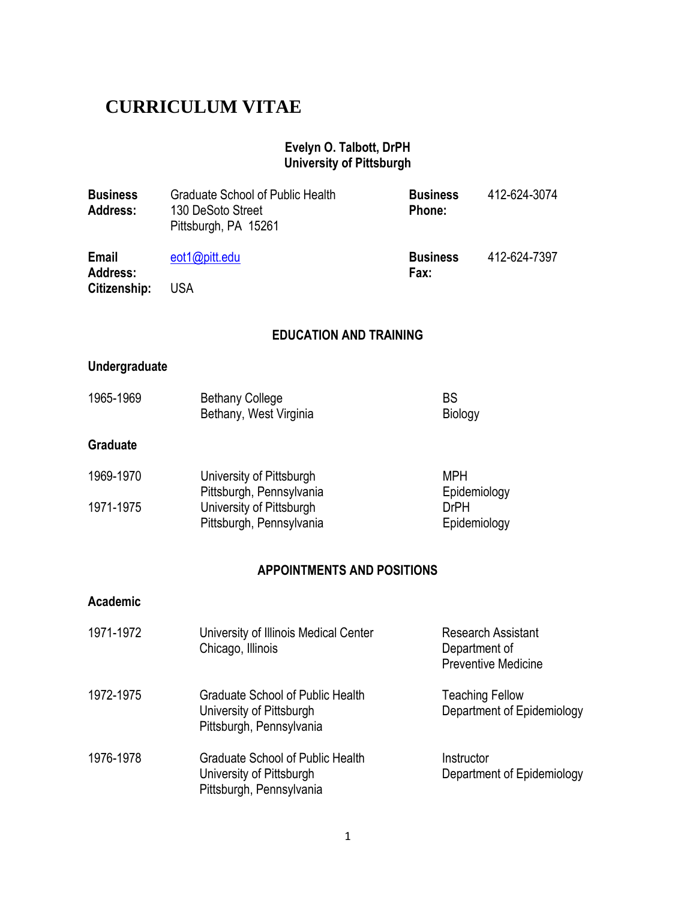# CURRICULUM VITAE

**Evelyn O. Talbott, DrPH**
**University of Pittsburgh**

| | | | |
|---|---|---|---|
| **Business Address:** | Graduate School of Public Health<br>130 DeSoto Street<br>Pittsburgh, PA 15261 | **Business Phone:** | 412-624-3074 |
| **Email Address:** | eot1@pitt.edu | **Business Fax:** | 412-624-7397 |
| **Citizenship:** | USA | | |

## EDUCATION AND TRAINING

### Undergraduate

| | | |
|---|---|---|
| 1965-1969 | Bethany College<br>Bethany, West Virginia | BS<br>Biology |

### Graduate

| | | |
|---|---|---|
| 1969-1970 | University of Pittsburgh<br>Pittsburgh, Pennsylvania | MPH<br>Epidemiology |
| 1971-1975 | University of Pittsburgh<br>Pittsburgh, Pennsylvania | DrPH<br>Epidemiology |

## APPOINTMENTS AND POSITIONS

### Academic

| | | |
|---|---|---|
| 1971-1972 | University of Illinois Medical Center<br>Chicago, Illinois | Research Assistant<br>Department of<br>Preventive Medicine |
| 1972-1975 | Graduate School of Public Health<br>University of Pittsburgh<br>Pittsburgh, Pennsylvania | Teaching Fellow<br>Department of Epidemiology |
| 1976-1978 | Graduate School of Public Health<br>University of Pittsburgh<br>Pittsburgh, Pennsylvania | Instructor<br>Department of Epidemiology |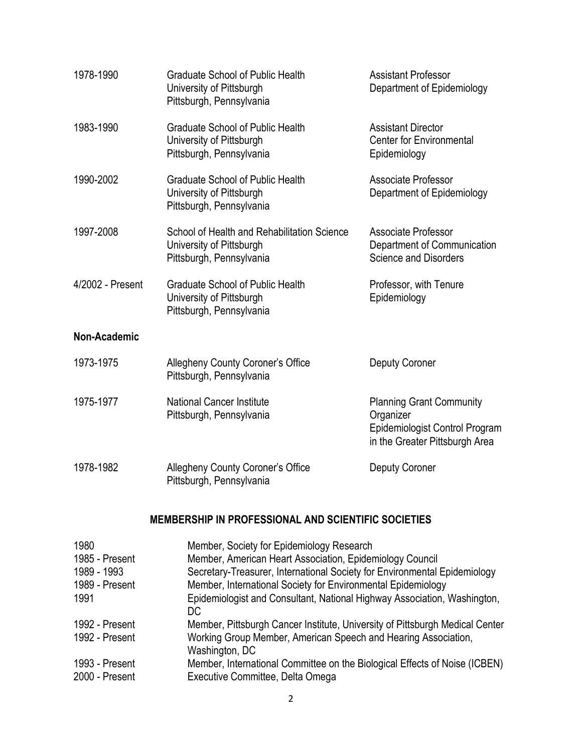| | | |
|---|---|---|
| 1978-1990 | Graduate School of Public Health<br>University of Pittsburgh<br>Pittsburgh, Pennsylvania | Assistant Professor<br>Department of Epidemiology |
| 1983-1990 | Graduate School of Public Health<br>University of Pittsburgh<br>Pittsburgh, Pennsylvania | Assistant Director<br>Center for Environmental Epidemiology |
| 1990-2002 | Graduate School of Public Health<br>University of Pittsburgh<br>Pittsburgh, Pennsylvania | Associate Professor<br>Department of Epidemiology |
| 1997-2008 | School of Health and Rehabilitation Science<br>University of Pittsburgh<br>Pittsburgh, Pennsylvania | Associate Professor<br>Department of Communication Science and Disorders |
| 4/2002 - Present | Graduate School of Public Health<br>University of Pittsburgh<br>Pittsburgh, Pennsylvania | Professor, with Tenure<br>Epidemiology |

**Non-Academic**

| | | |
|---|---|---|
| 1973-1975 | Allegheny County Coroner's Office<br>Pittsburgh, Pennsylvania | Deputy Coroner |
| 1975-1977 | National Cancer Institute<br>Pittsburgh, Pennsylvania | Planning Grant Community Organizer<br>Epidemiologist Control Program in the Greater Pittsburgh Area |
| 1978-1982 | Allegheny County Coroner's Office<br>Pittsburgh, Pennsylvania | Deputy Coroner |

## MEMBERSHIP IN PROFESSIONAL AND SCIENTIFIC SOCIETIES

| | |
|---|---|
| 1980 | Member, Society for Epidemiology Research |
| 1985 - Present | Member, American Heart Association, Epidemiology Council |
| 1989 - 1993 | Secretary-Treasurer, International Society for Environmental Epidemiology |
| 1989 - Present | Member, International Society for Environmental Epidemiology |
| 1991 | Epidemiologist and Consultant, National Highway Association, Washington, DC |
| 1992 - Present | Member, Pittsburgh Cancer Institute, University of Pittsburgh Medical Center |
| 1992 - Present | Working Group Member, American Speech and Hearing Association, Washington, DC |
| 1993 - Present | Member, International Committee on the Biological Effects of Noise (ICBEN) |
| 2000 - Present | Executive Committee, Delta Omega |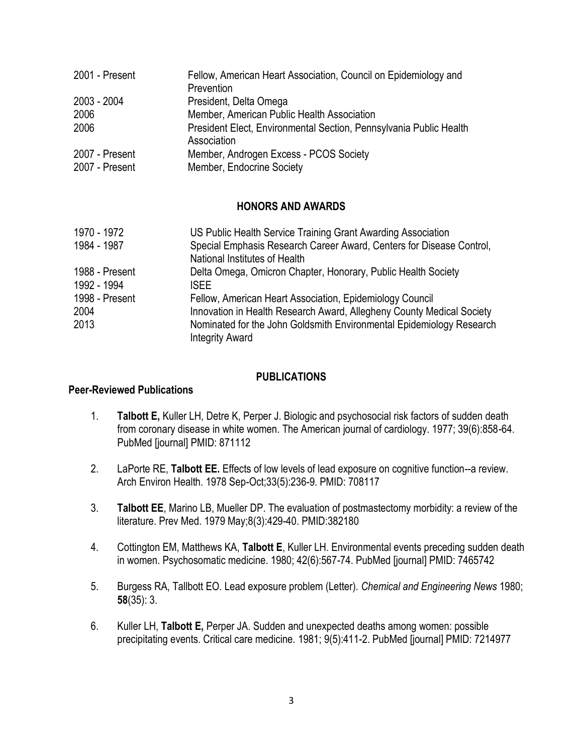| | |
|---|---|
| 2001 - Present | Fellow, American Heart Association, Council on Epidemiology and Prevention |
| 2003 - 2004 | President, Delta Omega |
| 2006 | Member, American Public Health Association |
| 2006 | President Elect, Environmental Section, Pennsylvania Public Health Association |
| 2007 - Present | Member, Androgen Excess - PCOS Society |
| 2007 - Present | Member, Endocrine Society |

## HONORS AND AWARDS

| | |
|---|---|
| 1970 - 1972 | US Public Health Service Training Grant Awarding Association |
| 1984 - 1987 | Special Emphasis Research Career Award, Centers for Disease Control, National Institutes of Health |
| 1988 - Present | Delta Omega, Omicron Chapter, Honorary, Public Health Society |
| 1992 - 1994 | ISEE |
| 1998 - Present | Fellow, American Heart Association, Epidemiology Council |
| 2004 | Innovation in Health Research Award, Allegheny County Medical Society |
| 2013 | Nominated for the John Goldsmith Environmental Epidemiology Research Integrity Award |

## PUBLICATIONS

### Peer-Reviewed Publications

1. **Talbott E,** Kuller LH, Detre K, Perper J. Biologic and psychosocial risk factors of sudden death from coronary disease in white women. The American journal of cardiology. 1977; 39(6):858-64. PubMed [journal] PMID: 871112

2. LaPorte RE, **Talbott EE.** Effects of low levels of lead exposure on cognitive function--a review. Arch Environ Health. 1978 Sep-Oct;33(5):236-9. PMID: 708117

3. **Talbott EE**, Marino LB, Mueller DP. The evaluation of postmastectomy morbidity: a review of the literature. Prev Med. 1979 May;8(3):429-40. PMID:382180

4. Cottington EM, Matthews KA, **Talbott E**, Kuller LH. Environmental events preceding sudden death in women. Psychosomatic medicine. 1980; 42(6):567-74. PubMed [journal] PMID: 7465742

5. Burgess RA, Tallbott EO. Lead exposure problem (Letter). *Chemical and Engineering News* 1980; **58**(35): 3.

6. Kuller LH, **Talbott E,** Perper JA. Sudden and unexpected deaths among women: possible precipitating events. Critical care medicine. 1981; 9(5):411-2. PubMed [journal] PMID: 7214977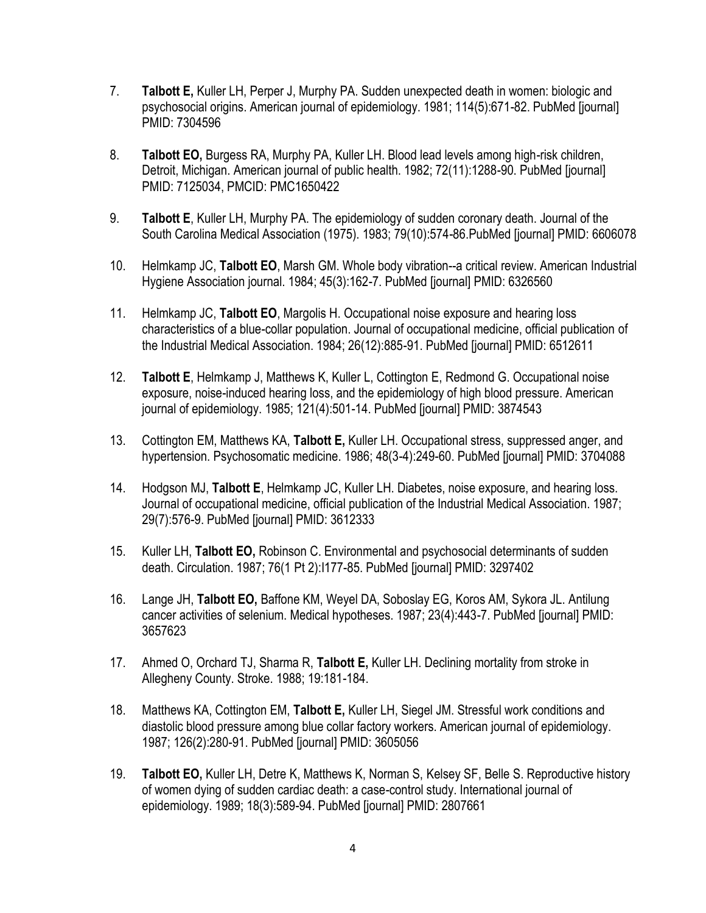7. **Talbott E,** Kuller LH, Perper J, Murphy PA. Sudden unexpected death in women: biologic and psychosocial origins. American journal of epidemiology. 1981; 114(5):671-82. PubMed [journal] PMID: 7304596

8. **Talbott EO,** Burgess RA, Murphy PA, Kuller LH. Blood lead levels among high-risk children, Detroit, Michigan. American journal of public health. 1982; 72(11):1288-90. PubMed [journal] PMID: 7125034, PMCID: PMC1650422

9. **Talbott E**, Kuller LH, Murphy PA. The epidemiology of sudden coronary death. Journal of the South Carolina Medical Association (1975). 1983; 79(10):574-86.PubMed [journal] PMID: 6606078

10. Helmkamp JC, **Talbott EO**, Marsh GM. Whole body vibration--a critical review. American Industrial Hygiene Association journal. 1984; 45(3):162-7. PubMed [journal] PMID: 6326560

11. Helmkamp JC, **Talbott EO**, Margolis H. Occupational noise exposure and hearing loss characteristics of a blue-collar population. Journal of occupational medicine, official publication of the Industrial Medical Association. 1984; 26(12):885-91. PubMed [journal] PMID: 6512611

12. **Talbott E**, Helmkamp J, Matthews K, Kuller L, Cottington E, Redmond G. Occupational noise exposure, noise-induced hearing loss, and the epidemiology of high blood pressure. American journal of epidemiology. 1985; 121(4):501-14. PubMed [journal] PMID: 3874543

13. Cottington EM, Matthews KA, **Talbott E,** Kuller LH. Occupational stress, suppressed anger, and hypertension. Psychosomatic medicine. 1986; 48(3-4):249-60. PubMed [journal] PMID: 3704088

14. Hodgson MJ, **Talbott E**, Helmkamp JC, Kuller LH. Diabetes, noise exposure, and hearing loss. Journal of occupational medicine, official publication of the Industrial Medical Association. 1987; 29(7):576-9. PubMed [journal] PMID: 3612333

15. Kuller LH, **Talbott EO,** Robinson C. Environmental and psychosocial determinants of sudden death. Circulation. 1987; 76(1 Pt 2):I177-85. PubMed [journal] PMID: 3297402

16. Lange JH, **Talbott EO,** Baffone KM, Weyel DA, Soboslay EG, Koros AM, Sykora JL. Antilung cancer activities of selenium. Medical hypotheses. 1987; 23(4):443-7. PubMed [journal] PMID: 3657623

17. Ahmed O, Orchard TJ, Sharma R, **Talbott E,** Kuller LH. Declining mortality from stroke in Allegheny County. Stroke. 1988; 19:181-184.

18. Matthews KA, Cottington EM, **Talbott E,** Kuller LH, Siegel JM. Stressful work conditions and diastolic blood pressure among blue collar factory workers. American journal of epidemiology. 1987; 126(2):280-91. PubMed [journal] PMID: 3605056

19. **Talbott EO,** Kuller LH, Detre K, Matthews K, Norman S, Kelsey SF, Belle S. Reproductive history of women dying of sudden cardiac death: a case-control study. International journal of epidemiology. 1989; 18(3):589-94. PubMed [journal] PMID: 2807661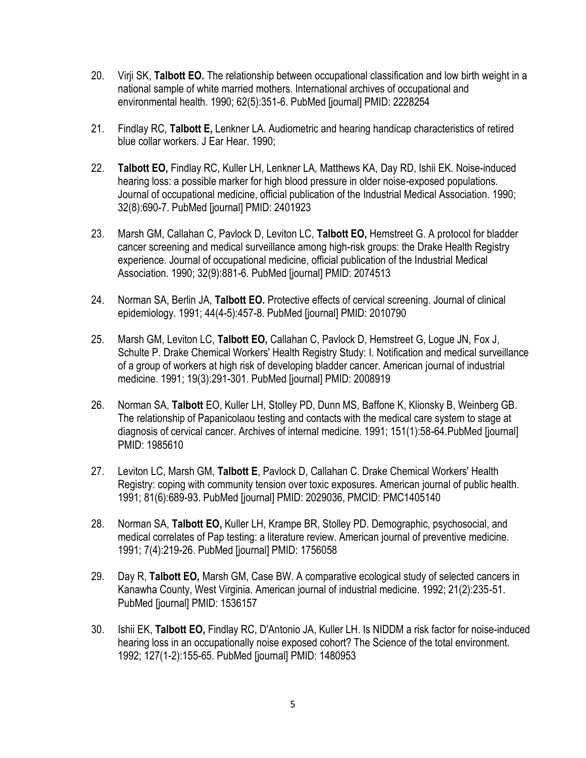20. Virji SK, **Talbott EO.** The relationship between occupational classification and low birth weight in a national sample of white married mothers. International archives of occupational and environmental health. 1990; 62(5):351-6. PubMed [journal] PMID: 2228254

21. Findlay RC, **Talbott E,** Lenkner LA. Audiometric and hearing handicap characteristics of retired blue collar workers. J Ear Hear. 1990;

22. **Talbott EO,** Findlay RC, Kuller LH, Lenkner LA, Matthews KA, Day RD, Ishii EK. Noise-induced hearing loss: a possible marker for high blood pressure in older noise-exposed populations. Journal of occupational medicine, official publication of the Industrial Medical Association. 1990; 32(8):690-7. PubMed [journal] PMID: 2401923

23. Marsh GM, Callahan C, Pavlock D, Leviton LC, **Talbott EO,** Hemstreet G. A protocol for bladder cancer screening and medical surveillance among high-risk groups: the Drake Health Registry experience. Journal of occupational medicine, official publication of the Industrial Medical Association. 1990; 32(9):881-6. PubMed [journal] PMID: 2074513

24. Norman SA, Berlin JA, **Talbott EO.** Protective effects of cervical screening. Journal of clinical epidemiology. 1991; 44(4-5):457-8. PubMed [journal] PMID: 2010790

25. Marsh GM, Leviton LC, **Talbott EO,** Callahan C, Pavlock D, Hemstreet G, Logue JN, Fox J, Schulte P. Drake Chemical Workers' Health Registry Study: I. Notification and medical surveillance of a group of workers at high risk of developing bladder cancer. American journal of industrial medicine. 1991; 19(3):291-301. PubMed [journal] PMID: 2008919

26. Norman SA, **Talbott** EO, Kuller LH, Stolley PD, Dunn MS, Baffone K, Klionsky B, Weinberg GB. The relationship of Papanicolaou testing and contacts with the medical care system to stage at diagnosis of cervical cancer. Archives of internal medicine. 1991; 151(1):58-64.PubMed [journal] PMID: 1985610

27. Leviton LC, Marsh GM, **Talbott E**, Pavlock D, Callahan C. Drake Chemical Workers' Health Registry: coping with community tension over toxic exposures. American journal of public health. 1991; 81(6):689-93. PubMed [journal] PMID: 2029036, PMCID: PMC1405140

28. Norman SA, **Talbott EO,** Kuller LH, Krampe BR, Stolley PD. Demographic, psychosocial, and medical correlates of Pap testing: a literature review. American journal of preventive medicine. 1991; 7(4):219-26. PubMed [journal] PMID: 1756058

29. Day R, **Talbott EO,** Marsh GM, Case BW. A comparative ecological study of selected cancers in Kanawha County, West Virginia. American journal of industrial medicine. 1992; 21(2):235-51. PubMed [journal] PMID: 1536157

30. Ishii EK, **Talbott EO,** Findlay RC, D'Antonio JA, Kuller LH. Is NIDDM a risk factor for noise-induced hearing loss in an occupationally noise exposed cohort? The Science of the total environment. 1992; 127(1-2):155-65. PubMed [journal] PMID: 1480953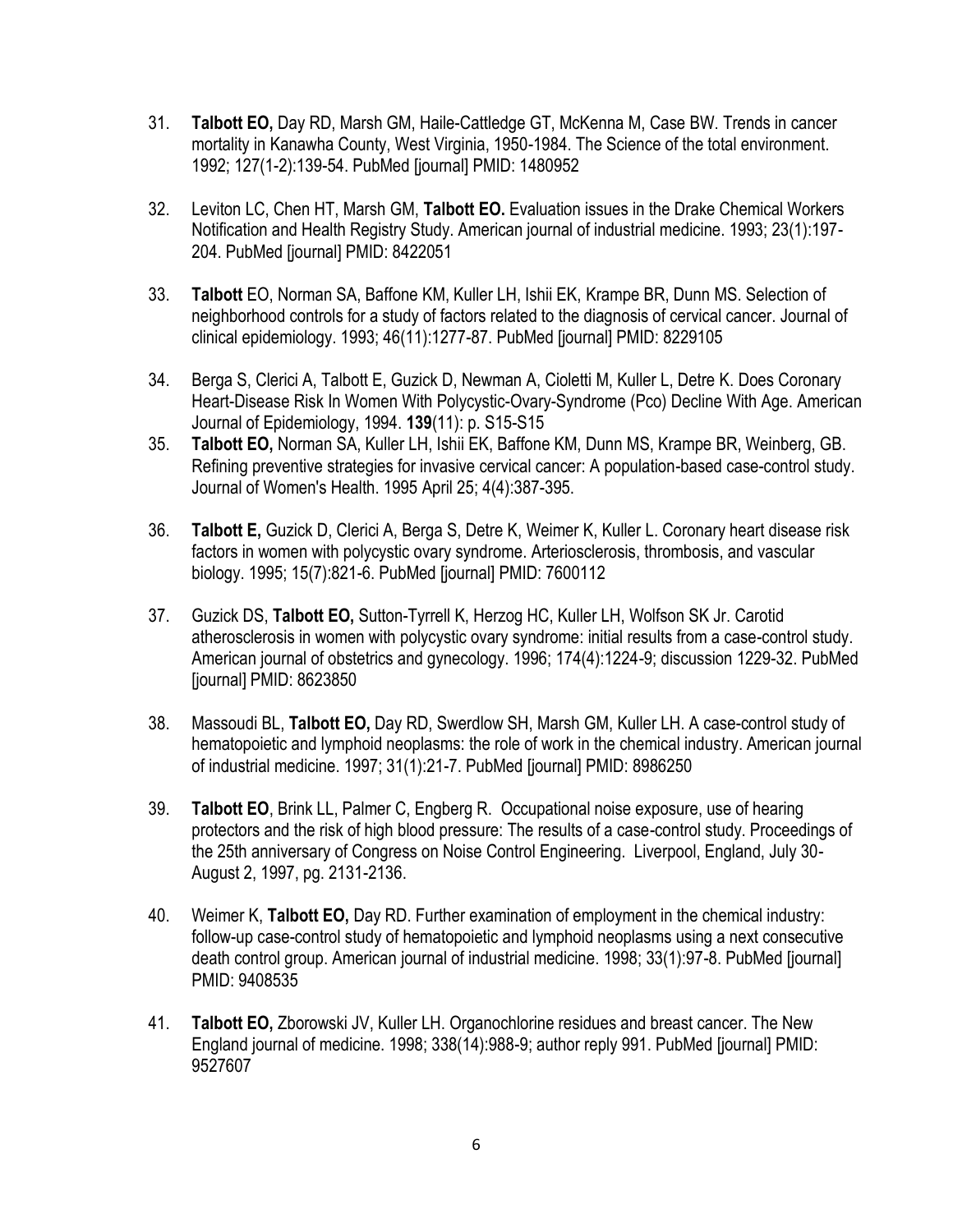31. **Talbott EO,** Day RD, Marsh GM, Haile-Cattledge GT, McKenna M, Case BW. Trends in cancer mortality in Kanawha County, West Virginia, 1950-1984. The Science of the total environment. 1992; 127(1-2):139-54. PubMed [journal] PMID: 1480952

32. Leviton LC, Chen HT, Marsh GM, **Talbott EO.** Evaluation issues in the Drake Chemical Workers Notification and Health Registry Study. American journal of industrial medicine. 1993; 23(1):197-204. PubMed [journal] PMID: 8422051

33. **Talbott** EO, Norman SA, Baffone KM, Kuller LH, Ishii EK, Krampe BR, Dunn MS. Selection of neighborhood controls for a study of factors related to the diagnosis of cervical cancer. Journal of clinical epidemiology. 1993; 46(11):1277-87. PubMed [journal] PMID: 8229105

34. Berga S, Clerici A, Talbott E, Guzick D, Newman A, Cioletti M, Kuller L, Detre K. Does Coronary Heart-Disease Risk In Women With Polycystic-Ovary-Syndrome (Pco) Decline With Age. American Journal of Epidemiology, 1994. **139**(11): p. S15-S15

35. **Talbott EO,** Norman SA, Kuller LH, Ishii EK, Baffone KM, Dunn MS, Krampe BR, Weinberg, GB. Refining preventive strategies for invasive cervical cancer: A population-based case-control study. Journal of Women's Health. 1995 April 25; 4(4):387-395.

36. **Talbott E,** Guzick D, Clerici A, Berga S, Detre K, Weimer K, Kuller L. Coronary heart disease risk factors in women with polycystic ovary syndrome. Arteriosclerosis, thrombosis, and vascular biology. 1995; 15(7):821-6. PubMed [journal] PMID: 7600112

37. Guzick DS, **Talbott EO,** Sutton-Tyrrell K, Herzog HC, Kuller LH, Wolfson SK Jr. Carotid atherosclerosis in women with polycystic ovary syndrome: initial results from a case-control study. American journal of obstetrics and gynecology. 1996; 174(4):1224-9; discussion 1229-32. PubMed [journal] PMID: 8623850

38. Massoudi BL, **Talbott EO,** Day RD, Swerdlow SH, Marsh GM, Kuller LH. A case-control study of hematopoietic and lymphoid neoplasms: the role of work in the chemical industry. American journal of industrial medicine. 1997; 31(1):21-7. PubMed [journal] PMID: 8986250

39. **Talbott EO**, Brink LL, Palmer C, Engberg R. Occupational noise exposure, use of hearing protectors and the risk of high blood pressure: The results of a case-control study. Proceedings of the 25th anniversary of Congress on Noise Control Engineering. Liverpool, England, July 30-August 2, 1997, pg. 2131-2136.

40. Weimer K, **Talbott EO,** Day RD. Further examination of employment in the chemical industry: follow-up case-control study of hematopoietic and lymphoid neoplasms using a next consecutive death control group. American journal of industrial medicine. 1998; 33(1):97-8. PubMed [journal] PMID: 9408535

41. **Talbott EO,** Zborowski JV, Kuller LH. Organochlorine residues and breast cancer. The New England journal of medicine. 1998; 338(14):988-9; author reply 991. PubMed [journal] PMID: 9527607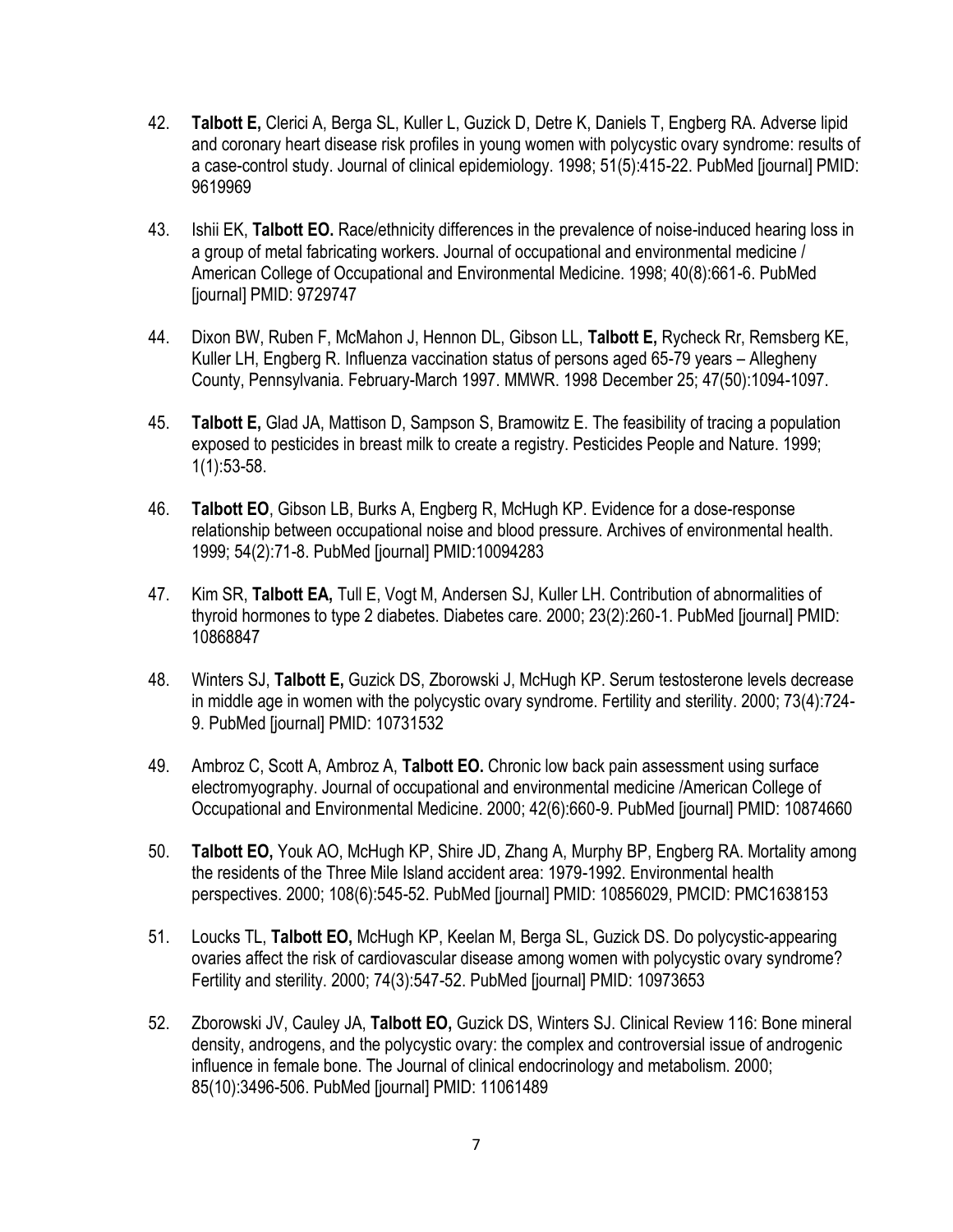42. **Talbott E,** Clerici A, Berga SL, Kuller L, Guzick D, Detre K, Daniels T, Engberg RA. Adverse lipid and coronary heart disease risk profiles in young women with polycystic ovary syndrome: results of a case-control study. Journal of clinical epidemiology. 1998; 51(5):415-22. PubMed [journal] PMID: 9619969

43. Ishii EK, **Talbott EO.** Race/ethnicity differences in the prevalence of noise-induced hearing loss in a group of metal fabricating workers. Journal of occupational and environmental medicine / American College of Occupational and Environmental Medicine. 1998; 40(8):661-6. PubMed [journal] PMID: 9729747

44. Dixon BW, Ruben F, McMahon J, Hennon DL, Gibson LL, **Talbott E,** Rycheck Rr, Remsberg KE, Kuller LH, Engberg R. Influenza vaccination status of persons aged 65-79 years – Allegheny County, Pennsylvania. February-March 1997. MMWR. 1998 December 25; 47(50):1094-1097.

45. **Talbott E,** Glad JA, Mattison D, Sampson S, Bramowitz E. The feasibility of tracing a population exposed to pesticides in breast milk to create a registry. Pesticides People and Nature. 1999; 1(1):53-58.

46. **Talbott EO**, Gibson LB, Burks A, Engberg R, McHugh KP. Evidence for a dose-response relationship between occupational noise and blood pressure. Archives of environmental health. 1999; 54(2):71-8. PubMed [journal] PMID:10094283

47. Kim SR, **Talbott EA,** Tull E, Vogt M, Andersen SJ, Kuller LH. Contribution of abnormalities of thyroid hormones to type 2 diabetes. Diabetes care. 2000; 23(2):260-1. PubMed [journal] PMID: 10868847

48. Winters SJ, **Talbott E,** Guzick DS, Zborowski J, McHugh KP. Serum testosterone levels decrease in middle age in women with the polycystic ovary syndrome. Fertility and sterility. 2000; 73(4):724-9. PubMed [journal] PMID: 10731532

49. Ambroz C, Scott A, Ambroz A, **Talbott EO.** Chronic low back pain assessment using surface electromyography. Journal of occupational and environmental medicine /American College of Occupational and Environmental Medicine. 2000; 42(6):660-9. PubMed [journal] PMID: 10874660

50. **Talbott EO,** Youk AO, McHugh KP, Shire JD, Zhang A, Murphy BP, Engberg RA. Mortality among the residents of the Three Mile Island accident area: 1979-1992. Environmental health perspectives. 2000; 108(6):545-52. PubMed [journal] PMID: 10856029, PMCID: PMC1638153

51. Loucks TL, **Talbott EO,** McHugh KP, Keelan M, Berga SL, Guzick DS. Do polycystic-appearing ovaries affect the risk of cardiovascular disease among women with polycystic ovary syndrome? Fertility and sterility. 2000; 74(3):547-52. PubMed [journal] PMID: 10973653

52. Zborowski JV, Cauley JA, **Talbott EO,** Guzick DS, Winters SJ. Clinical Review 116: Bone mineral density, androgens, and the polycystic ovary: the complex and controversial issue of androgenic influence in female bone. The Journal of clinical endocrinology and metabolism. 2000; 85(10):3496-506. PubMed [journal] PMID: 11061489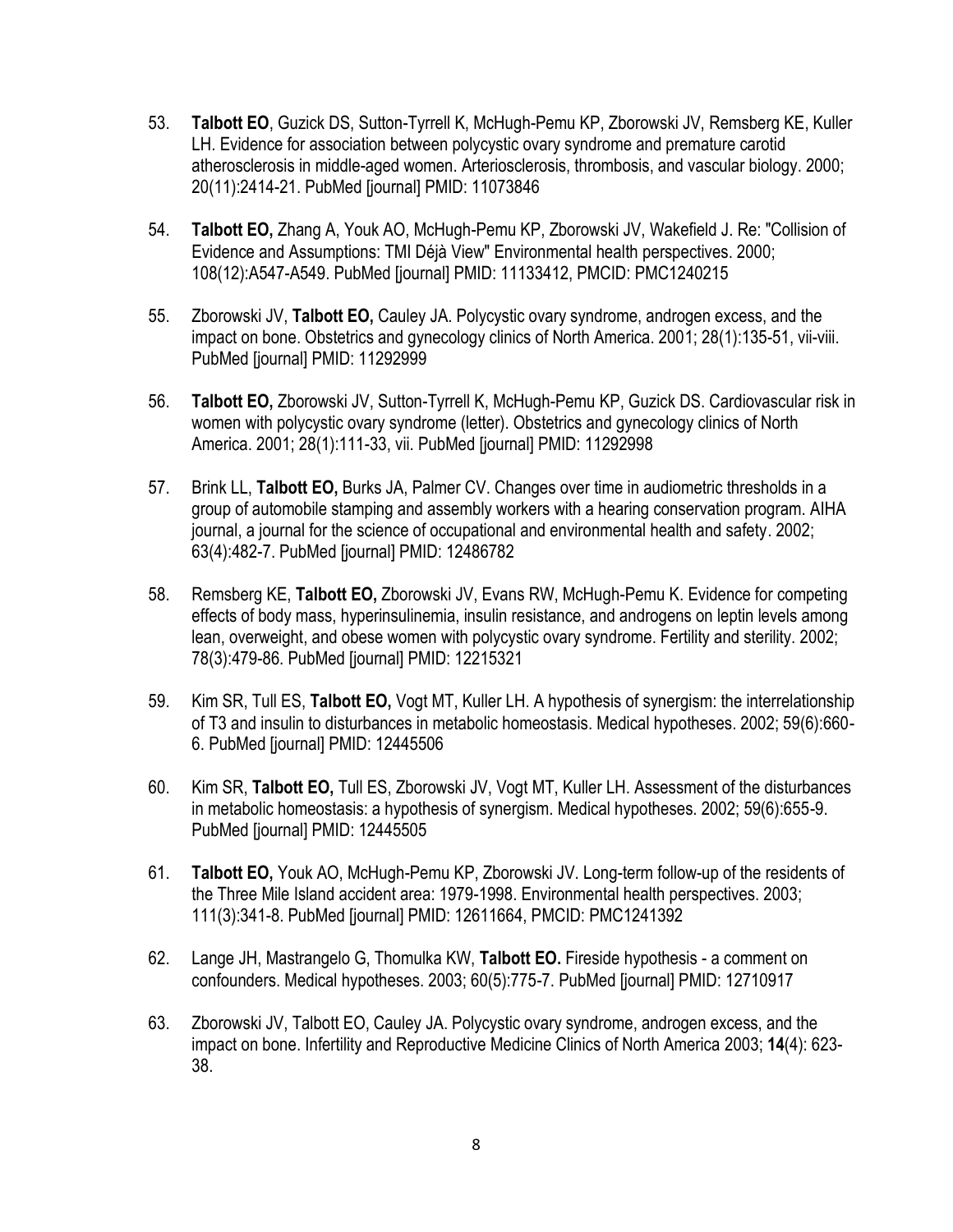53. **Talbott EO**, Guzick DS, Sutton-Tyrrell K, McHugh-Pemu KP, Zborowski JV, Remsberg KE, Kuller LH. Evidence for association between polycystic ovary syndrome and premature carotid atherosclerosis in middle-aged women. Arteriosclerosis, thrombosis, and vascular biology. 2000; 20(11):2414-21. PubMed [journal] PMID: 11073846

54. **Talbott EO,** Zhang A, Youk AO, McHugh-Pemu KP, Zborowski JV, Wakefield J. Re: "Collision of Evidence and Assumptions: TMI Déjà View" Environmental health perspectives. 2000; 108(12):A547-A549. PubMed [journal] PMID: 11133412, PMCID: PMC1240215

55. Zborowski JV, **Talbott EO,** Cauley JA. Polycystic ovary syndrome, androgen excess, and the impact on bone. Obstetrics and gynecology clinics of North America. 2001; 28(1):135-51, vii-viii. PubMed [journal] PMID: 11292999

56. **Talbott EO,** Zborowski JV, Sutton-Tyrrell K, McHugh-Pemu KP, Guzick DS. Cardiovascular risk in women with polycystic ovary syndrome (letter). Obstetrics and gynecology clinics of North America. 2001; 28(1):111-33, vii. PubMed [journal] PMID: 11292998

57. Brink LL, **Talbott EO,** Burks JA, Palmer CV. Changes over time in audiometric thresholds in a group of automobile stamping and assembly workers with a hearing conservation program. AIHA journal, a journal for the science of occupational and environmental health and safety. 2002; 63(4):482-7. PubMed [journal] PMID: 12486782

58. Remsberg KE, **Talbott EO,** Zborowski JV, Evans RW, McHugh-Pemu K. Evidence for competing effects of body mass, hyperinsulinemia, insulin resistance, and androgens on leptin levels among lean, overweight, and obese women with polycystic ovary syndrome. Fertility and sterility. 2002; 78(3):479-86. PubMed [journal] PMID: 12215321

59. Kim SR, Tull ES, **Talbott EO,** Vogt MT, Kuller LH. A hypothesis of synergism: the interrelationship of T3 and insulin to disturbances in metabolic homeostasis. Medical hypotheses. 2002; 59(6):660-6. PubMed [journal] PMID: 12445506

60. Kim SR, **Talbott EO,** Tull ES, Zborowski JV, Vogt MT, Kuller LH. Assessment of the disturbances in metabolic homeostasis: a hypothesis of synergism. Medical hypotheses. 2002; 59(6):655-9. PubMed [journal] PMID: 12445505

61. **Talbott EO,** Youk AO, McHugh-Pemu KP, Zborowski JV. Long-term follow-up of the residents of the Three Mile Island accident area: 1979-1998. Environmental health perspectives. 2003; 111(3):341-8. PubMed [journal] PMID: 12611664, PMCID: PMC1241392

62. Lange JH, Mastrangelo G, Thomulka KW, **Talbott EO.** Fireside hypothesis - a comment on confounders. Medical hypotheses. 2003; 60(5):775-7. PubMed [journal] PMID: 12710917

63. Zborowski JV, Talbott EO, Cauley JA. Polycystic ovary syndrome, androgen excess, and the impact on bone. Infertility and Reproductive Medicine Clinics of North America 2003; **14**(4): 623-38.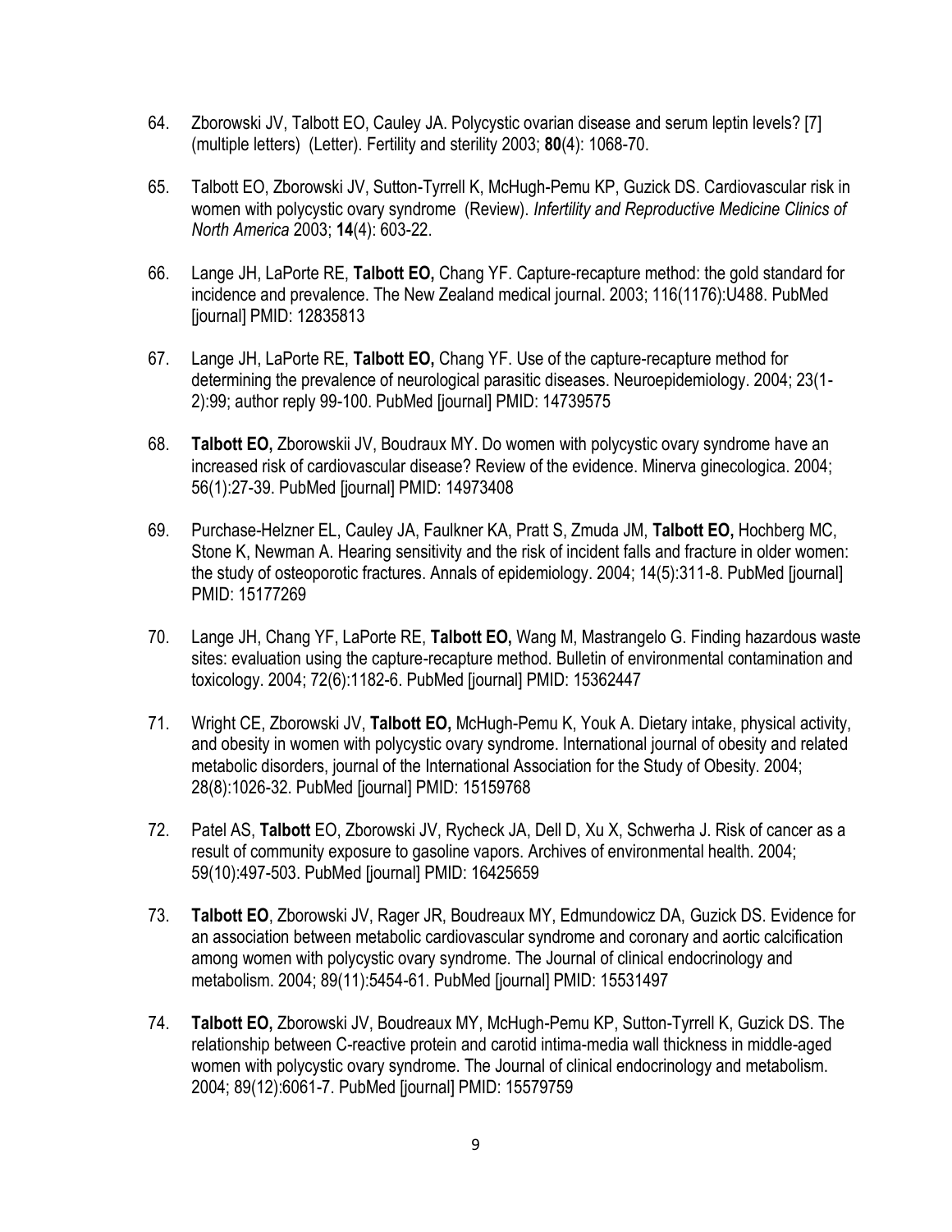64. Zborowski JV, Talbott EO, Cauley JA. Polycystic ovarian disease and serum leptin levels? [7] (multiple letters) (Letter). Fertility and sterility 2003; **80**(4): 1068-70.

65. Talbott EO, Zborowski JV, Sutton-Tyrrell K, McHugh-Pemu KP, Guzick DS. Cardiovascular risk in women with polycystic ovary syndrome (Review). *Infertility and Reproductive Medicine Clinics of North America* 2003; **14**(4): 603-22.

66. Lange JH, LaPorte RE, **Talbott EO,** Chang YF. Capture-recapture method: the gold standard for incidence and prevalence. The New Zealand medical journal. 2003; 116(1176):U488. PubMed [journal] PMID: 12835813

67. Lange JH, LaPorte RE, **Talbott EO,** Chang YF. Use of the capture-recapture method for determining the prevalence of neurological parasitic diseases. Neuroepidemiology. 2004; 23(1-2):99; author reply 99-100. PubMed [journal] PMID: 14739575

68. **Talbott EO,** Zborowskii JV, Boudraux MY. Do women with polycystic ovary syndrome have an increased risk of cardiovascular disease? Review of the evidence. Minerva ginecologica. 2004; 56(1):27-39. PubMed [journal] PMID: 14973408

69. Purchase-Helzner EL, Cauley JA, Faulkner KA, Pratt S, Zmuda JM, **Talbott EO,** Hochberg MC, Stone K, Newman A. Hearing sensitivity and the risk of incident falls and fracture in older women: the study of osteoporotic fractures. Annals of epidemiology. 2004; 14(5):311-8. PubMed [journal] PMID: 15177269

70. Lange JH, Chang YF, LaPorte RE, **Talbott EO,** Wang M, Mastrangelo G. Finding hazardous waste sites: evaluation using the capture-recapture method. Bulletin of environmental contamination and toxicology. 2004; 72(6):1182-6. PubMed [journal] PMID: 15362447

71. Wright CE, Zborowski JV, **Talbott EO,** McHugh-Pemu K, Youk A. Dietary intake, physical activity, and obesity in women with polycystic ovary syndrome. International journal of obesity and related metabolic disorders, journal of the International Association for the Study of Obesity. 2004; 28(8):1026-32. PubMed [journal] PMID: 15159768

72. Patel AS, **Talbott** EO, Zborowski JV, Rycheck JA, Dell D, Xu X, Schwerha J. Risk of cancer as a result of community exposure to gasoline vapors. Archives of environmental health. 2004; 59(10):497-503. PubMed [journal] PMID: 16425659

73. **Talbott EO**, Zborowski JV, Rager JR, Boudreaux MY, Edmundowicz DA, Guzick DS. Evidence for an association between metabolic cardiovascular syndrome and coronary and aortic calcification among women with polycystic ovary syndrome. The Journal of clinical endocrinology and metabolism. 2004; 89(11):5454-61. PubMed [journal] PMID: 15531497

74. **Talbott EO,** Zborowski JV, Boudreaux MY, McHugh-Pemu KP, Sutton-Tyrrell K, Guzick DS. The relationship between C-reactive protein and carotid intima-media wall thickness in middle-aged women with polycystic ovary syndrome. The Journal of clinical endocrinology and metabolism. 2004; 89(12):6061-7. PubMed [journal] PMID: 15579759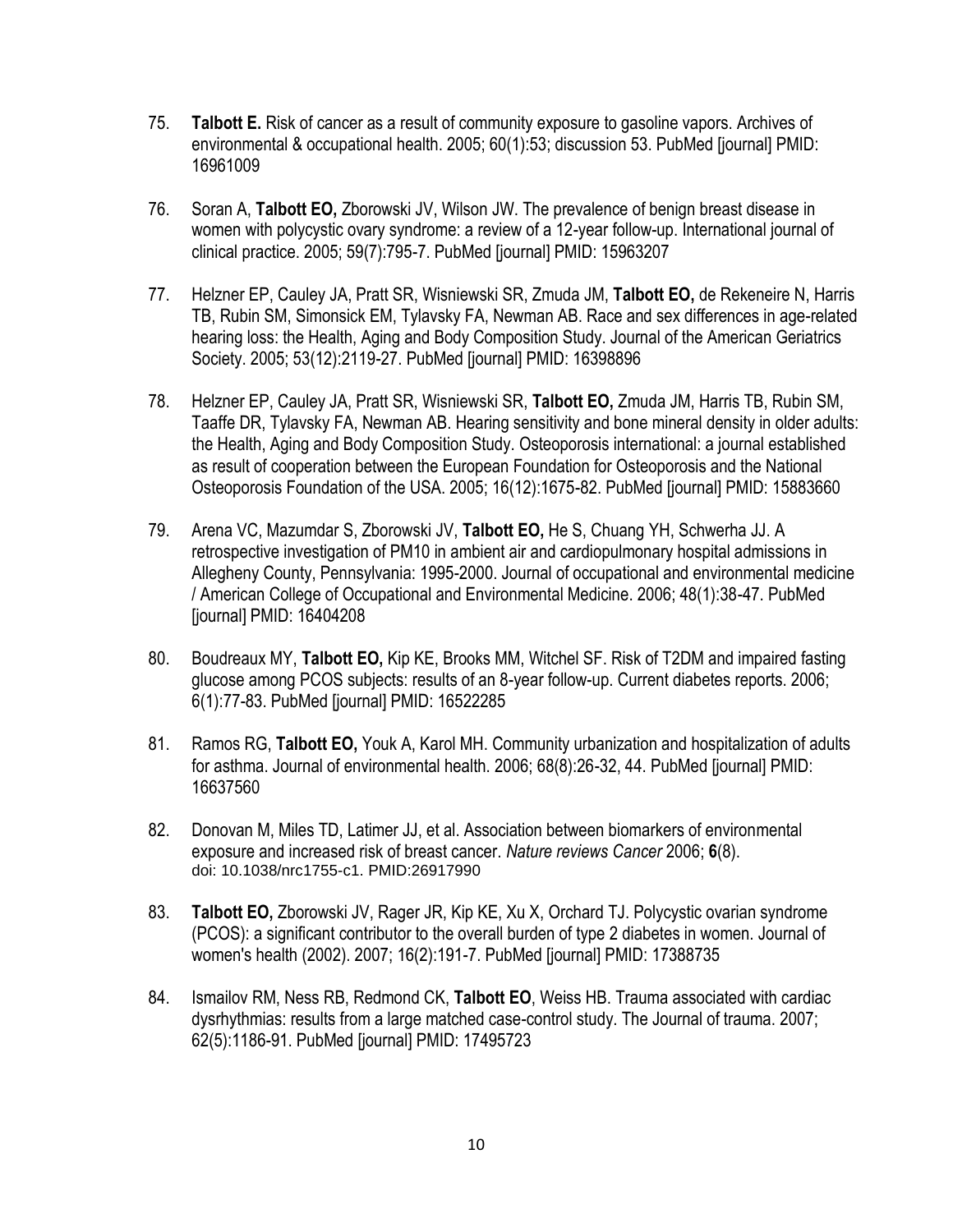75. **Talbott E.** Risk of cancer as a result of community exposure to gasoline vapors. Archives of environmental & occupational health. 2005; 60(1):53; discussion 53. PubMed [journal] PMID: 16961009

76. Soran A, **Talbott EO,** Zborowski JV, Wilson JW. The prevalence of benign breast disease in women with polycystic ovary syndrome: a review of a 12-year follow-up. International journal of clinical practice. 2005; 59(7):795-7. PubMed [journal] PMID: 15963207

77. Helzner EP, Cauley JA, Pratt SR, Wisniewski SR, Zmuda JM, **Talbott EO,** de Rekeneire N, Harris TB, Rubin SM, Simonsick EM, Tylavsky FA, Newman AB. Race and sex differences in age-related hearing loss: the Health, Aging and Body Composition Study. Journal of the American Geriatrics Society. 2005; 53(12):2119-27. PubMed [journal] PMID: 16398896

78. Helzner EP, Cauley JA, Pratt SR, Wisniewski SR, **Talbott EO,** Zmuda JM, Harris TB, Rubin SM, Taaffe DR, Tylavsky FA, Newman AB. Hearing sensitivity and bone mineral density in older adults: the Health, Aging and Body Composition Study. Osteoporosis international: a journal established as result of cooperation between the European Foundation for Osteoporosis and the National Osteoporosis Foundation of the USA. 2005; 16(12):1675-82. PubMed [journal] PMID: 15883660

79. Arena VC, Mazumdar S, Zborowski JV, **Talbott EO,** He S, Chuang YH, Schwerha JJ. A retrospective investigation of PM10 in ambient air and cardiopulmonary hospital admissions in Allegheny County, Pennsylvania: 1995-2000. Journal of occupational and environmental medicine / American College of Occupational and Environmental Medicine. 2006; 48(1):38-47. PubMed [journal] PMID: 16404208

80. Boudreaux MY, **Talbott EO,** Kip KE, Brooks MM, Witchel SF. Risk of T2DM and impaired fasting glucose among PCOS subjects: results of an 8-year follow-up. Current diabetes reports. 2006; 6(1):77-83. PubMed [journal] PMID: 16522285

81. Ramos RG, **Talbott EO,** Youk A, Karol MH. Community urbanization and hospitalization of adults for asthma. Journal of environmental health. 2006; 68(8):26-32, 44. PubMed [journal] PMID: 16637560

82. Donovan M, Miles TD, Latimer JJ, et al. Association between biomarkers of environmental exposure and increased risk of breast cancer. *Nature reviews Cancer* 2006; **6**(8). doi: 10.1038/nrc1755-c1. PMID:26917990

83. **Talbott EO,** Zborowski JV, Rager JR, Kip KE, Xu X, Orchard TJ. Polycystic ovarian syndrome (PCOS): a significant contributor to the overall burden of type 2 diabetes in women. Journal of women's health (2002). 2007; 16(2):191-7. PubMed [journal] PMID: 17388735

84. Ismailov RM, Ness RB, Redmond CK, **Talbott EO**, Weiss HB. Trauma associated with cardiac dysrhythmias: results from a large matched case-control study. The Journal of trauma. 2007; 62(5):1186-91. PubMed [journal] PMID: 17495723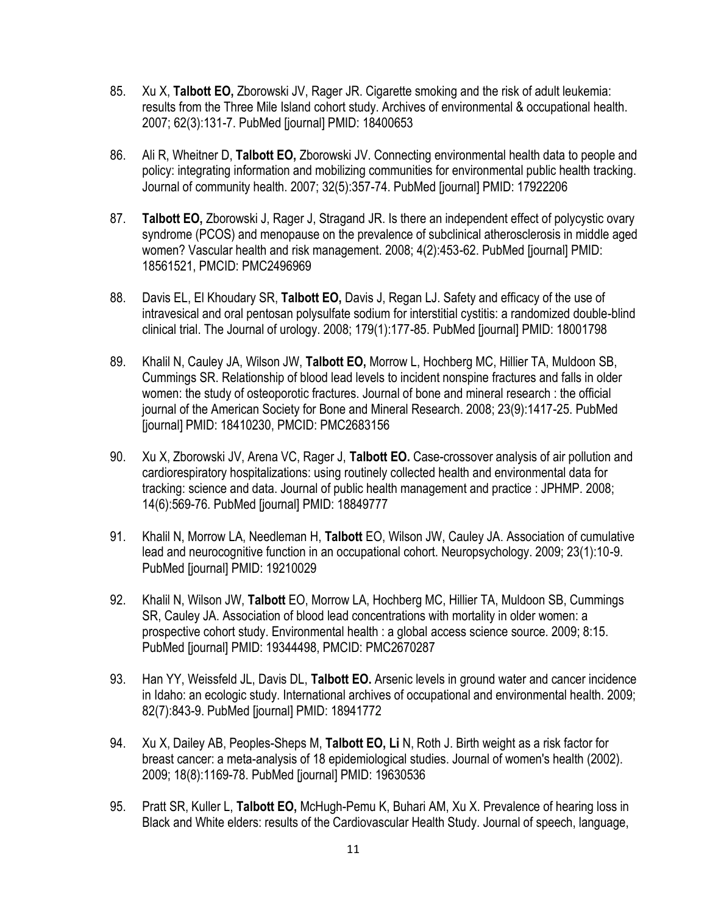85. Xu X, **Talbott EO,** Zborowski JV, Rager JR. Cigarette smoking and the risk of adult leukemia: results from the Three Mile Island cohort study. Archives of environmental & occupational health. 2007; 62(3):131-7. PubMed [journal] PMID: 18400653

86. Ali R, Wheitner D, **Talbott EO,** Zborowski JV. Connecting environmental health data to people and policy: integrating information and mobilizing communities for environmental public health tracking. Journal of community health. 2007; 32(5):357-74. PubMed [journal] PMID: 17922206

87. **Talbott EO,** Zborowski J, Rager J, Stragand JR. Is there an independent effect of polycystic ovary syndrome (PCOS) and menopause on the prevalence of subclinical atherosclerosis in middle aged women? Vascular health and risk management. 2008; 4(2):453-62. PubMed [journal] PMID: 18561521, PMCID: PMC2496969

88. Davis EL, El Khoudary SR, **Talbott EO,** Davis J, Regan LJ. Safety and efficacy of the use of intravesical and oral pentosan polysulfate sodium for interstitial cystitis: a randomized double-blind clinical trial. The Journal of urology. 2008; 179(1):177-85. PubMed [journal] PMID: 18001798

89. Khalil N, Cauley JA, Wilson JW, **Talbott EO,** Morrow L, Hochberg MC, Hillier TA, Muldoon SB, Cummings SR. Relationship of blood lead levels to incident nonspine fractures and falls in older women: the study of osteoporotic fractures. Journal of bone and mineral research : the official journal of the American Society for Bone and Mineral Research. 2008; 23(9):1417-25. PubMed [journal] PMID: 18410230, PMCID: PMC2683156

90. Xu X, Zborowski JV, Arena VC, Rager J, **Talbott EO.** Case-crossover analysis of air pollution and cardiorespiratory hospitalizations: using routinely collected health and environmental data for tracking: science and data. Journal of public health management and practice : JPHMP. 2008; 14(6):569-76. PubMed [journal] PMID: 18849777

91. Khalil N, Morrow LA, Needleman H, **Talbott** EO, Wilson JW, Cauley JA. Association of cumulative lead and neurocognitive function in an occupational cohort. Neuropsychology. 2009; 23(1):10-9. PubMed [journal] PMID: 19210029

92. Khalil N, Wilson JW, **Talbott** EO, Morrow LA, Hochberg MC, Hillier TA, Muldoon SB, Cummings SR, Cauley JA. Association of blood lead concentrations with mortality in older women: a prospective cohort study. Environmental health : a global access science source. 2009; 8:15. PubMed [journal] PMID: 19344498, PMCID: PMC2670287

93. Han YY, Weissfeld JL, Davis DL, **Talbott EO.** Arsenic levels in ground water and cancer incidence in Idaho: an ecologic study. International archives of occupational and environmental health. 2009; 82(7):843-9. PubMed [journal] PMID: 18941772

94. Xu X, Dailey AB, Peoples-Sheps M, **Talbott EO, Li** N, Roth J. Birth weight as a risk factor for breast cancer: a meta-analysis of 18 epidemiological studies. Journal of women's health (2002). 2009; 18(8):1169-78. PubMed [journal] PMID: 19630536

95. Pratt SR, Kuller L, **Talbott EO,** McHugh-Pemu K, Buhari AM, Xu X. Prevalence of hearing loss in Black and White elders: results of the Cardiovascular Health Study. Journal of speech, language,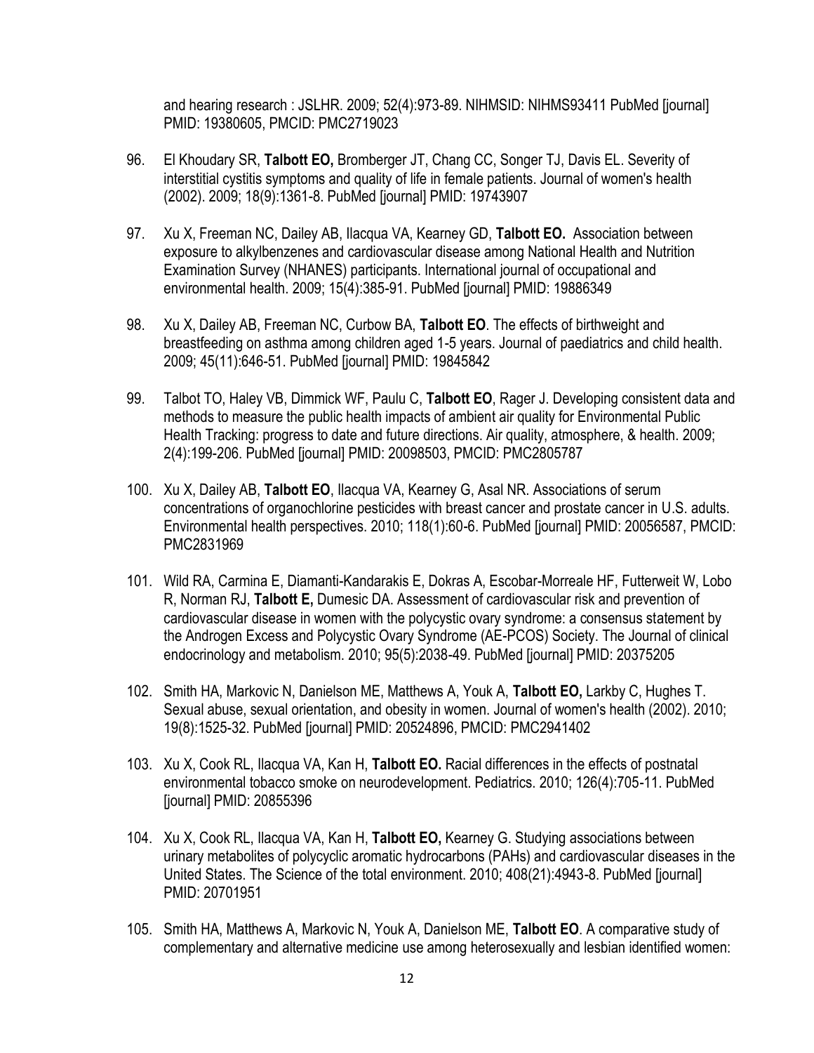and hearing research : JSLHR. 2009; 52(4):973-89. NIHMSID: NIHMS93411 PubMed [journal] PMID: 19380605, PMCID: PMC2719023

96. El Khoudary SR, **Talbott EO,** Bromberger JT, Chang CC, Songer TJ, Davis EL. Severity of interstitial cystitis symptoms and quality of life in female patients. Journal of women's health (2002). 2009; 18(9):1361-8. PubMed [journal] PMID: 19743907

97. Xu X, Freeman NC, Dailey AB, Ilacqua VA, Kearney GD, **Talbott EO.** Association between exposure to alkylbenzenes and cardiovascular disease among National Health and Nutrition Examination Survey (NHANES) participants. International journal of occupational and environmental health. 2009; 15(4):385-91. PubMed [journal] PMID: 19886349

98. Xu X, Dailey AB, Freeman NC, Curbow BA, **Talbott EO**. The effects of birthweight and breastfeeding on asthma among children aged 1-5 years. Journal of paediatrics and child health. 2009; 45(11):646-51. PubMed [journal] PMID: 19845842

99. Talbot TO, Haley VB, Dimmick WF, Paulu C, **Talbott EO**, Rager J. Developing consistent data and methods to measure the public health impacts of ambient air quality for Environmental Public Health Tracking: progress to date and future directions. Air quality, atmosphere, & health. 2009; 2(4):199-206. PubMed [journal] PMID: 20098503, PMCID: PMC2805787

100. Xu X, Dailey AB, **Talbott EO**, Ilacqua VA, Kearney G, Asal NR. Associations of serum concentrations of organochlorine pesticides with breast cancer and prostate cancer in U.S. adults. Environmental health perspectives. 2010; 118(1):60-6. PubMed [journal] PMID: 20056587, PMCID: PMC2831969

101. Wild RA, Carmina E, Diamanti-Kandarakis E, Dokras A, Escobar-Morreale HF, Futterweit W, Lobo R, Norman RJ, **Talbott E,** Dumesic DA. Assessment of cardiovascular risk and prevention of cardiovascular disease in women with the polycystic ovary syndrome: a consensus statement by the Androgen Excess and Polycystic Ovary Syndrome (AE-PCOS) Society. The Journal of clinical endocrinology and metabolism. 2010; 95(5):2038-49. PubMed [journal] PMID: 20375205

102. Smith HA, Markovic N, Danielson ME, Matthews A, Youk A, **Talbott EO,** Larkby C, Hughes T. Sexual abuse, sexual orientation, and obesity in women. Journal of women's health (2002). 2010; 19(8):1525-32. PubMed [journal] PMID: 20524896, PMCID: PMC2941402

103. Xu X, Cook RL, Ilacqua VA, Kan H, **Talbott EO.** Racial differences in the effects of postnatal environmental tobacco smoke on neurodevelopment. Pediatrics. 2010; 126(4):705-11. PubMed [journal] PMID: 20855396

104. Xu X, Cook RL, Ilacqua VA, Kan H, **Talbott EO,** Kearney G. Studying associations between urinary metabolites of polycyclic aromatic hydrocarbons (PAHs) and cardiovascular diseases in the United States. The Science of the total environment. 2010; 408(21):4943-8. PubMed [journal] PMID: 20701951

105. Smith HA, Matthews A, Markovic N, Youk A, Danielson ME, **Talbott EO**. A comparative study of complementary and alternative medicine use among heterosexually and lesbian identified women: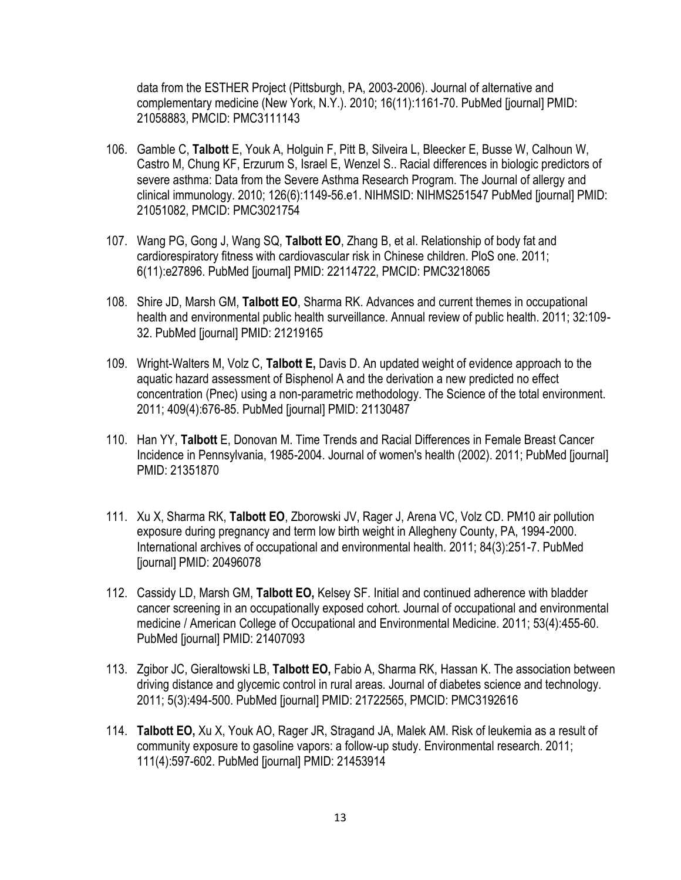data from the ESTHER Project (Pittsburgh, PA, 2003-2006). Journal of alternative and complementary medicine (New York, N.Y.). 2010; 16(11):1161-70. PubMed [journal] PMID: 21058883, PMCID: PMC3111143

106. Gamble C, **Talbott** E, Youk A, Holguin F, Pitt B, Silveira L, Bleecker E, Busse W, Calhoun W, Castro M, Chung KF, Erzurum S, Israel E, Wenzel S.. Racial differences in biologic predictors of severe asthma: Data from the Severe Asthma Research Program. The Journal of allergy and clinical immunology. 2010; 126(6):1149-56.e1. NIHMSID: NIHMS251547 PubMed [journal] PMID: 21051082, PMCID: PMC3021754

107. Wang PG, Gong J, Wang SQ, **Talbott EO**, Zhang B, et al. Relationship of body fat and cardiorespiratory fitness with cardiovascular risk in Chinese children. PloS one. 2011; 6(11):e27896. PubMed [journal] PMID: 22114722, PMCID: PMC3218065

108. Shire JD, Marsh GM, **Talbott EO**, Sharma RK. Advances and current themes in occupational health and environmental public health surveillance. Annual review of public health. 2011; 32:109-32. PubMed [journal] PMID: 21219165

109. Wright-Walters M, Volz C, **Talbott E,** Davis D. An updated weight of evidence approach to the aquatic hazard assessment of Bisphenol A and the derivation a new predicted no effect concentration (Pnec) using a non-parametric methodology. The Science of the total environment. 2011; 409(4):676-85. PubMed [journal] PMID: 21130487

110. Han YY, **Talbott** E, Donovan M. Time Trends and Racial Differences in Female Breast Cancer Incidence in Pennsylvania, 1985-2004. Journal of women's health (2002). 2011; PubMed [journal] PMID: 21351870

111. Xu X, Sharma RK, **Talbott EO**, Zborowski JV, Rager J, Arena VC, Volz CD. PM10 air pollution exposure during pregnancy and term low birth weight in Allegheny County, PA, 1994-2000. International archives of occupational and environmental health. 2011; 84(3):251-7. PubMed [journal] PMID: 20496078

112. Cassidy LD, Marsh GM, **Talbott EO,** Kelsey SF. Initial and continued adherence with bladder cancer screening in an occupationally exposed cohort. Journal of occupational and environmental medicine / American College of Occupational and Environmental Medicine. 2011; 53(4):455-60. PubMed [journal] PMID: 21407093

113. Zgibor JC, Gieraltowski LB, **Talbott EO,** Fabio A, Sharma RK, Hassan K. The association between driving distance and glycemic control in rural areas. Journal of diabetes science and technology. 2011; 5(3):494-500. PubMed [journal] PMID: 21722565, PMCID: PMC3192616

114. **Talbott EO,** Xu X, Youk AO, Rager JR, Stragand JA, Malek AM. Risk of leukemia as a result of community exposure to gasoline vapors: a follow-up study. Environmental research. 2011; 111(4):597-602. PubMed [journal] PMID: 21453914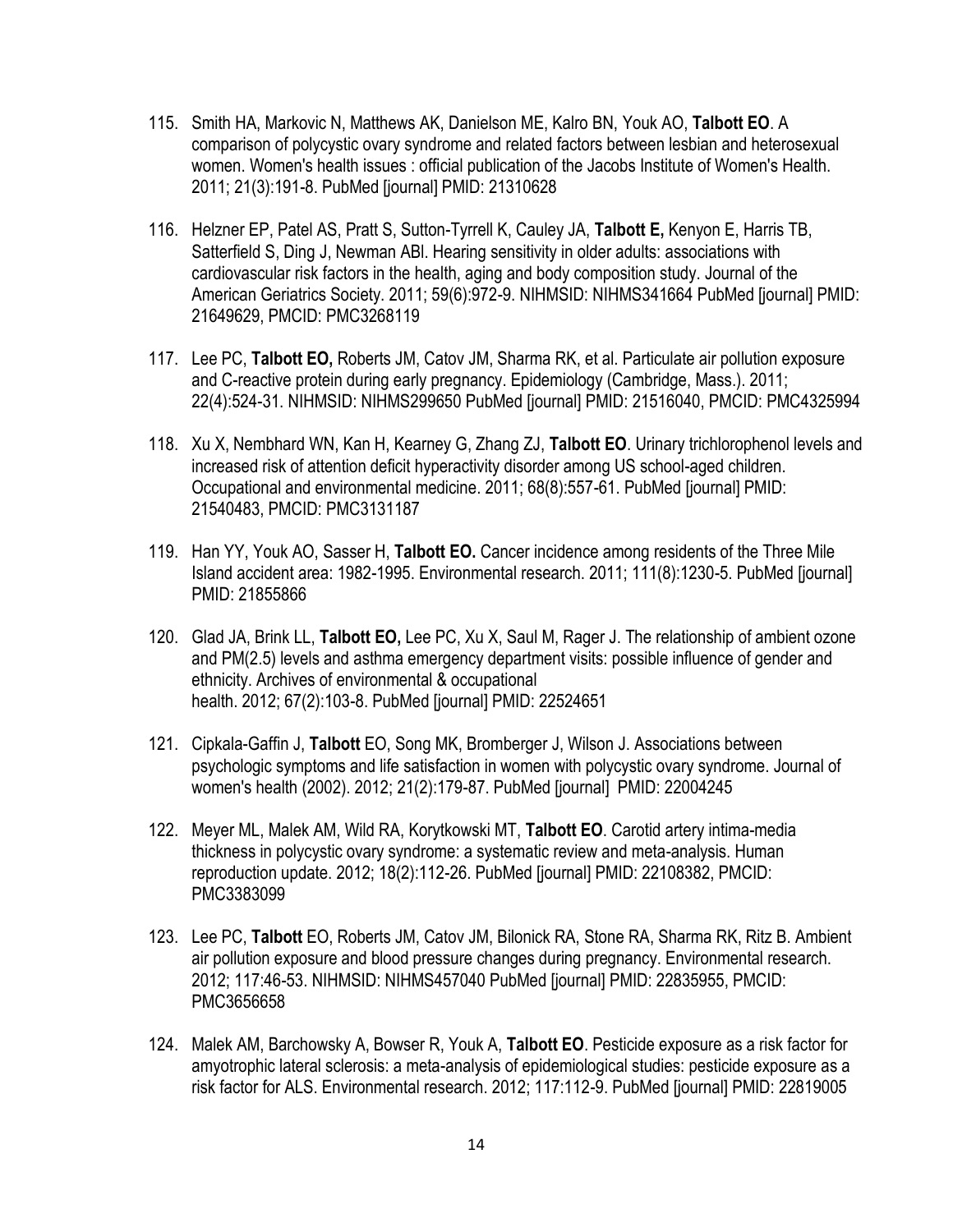115. Smith HA, Markovic N, Matthews AK, Danielson ME, Kalro BN, Youk AO, **Talbott EO**. A comparison of polycystic ovary syndrome and related factors between lesbian and heterosexual women. Women's health issues : official publication of the Jacobs Institute of Women's Health. 2011; 21(3):191-8. PubMed [journal] PMID: 21310628

116. Helzner EP, Patel AS, Pratt S, Sutton-Tyrrell K, Cauley JA, **Talbott E,** Kenyon E, Harris TB, Satterfield S, Ding J, Newman ABl. Hearing sensitivity in older adults: associations with cardiovascular risk factors in the health, aging and body composition study. Journal of the American Geriatrics Society. 2011; 59(6):972-9. NIHMSID: NIHMS341664 PubMed [journal] PMID: 21649629, PMCID: PMC3268119

117. Lee PC, **Talbott EO,** Roberts JM, Catov JM, Sharma RK, et al. Particulate air pollution exposure and C-reactive protein during early pregnancy. Epidemiology (Cambridge, Mass.). 2011; 22(4):524-31. NIHMSID: NIHMS299650 PubMed [journal] PMID: 21516040, PMCID: PMC4325994

118. Xu X, Nembhard WN, Kan H, Kearney G, Zhang ZJ, **Talbott EO**. Urinary trichlorophenol levels and increased risk of attention deficit hyperactivity disorder among US school-aged children. Occupational and environmental medicine. 2011; 68(8):557-61. PubMed [journal] PMID: 21540483, PMCID: PMC3131187

119. Han YY, Youk AO, Sasser H, **Talbott EO.** Cancer incidence among residents of the Three Mile Island accident area: 1982-1995. Environmental research. 2011; 111(8):1230-5. PubMed [journal] PMID: 21855866

120. Glad JA, Brink LL, **Talbott EO,** Lee PC, Xu X, Saul M, Rager J. The relationship of ambient ozone and PM(2.5) levels and asthma emergency department visits: possible influence of gender and ethnicity. Archives of environmental & occupational health. 2012; 67(2):103-8. PubMed [journal] PMID: 22524651

121. Cipkala-Gaffin J, **Talbott** EO, Song MK, Bromberger J, Wilson J. Associations between psychologic symptoms and life satisfaction in women with polycystic ovary syndrome. Journal of women's health (2002). 2012; 21(2):179-87. PubMed [journal] PMID: 22004245

122. Meyer ML, Malek AM, Wild RA, Korytkowski MT, **Talbott EO**. Carotid artery intima-media thickness in polycystic ovary syndrome: a systematic review and meta-analysis. Human reproduction update. 2012; 18(2):112-26. PubMed [journal] PMID: 22108382, PMCID: PMC3383099

123. Lee PC, **Talbott** EO, Roberts JM, Catov JM, Bilonick RA, Stone RA, Sharma RK, Ritz B. Ambient air pollution exposure and blood pressure changes during pregnancy. Environmental research. 2012; 117:46-53. NIHMSID: NIHMS457040 PubMed [journal] PMID: 22835955, PMCID: PMC3656658

124. Malek AM, Barchowsky A, Bowser R, Youk A, **Talbott EO**. Pesticide exposure as a risk factor for amyotrophic lateral sclerosis: a meta-analysis of epidemiological studies: pesticide exposure as a risk factor for ALS. Environmental research. 2012; 117:112-9. PubMed [journal] PMID: 22819005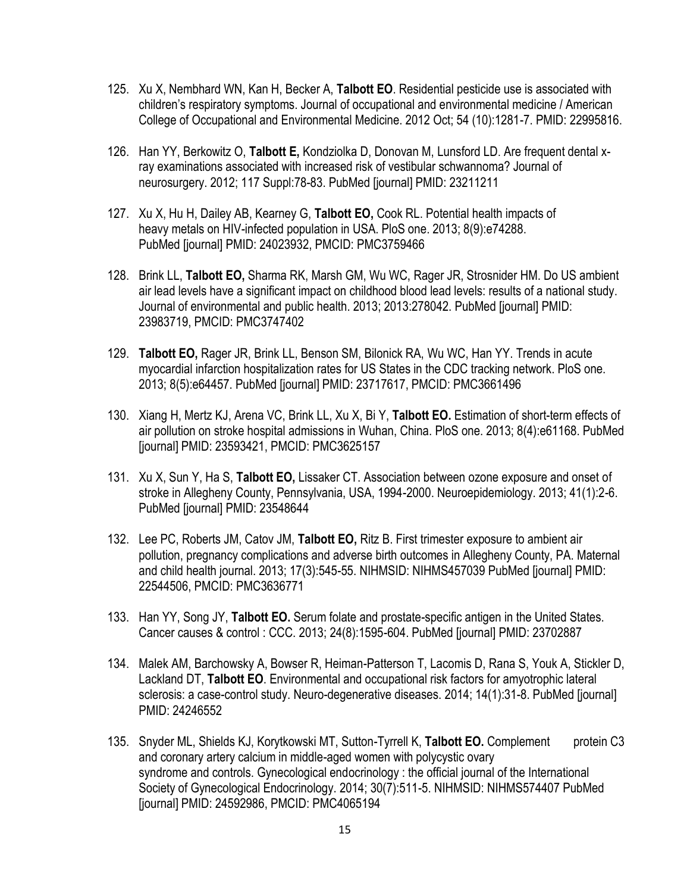125. Xu X, Nembhard WN, Kan H, Becker A, **Talbott EO**. Residential pesticide use is associated with children's respiratory symptoms. Journal of occupational and environmental medicine / American College of Occupational and Environmental Medicine. 2012 Oct; 54 (10):1281-7. PMID: 22995816.

126. Han YY, Berkowitz O, **Talbott E,** Kondziolka D, Donovan M, Lunsford LD. Are frequent dental x-ray examinations associated with increased risk of vestibular schwannoma? Journal of neurosurgery. 2012; 117 Suppl:78-83. PubMed [journal] PMID: 23211211

127. Xu X, Hu H, Dailey AB, Kearney G, **Talbott EO,** Cook RL. Potential health impacts of heavy metals on HIV-infected population in USA. PloS one. 2013; 8(9):e74288. PubMed [journal] PMID: 24023932, PMCID: PMC3759466

128. Brink LL, **Talbott EO,** Sharma RK, Marsh GM, Wu WC, Rager JR, Strosnider HM. Do US ambient air lead levels have a significant impact on childhood blood lead levels: results of a national study. Journal of environmental and public health. 2013; 2013:278042. PubMed [journal] PMID: 23983719, PMCID: PMC3747402

129. **Talbott EO,** Rager JR, Brink LL, Benson SM, Bilonick RA, Wu WC, Han YY. Trends in acute myocardial infarction hospitalization rates for US States in the CDC tracking network. PloS one. 2013; 8(5):e64457. PubMed [journal] PMID: 23717617, PMCID: PMC3661496

130. Xiang H, Mertz KJ, Arena VC, Brink LL, Xu X, Bi Y, **Talbott EO.** Estimation of short-term effects of air pollution on stroke hospital admissions in Wuhan, China. PloS one. 2013; 8(4):e61168. PubMed [journal] PMID: 23593421, PMCID: PMC3625157

131. Xu X, Sun Y, Ha S, **Talbott EO,** Lissaker CT. Association between ozone exposure and onset of stroke in Allegheny County, Pennsylvania, USA, 1994-2000. Neuroepidemiology. 2013; 41(1):2-6. PubMed [journal] PMID: 23548644

132. Lee PC, Roberts JM, Catov JM, **Talbott EO,** Ritz B. First trimester exposure to ambient air pollution, pregnancy complications and adverse birth outcomes in Allegheny County, PA. Maternal and child health journal. 2013; 17(3):545-55. NIHMSID: NIHMS457039 PubMed [journal] PMID: 22544506, PMCID: PMC3636771

133. Han YY, Song JY, **Talbott EO.** Serum folate and prostate-specific antigen in the United States. Cancer causes & control : CCC. 2013; 24(8):1595-604. PubMed [journal] PMID: 23702887

134. Malek AM, Barchowsky A, Bowser R, Heiman-Patterson T, Lacomis D, Rana S, Youk A, Stickler D, Lackland DT, **Talbott EO**. Environmental and occupational risk factors for amyotrophic lateral sclerosis: a case-control study. Neuro-degenerative diseases. 2014; 14(1):31-8. PubMed [journal] PMID: 24246552

135. Snyder ML, Shields KJ, Korytkowski MT, Sutton-Tyrrell K, **Talbott EO.** Complement protein C3 and coronary artery calcium in middle-aged women with polycystic ovary syndrome and controls. Gynecological endocrinology : the official journal of the International Society of Gynecological Endocrinology. 2014; 30(7):511-5. NIHMSID: NIHMS574407 PubMed [journal] PMID: 24592986, PMCID: PMC4065194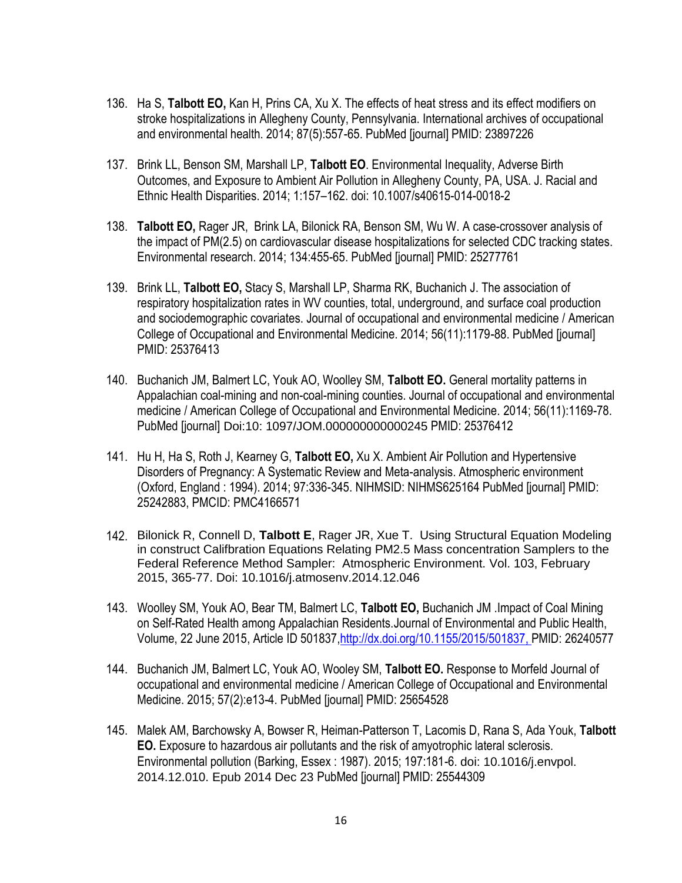136. Ha S, **Talbott EO,** Kan H, Prins CA, Xu X. The effects of heat stress and its effect modifiers on stroke hospitalizations in Allegheny County, Pennsylvania. International archives of occupational and environmental health. 2014; 87(5):557-65. PubMed [journal] PMID: 23897226

137. Brink LL, Benson SM, Marshall LP, **Talbott EO**. Environmental Inequality, Adverse Birth Outcomes, and Exposure to Ambient Air Pollution in Allegheny County, PA, USA. J. Racial and Ethnic Health Disparities. 2014; 1:157–162. doi: 10.1007/s40615-014-0018-2

138. **Talbott EO,** Rager JR, Brink LA, Bilonick RA, Benson SM, Wu W. A case-crossover analysis of the impact of PM(2.5) on cardiovascular disease hospitalizations for selected CDC tracking states. Environmental research. 2014; 134:455-65. PubMed [journal] PMID: 25277761

139. Brink LL, **Talbott EO,** Stacy S, Marshall LP, Sharma RK, Buchanich J. The association of respiratory hospitalization rates in WV counties, total, underground, and surface coal production and sociodemographic covariates. Journal of occupational and environmental medicine / American College of Occupational and Environmental Medicine. 2014; 56(11):1179-88. PubMed [journal] PMID: 25376413

140. Buchanich JM, Balmert LC, Youk AO, Woolley SM, **Talbott EO.** General mortality patterns in Appalachian coal-mining and non-coal-mining counties. Journal of occupational and environmental medicine / American College of Occupational and Environmental Medicine. 2014; 56(11):1169-78. PubMed [journal] Doi:10: 1097/JOM.000000000000245 PMID: 25376412

141. Hu H, Ha S, Roth J, Kearney G, **Talbott EO,** Xu X. Ambient Air Pollution and Hypertensive Disorders of Pregnancy: A Systematic Review and Meta-analysis. Atmospheric environment (Oxford, England : 1994). 2014; 97:336-345. NIHMSID: NIHMS625164 PubMed [journal] PMID: 25242883, PMCID: PMC4166571

142. Bilonick R, Connell D, **Talbott E**, Rager JR, Xue T. Using Structural Equation Modeling in construct Califbration Equations Relating PM2.5 Mass concentration Samplers to the Federal Reference Method Sampler: Atmospheric Environment. Vol. 103, February 2015, 365-77. Doi: 10.1016/j.atmosenv.2014.12.046

143. Woolley SM, Youk AO, Bear TM, Balmert LC, **Talbott EO,** Buchanich JM .Impact of Coal Mining on Self-Rated Health among Appalachian Residents.Journal of Environmental and Public Health, Volume, 22 June 2015, Article ID 501837,http://dx.doi.org/10.1155/2015/501837, PMID: 26240577

144. Buchanich JM, Balmert LC, Youk AO, Wooley SM, **Talbott EO.** Response to Morfeld Journal of occupational and environmental medicine / American College of Occupational and Environmental Medicine. 2015; 57(2):e13-4. PubMed [journal] PMID: 25654528

145. Malek AM, Barchowsky A, Bowser R, Heiman-Patterson T, Lacomis D, Rana S, Ada Youk, **Talbott EO.** Exposure to hazardous air pollutants and the risk of amyotrophic lateral sclerosis. Environmental pollution (Barking, Essex : 1987). 2015; 197:181-6. doi: 10.1016/j.envpol. 2014.12.010. Epub 2014 Dec 23 PubMed [journal] PMID: 25544309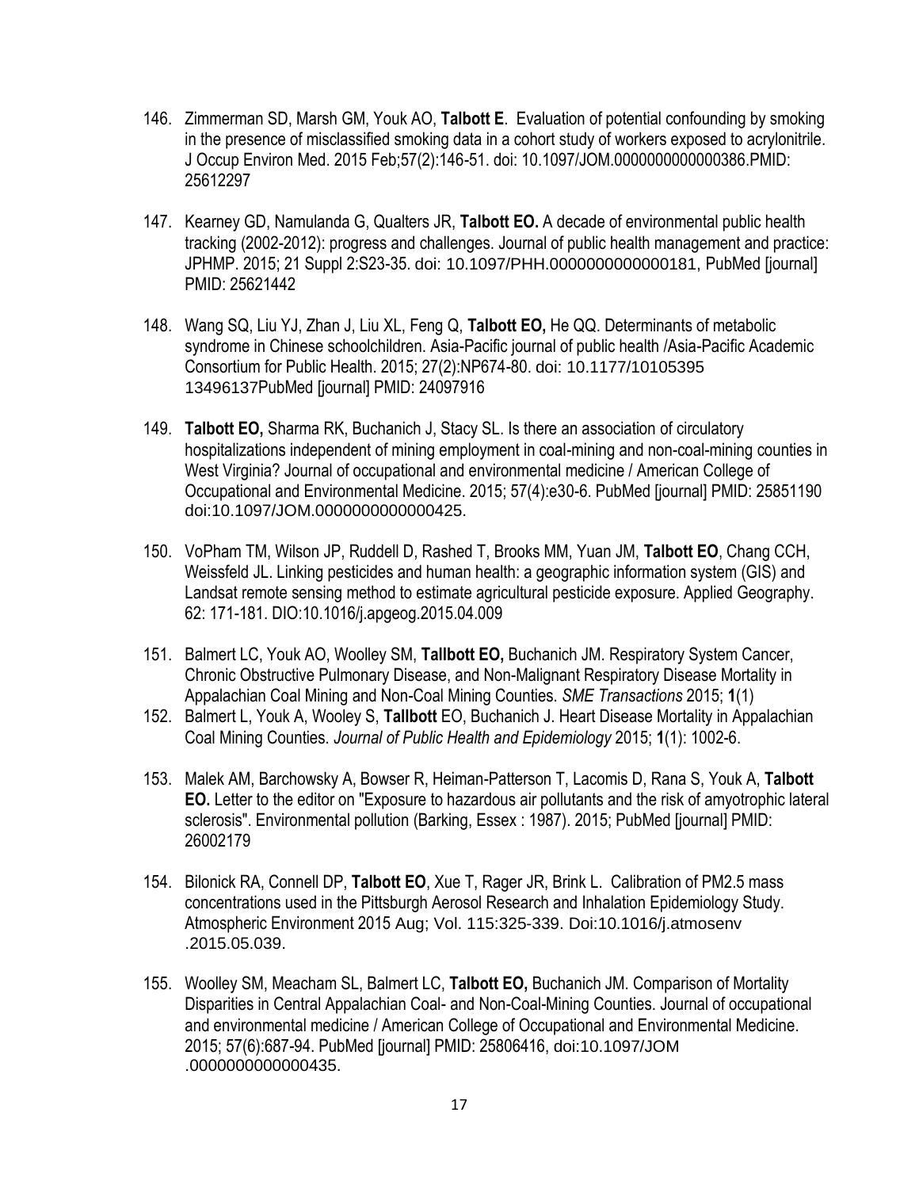146. Zimmerman SD, Marsh GM, Youk AO, **Talbott E**. Evaluation of potential confounding by smoking in the presence of misclassified smoking data in a cohort study of workers exposed to acrylonitrile. J Occup Environ Med. 2015 Feb;57(2):146-51. doi: 10.1097/JOM.0000000000000386.PMID: 25612297

147. Kearney GD, Namulanda G, Qualters JR, **Talbott EO.** A decade of environmental public health tracking (2002-2012): progress and challenges. Journal of public health management and practice: JPHMP. 2015; 21 Suppl 2:S23-35. doi: 10.1097/PHH.0000000000000181, PubMed [journal] PMID: 25621442

148. Wang SQ, Liu YJ, Zhan J, Liu XL, Feng Q, **Talbott EO,** He QQ. Determinants of metabolic syndrome in Chinese schoolchildren. Asia-Pacific journal of public health /Asia-Pacific Academic Consortium for Public Health. 2015; 27(2):NP674-80. doi: 10.1177/10105395 13496137PubMed [journal] PMID: 24097916

149. **Talbott EO,** Sharma RK, Buchanich J, Stacy SL. Is there an association of circulatory hospitalizations independent of mining employment in coal-mining and non-coal-mining counties in West Virginia? Journal of occupational and environmental medicine / American College of Occupational and Environmental Medicine. 2015; 57(4):e30-6. PubMed [journal] PMID: 25851190 doi:10.1097/JOM.0000000000000425.

150. VoPham TM, Wilson JP, Ruddell D, Rashed T, Brooks MM, Yuan JM, **Talbott EO**, Chang CCH, Weissfeld JL. Linking pesticides and human health: a geographic information system (GIS) and Landsat remote sensing method to estimate agricultural pesticide exposure. Applied Geography. 62: 171-181. DIO:10.1016/j.apgeog.2015.04.009

151. Balmert LC, Youk AO, Woolley SM, **Tallbott EO,** Buchanich JM. Respiratory System Cancer, Chronic Obstructive Pulmonary Disease, and Non-Malignant Respiratory Disease Mortality in Appalachian Coal Mining and Non-Coal Mining Counties. *SME Transactions* 2015; **1**(1)

152. Balmert L, Youk A, Wooley S, **Tallbott** EO, Buchanich J. Heart Disease Mortality in Appalachian Coal Mining Counties. *Journal of Public Health and Epidemiology* 2015; **1**(1): 1002-6.

153. Malek AM, Barchowsky A, Bowser R, Heiman-Patterson T, Lacomis D, Rana S, Youk A, **Talbott EO.** Letter to the editor on "Exposure to hazardous air pollutants and the risk of amyotrophic lateral sclerosis". Environmental pollution (Barking, Essex : 1987). 2015; PubMed [journal] PMID: 26002179

154. Bilonick RA, Connell DP, **Talbott EO**, Xue T, Rager JR, Brink L. Calibration of PM2.5 mass concentrations used in the Pittsburgh Aerosol Research and Inhalation Epidemiology Study. Atmospheric Environment 2015 Aug; Vol. 115:325-339. Doi:10.1016/j.atmosenv .2015.05.039.

155. Woolley SM, Meacham SL, Balmert LC, **Talbott EO,** Buchanich JM. Comparison of Mortality Disparities in Central Appalachian Coal- and Non-Coal-Mining Counties. Journal of occupational and environmental medicine / American College of Occupational and Environmental Medicine. 2015; 57(6):687-94. PubMed [journal] PMID: 25806416, doi:10.1097/JOM .0000000000000435.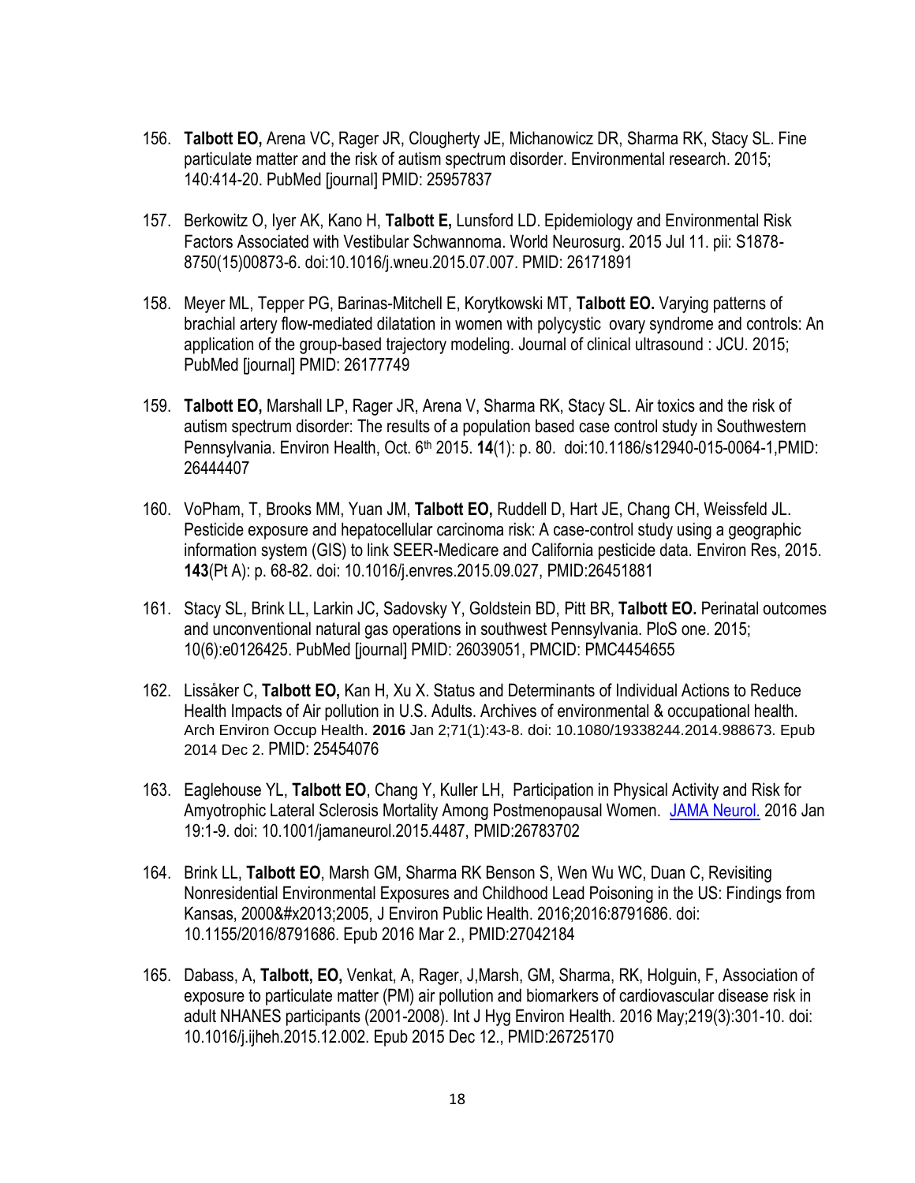156. **Talbott EO,** Arena VC, Rager JR, Clougherty JE, Michanowicz DR, Sharma RK, Stacy SL. Fine particulate matter and the risk of autism spectrum disorder. Environmental research. 2015; 140:414-20. PubMed [journal] PMID: 25957837

157. Berkowitz O, Iyer AK, Kano H, **Talbott E,** Lunsford LD. Epidemiology and Environmental Risk Factors Associated with Vestibular Schwannoma. World Neurosurg. 2015 Jul 11. pii: S1878-8750(15)00873-6. doi:10.1016/j.wneu.2015.07.007. PMID: 26171891

158. Meyer ML, Tepper PG, Barinas-Mitchell E, Korytkowski MT, **Talbott EO.** Varying patterns of brachial artery flow-mediated dilatation in women with polycystic ovary syndrome and controls: An application of the group-based trajectory modeling. Journal of clinical ultrasound : JCU. 2015; PubMed [journal] PMID: 26177749

159. **Talbott EO,** Marshall LP, Rager JR, Arena V, Sharma RK, Stacy SL. Air toxics and the risk of autism spectrum disorder: The results of a population based case control study in Southwestern Pennsylvania. Environ Health, Oct. 6th 2015. **14**(1): p. 80. doi:10.1186/s12940-015-0064-1,PMID: 26444407

160. VoPham, T, Brooks MM, Yuan JM, **Talbott EO,** Ruddell D, Hart JE, Chang CH, Weissfeld JL. Pesticide exposure and hepatocellular carcinoma risk: A case-control study using a geographic information system (GIS) to link SEER-Medicare and California pesticide data. Environ Res, 2015. **143**(Pt A): p. 68-82. doi: 10.1016/j.envres.2015.09.027, PMID:26451881

161. Stacy SL, Brink LL, Larkin JC, Sadovsky Y, Goldstein BD, Pitt BR, **Talbott EO.** Perinatal outcomes and unconventional natural gas operations in southwest Pennsylvania. PloS one. 2015; 10(6):e0126425. PubMed [journal] PMID: 26039051, PMCID: PMC4454655

162. Lissåker C, **Talbott EO,** Kan H, Xu X. Status and Determinants of Individual Actions to Reduce Health Impacts of Air pollution in U.S. Adults. Archives of environmental & occupational health. Arch Environ Occup Health. **2016** Jan 2;71(1):43-8. doi: 10.1080/19338244.2014.988673. Epub 2014 Dec 2. PMID: 25454076

163. Eaglehouse YL, **Talbott EO**, Chang Y, Kuller LH, Participation in Physical Activity and Risk for Amyotrophic Lateral Sclerosis Mortality Among Postmenopausal Women. JAMA Neurol. 2016 Jan 19:1-9. doi: 10.1001/jamaneurol.2015.4487, PMID:26783702

164. Brink LL, **Talbott EO**, Marsh GM, Sharma RK Benson S, Wen Wu WC, Duan C, Revisiting Nonresidential Environmental Exposures and Childhood Lead Poisoning in the US: Findings from Kansas, 2000&#x2013;2005, J Environ Public Health. 2016;2016:8791686. doi: 10.1155/2016/8791686. Epub 2016 Mar 2., PMID:27042184

165. Dabass, A, **Talbott, EO,** Venkat, A, Rager, J,Marsh, GM, Sharma, RK, Holguin, F, Association of exposure to particulate matter (PM) air pollution and biomarkers of cardiovascular disease risk in adult NHANES participants (2001-2008). Int J Hyg Environ Health. 2016 May;219(3):301-10. doi: 10.1016/j.ijheh.2015.12.002. Epub 2015 Dec 12., PMID:26725170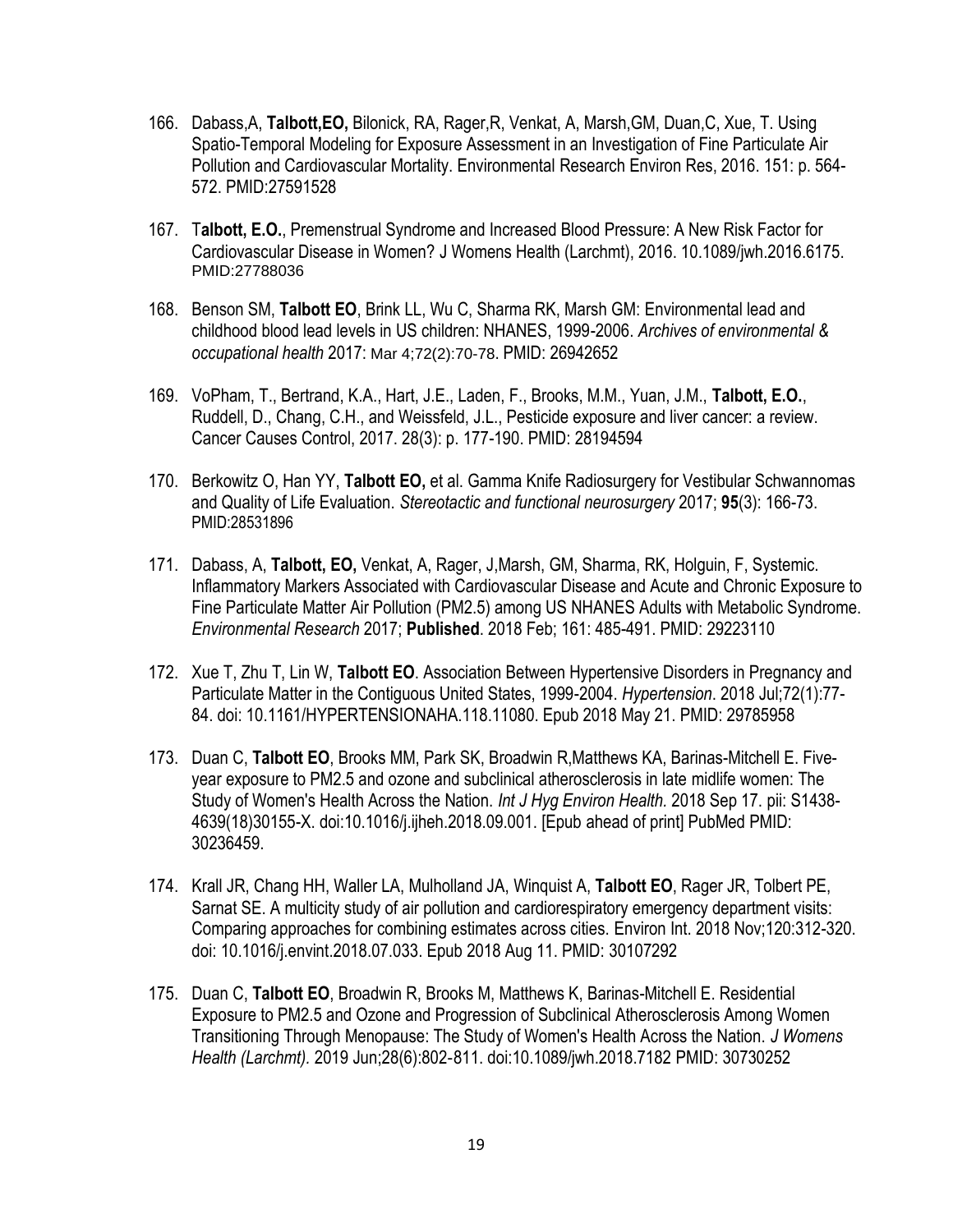166. Dabass,A, **Talbott,EO,** Bilonick, RA, Rager,R, Venkat, A, Marsh,GM, Duan,C, Xue, T. Using Spatio-Temporal Modeling for Exposure Assessment in an Investigation of Fine Particulate Air Pollution and Cardiovascular Mortality. Environmental Research Environ Res, 2016. 151: p. 564-572. PMID:27591528

167. T**albott, E.O.**, Premenstrual Syndrome and Increased Blood Pressure: A New Risk Factor for Cardiovascular Disease in Women? J Womens Health (Larchmt), 2016. 10.1089/jwh.2016.6175. PMID:27788036

168. Benson SM, **Talbott EO**, Brink LL, Wu C, Sharma RK, Marsh GM: Environmental lead and childhood blood lead levels in US children: NHANES, 1999-2006. *Archives of environmental & occupational health* 2017: Mar 4;72(2):70-78. PMID: 26942652

169. VoPham, T., Bertrand, K.A., Hart, J.E., Laden, F., Brooks, M.M., Yuan, J.M., **Talbott, E.O.**, Ruddell, D., Chang, C.H., and Weissfeld, J.L., Pesticide exposure and liver cancer: a review. Cancer Causes Control, 2017. 28(3): p. 177-190. PMID: 28194594

170. Berkowitz O, Han YY, **Talbott EO,** et al. Gamma Knife Radiosurgery for Vestibular Schwannomas and Quality of Life Evaluation. *Stereotactic and functional neurosurgery* 2017; **95**(3): 166-73. PMID:28531896

171. Dabass, A, **Talbott, EO,** Venkat, A, Rager, J,Marsh, GM, Sharma, RK, Holguin, F, Systemic. Inflammatory Markers Associated with Cardiovascular Disease and Acute and Chronic Exposure to Fine Particulate Matter Air Pollution (PM2.5) among US NHANES Adults with Metabolic Syndrome. *Environmental Research* 2017; **Published**. 2018 Feb; 161: 485-491. PMID: 29223110

172. Xue T, Zhu T, Lin W, **Talbott EO**. Association Between Hypertensive Disorders in Pregnancy and Particulate Matter in the Contiguous United States, 1999-2004. *Hypertension*. 2018 Jul;72(1):77-84. doi: 10.1161/HYPERTENSIONAHA.118.11080. Epub 2018 May 21. PMID: 29785958

173. Duan C, **Talbott EO**, Brooks MM, Park SK, Broadwin R,Matthews KA, Barinas-Mitchell E. Five-year exposure to PM2.5 and ozone and subclinical atherosclerosis in late midlife women: The Study of Women's Health Across the Nation. *Int J Hyg Environ Health.* 2018 Sep 17. pii: S1438-4639(18)30155-X. doi:10.1016/j.ijheh.2018.09.001. [Epub ahead of print] PubMed PMID: 30236459.

174. Krall JR, Chang HH, Waller LA, Mulholland JA, Winquist A, **Talbott EO**, Rager JR, Tolbert PE, Sarnat SE. A multicity study of air pollution and cardiorespiratory emergency department visits: Comparing approaches for combining estimates across cities. Environ Int. 2018 Nov;120:312-320. doi: 10.1016/j.envint.2018.07.033. Epub 2018 Aug 11. PMID: 30107292

175. Duan C, **Talbott EO**, Broadwin R, Brooks M, Matthews K, Barinas-Mitchell E. Residential Exposure to PM2.5 and Ozone and Progression of Subclinical Atherosclerosis Among Women Transitioning Through Menopause: The Study of Women's Health Across the Nation. *J Womens Health (Larchmt).* 2019 Jun;28(6):802-811. doi:10.1089/jwh.2018.7182 PMID: 30730252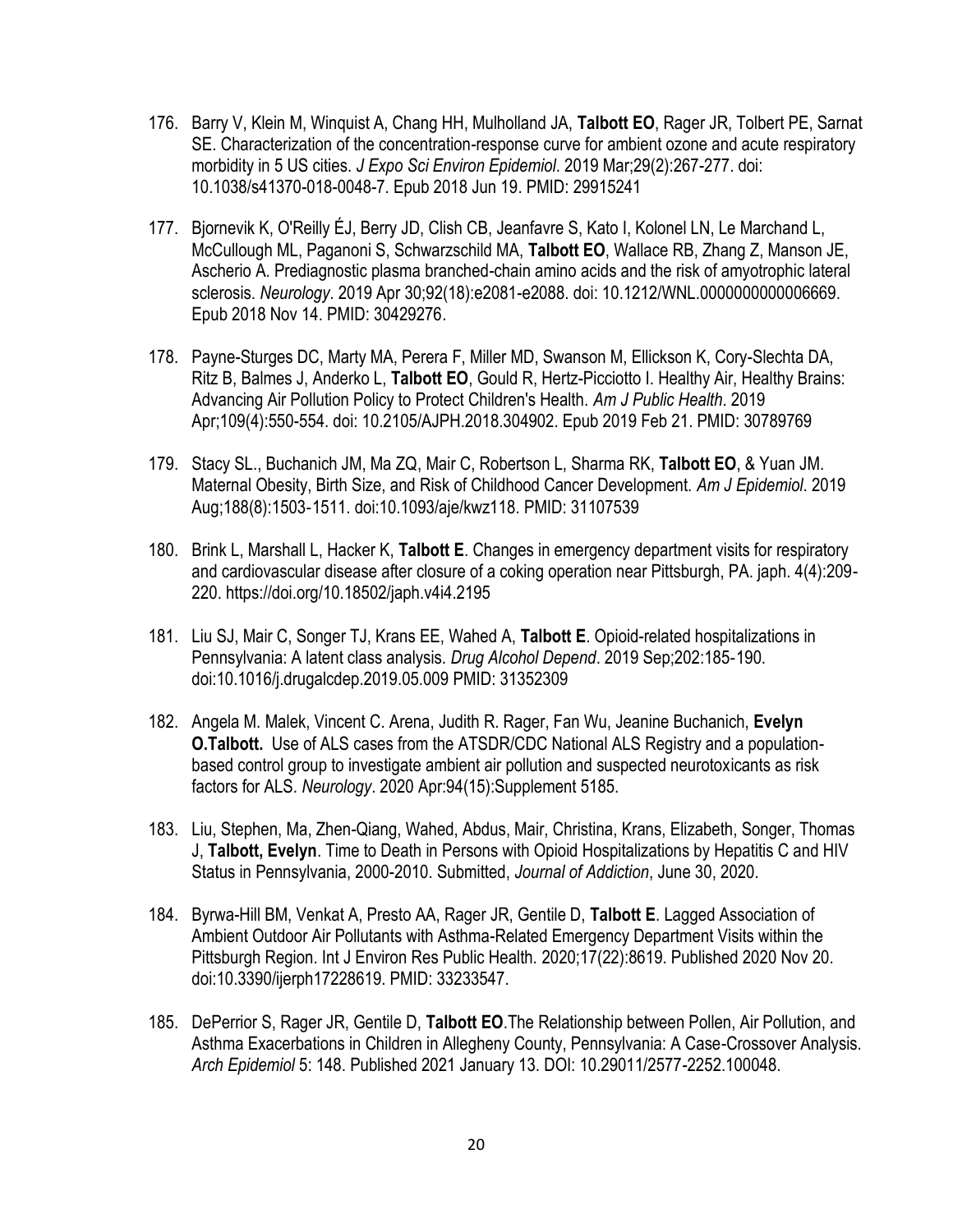176. Barry V, Klein M, Winquist A, Chang HH, Mulholland JA, **Talbott EO**, Rager JR, Tolbert PE, Sarnat SE. Characterization of the concentration-response curve for ambient ozone and acute respiratory morbidity in 5 US cities. *J Expo Sci Environ Epidemiol*. 2019 Mar;29(2):267-277. doi: 10.1038/s41370-018-0048-7. Epub 2018 Jun 19. PMID: 29915241

177. Bjornevik K, O'Reilly ÉJ, Berry JD, Clish CB, Jeanfavre S, Kato I, Kolonel LN, Le Marchand L, McCullough ML, Paganoni S, Schwarzschild MA, **Talbott EO**, Wallace RB, Zhang Z, Manson JE, Ascherio A. Prediagnostic plasma branched-chain amino acids and the risk of amyotrophic lateral sclerosis. *Neurology*. 2019 Apr 30;92(18):e2081-e2088. doi: 10.1212/WNL.0000000000006669. Epub 2018 Nov 14. PMID: 30429276.

178. Payne-Sturges DC, Marty MA, Perera F, Miller MD, Swanson M, Ellickson K, Cory-Slechta DA, Ritz B, Balmes J, Anderko L, **Talbott EO**, Gould R, Hertz-Picciotto I. Healthy Air, Healthy Brains: Advancing Air Pollution Policy to Protect Children's Health. *Am J Public Health*. 2019 Apr;109(4):550-554. doi: 10.2105/AJPH.2018.304902. Epub 2019 Feb 21. PMID: 30789769

179. Stacy SL., Buchanich JM, Ma ZQ, Mair C, Robertson L, Sharma RK, **Talbott EO**, & Yuan JM. Maternal Obesity, Birth Size, and Risk of Childhood Cancer Development. *Am J Epidemiol*. 2019 Aug;188(8):1503-1511. doi:10.1093/aje/kwz118. PMID: 31107539

180. Brink L, Marshall L, Hacker K, **Talbott E**. Changes in emergency department visits for respiratory and cardiovascular disease after closure of a coking operation near Pittsburgh, PA. japh. 4(4):209-220. https://doi.org/10.18502/japh.v4i4.2195

181. Liu SJ, Mair C, Songer TJ, Krans EE, Wahed A, **Talbott E**. Opioid-related hospitalizations in Pennsylvania: A latent class analysis. *Drug Alcohol Depend*. 2019 Sep;202:185-190. doi:10.1016/j.drugalcdep.2019.05.009 PMID: 31352309

182. Angela M. Malek, Vincent C. Arena, Judith R. Rager, Fan Wu, Jeanine Buchanich, **Evelyn O.Talbott.** Use of ALS cases from the ATSDR/CDC National ALS Registry and a population-based control group to investigate ambient air pollution and suspected neurotoxicants as risk factors for ALS. *Neurology*. 2020 Apr:94(15):Supplement 5185.

183. Liu, Stephen, Ma, Zhen-Qiang, Wahed, Abdus, Mair, Christina, Krans, Elizabeth, Songer, Thomas J, **Talbott, Evelyn**. Time to Death in Persons with Opioid Hospitalizations by Hepatitis C and HIV Status in Pennsylvania, 2000-2010. Submitted, *Journal of Addiction*, June 30, 2020.

184. Byrwa-Hill BM, Venkat A, Presto AA, Rager JR, Gentile D, **Talbott E**. Lagged Association of Ambient Outdoor Air Pollutants with Asthma-Related Emergency Department Visits within the Pittsburgh Region. Int J Environ Res Public Health. 2020;17(22):8619. Published 2020 Nov 20. doi:10.3390/ijerph17228619. PMID: 33233547.

185. DePerrior S, Rager JR, Gentile D, **Talbott EO**.The Relationship between Pollen, Air Pollution, and Asthma Exacerbations in Children in Allegheny County, Pennsylvania: A Case-Crossover Analysis. *Arch Epidemiol* 5: 148. Published 2021 January 13. DOI: 10.29011/2577-2252.100048.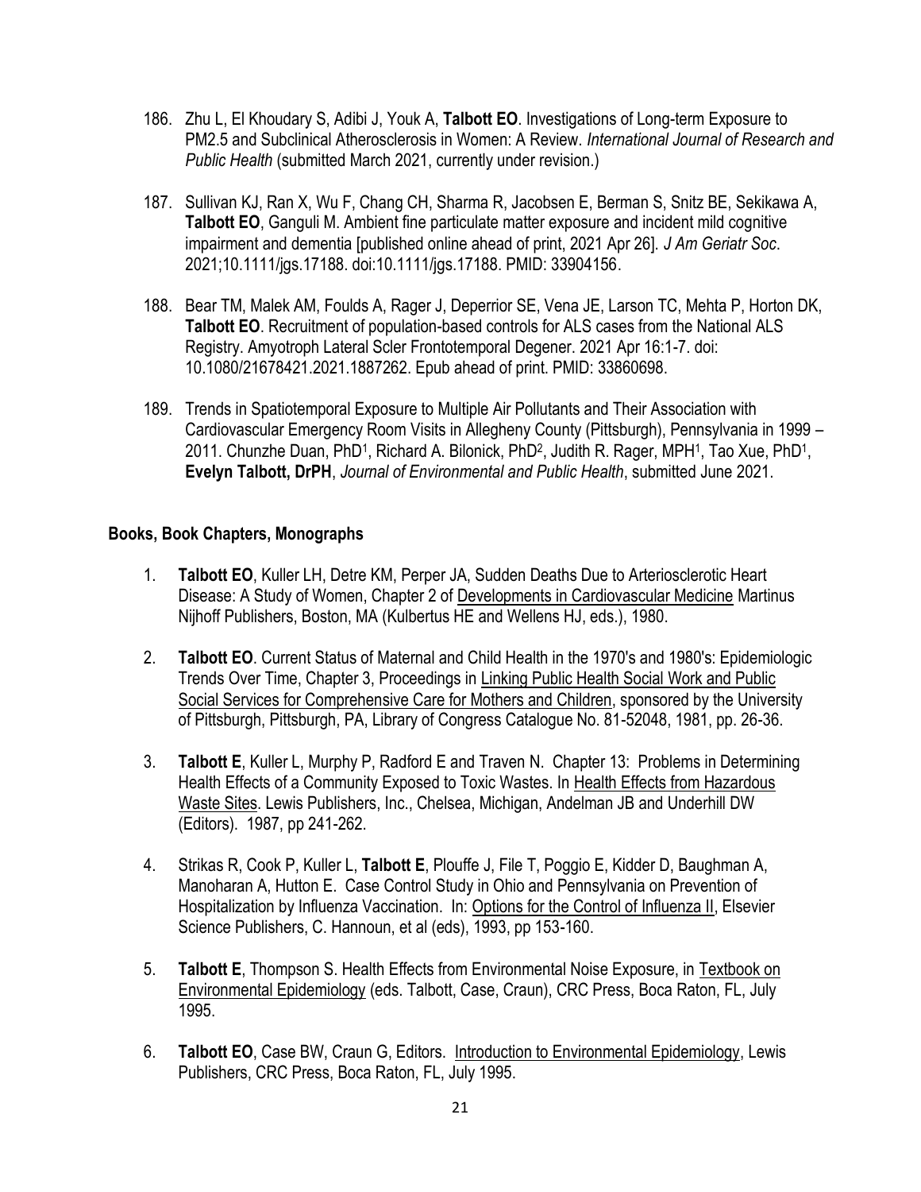186. Zhu L, El Khoudary S, Adibi J, Youk A, **Talbott EO**. Investigations of Long-term Exposure to PM2.5 and Subclinical Atherosclerosis in Women: A Review. *International Journal of Research and Public Health* (submitted March 2021, currently under revision.)

187. Sullivan KJ, Ran X, Wu F, Chang CH, Sharma R, Jacobsen E, Berman S, Snitz BE, Sekikawa A, **Talbott EO**, Ganguli M. Ambient fine particulate matter exposure and incident mild cognitive impairment and dementia [published online ahead of print, 2021 Apr 26]. *J Am Geriatr Soc*. 2021;10.1111/jgs.17188. doi:10.1111/jgs.17188. PMID: 33904156.

188. Bear TM, Malek AM, Foulds A, Rager J, Deperrior SE, Vena JE, Larson TC, Mehta P, Horton DK, **Talbott EO**. Recruitment of population-based controls for ALS cases from the National ALS Registry. Amyotroph Lateral Scler Frontotemporal Degener. 2021 Apr 16:1-7. doi: 10.1080/21678421.2021.1887262. Epub ahead of print. PMID: 33860698.

189. Trends in Spatiotemporal Exposure to Multiple Air Pollutants and Their Association with Cardiovascular Emergency Room Visits in Allegheny County (Pittsburgh), Pennsylvania in 1999 – 2011. Chunzhe Duan, PhD[1], Richard A. Bilonick, PhD[2], Judith R. Rager, MPH[1], Tao Xue, PhD[1], **Evelyn Talbott, DrPH**, *Journal of Environmental and Public Health*, submitted June 2021.

**Books, Book Chapters, Monographs**

1. **Talbott EO**, Kuller LH, Detre KM, Perper JA, Sudden Deaths Due to Arteriosclerotic Heart Disease: A Study of Women, Chapter 2 of Developments in Cardiovascular Medicine Martinus Nijhoff Publishers, Boston, MA (Kulbertus HE and Wellens HJ, eds.), 1980.

2. **Talbott EO**. Current Status of Maternal and Child Health in the 1970's and 1980's: Epidemiologic Trends Over Time, Chapter 3, Proceedings in Linking Public Health Social Work and Public Social Services for Comprehensive Care for Mothers and Children, sponsored by the University of Pittsburgh, Pittsburgh, PA, Library of Congress Catalogue No. 81-52048, 1981, pp. 26-36.

3. **Talbott E**, Kuller L, Murphy P, Radford E and Traven N. Chapter 13: Problems in Determining Health Effects of a Community Exposed to Toxic Wastes. In Health Effects from Hazardous Waste Sites. Lewis Publishers, Inc., Chelsea, Michigan, Andelman JB and Underhill DW (Editors). 1987, pp 241-262.

4. Strikas R, Cook P, Kuller L, **Talbott E**, Plouffe J, File T, Poggio E, Kidder D, Baughman A, Manoharan A, Hutton E. Case Control Study in Ohio and Pennsylvania on Prevention of Hospitalization by Influenza Vaccination. In: Options for the Control of Influenza II, Elsevier Science Publishers, C. Hannoun, et al (eds), 1993, pp 153-160.

5. **Talbott E**, Thompson S. Health Effects from Environmental Noise Exposure, in Textbook on Environmental Epidemiology (eds. Talbott, Case, Craun), CRC Press, Boca Raton, FL, July 1995.

6. **Talbott EO**, Case BW, Craun G, Editors. Introduction to Environmental Epidemiology, Lewis Publishers, CRC Press, Boca Raton, FL, July 1995.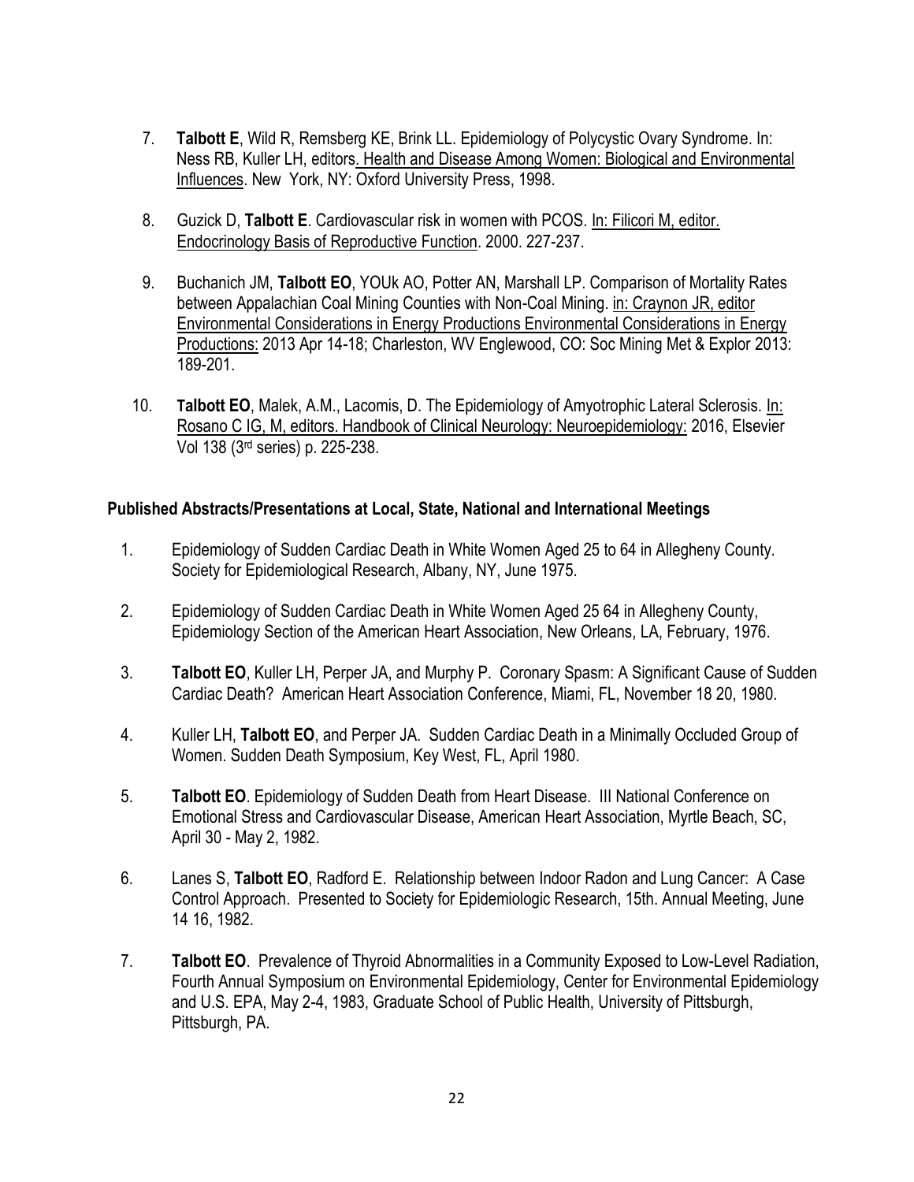7. **Talbott E**, Wild R, Remsberg KE, Brink LL. Epidemiology of Polycystic Ovary Syndrome. In: Ness RB, Kuller LH, editors. Health and Disease Among Women: Biological and Environmental Influences. New York, NY: Oxford University Press, 1998.

8. Guzick D, **Talbott E**. Cardiovascular risk in women with PCOS. In: Filicori M, editor. Endocrinology Basis of Reproductive Function. 2000. 227-237.

9. Buchanich JM, **Talbott EO**, YOUk AO, Potter AN, Marshall LP. Comparison of Mortality Rates between Appalachian Coal Mining Counties with Non-Coal Mining. in: Craynon JR, editor Environmental Considerations in Energy Productions Environmental Considerations in Energy Productions: 2013 Apr 14-18; Charleston, WV Englewood, CO: Soc Mining Met & Explor 2013: 189-201.

10. **Talbott EO**, Malek, A.M., Lacomis, D. The Epidemiology of Amyotrophic Lateral Sclerosis. In: Rosano C IG, M, editors. Handbook of Clinical Neurology: Neuroepidemiology: 2016, Elsevier Vol 138 (3rd series) p. 225-238.

**Published Abstracts/Presentations at Local, State, National and International Meetings**

1. Epidemiology of Sudden Cardiac Death in White Women Aged 25 to 64 in Allegheny County. Society for Epidemiological Research, Albany, NY, June 1975.

2. Epidemiology of Sudden Cardiac Death in White Women Aged 25 64 in Allegheny County, Epidemiology Section of the American Heart Association, New Orleans, LA, February, 1976.

3. **Talbott EO**, Kuller LH, Perper JA, and Murphy P. Coronary Spasm: A Significant Cause of Sudden Cardiac Death? American Heart Association Conference, Miami, FL, November 18 20, 1980.

4. Kuller LH, **Talbott EO**, and Perper JA. Sudden Cardiac Death in a Minimally Occluded Group of Women. Sudden Death Symposium, Key West, FL, April 1980.

5. **Talbott EO**. Epidemiology of Sudden Death from Heart Disease. III National Conference on Emotional Stress and Cardiovascular Disease, American Heart Association, Myrtle Beach, SC, April 30 - May 2, 1982.

6. Lanes S, **Talbott EO**, Radford E. Relationship between Indoor Radon and Lung Cancer: A Case Control Approach. Presented to Society for Epidemiologic Research, 15th. Annual Meeting, June 14 16, 1982.

7. **Talbott EO**. Prevalence of Thyroid Abnormalities in a Community Exposed to Low-Level Radiation, Fourth Annual Symposium on Environmental Epidemiology, Center for Environmental Epidemiology and U.S. EPA, May 2-4, 1983, Graduate School of Public Health, University of Pittsburgh, Pittsburgh, PA.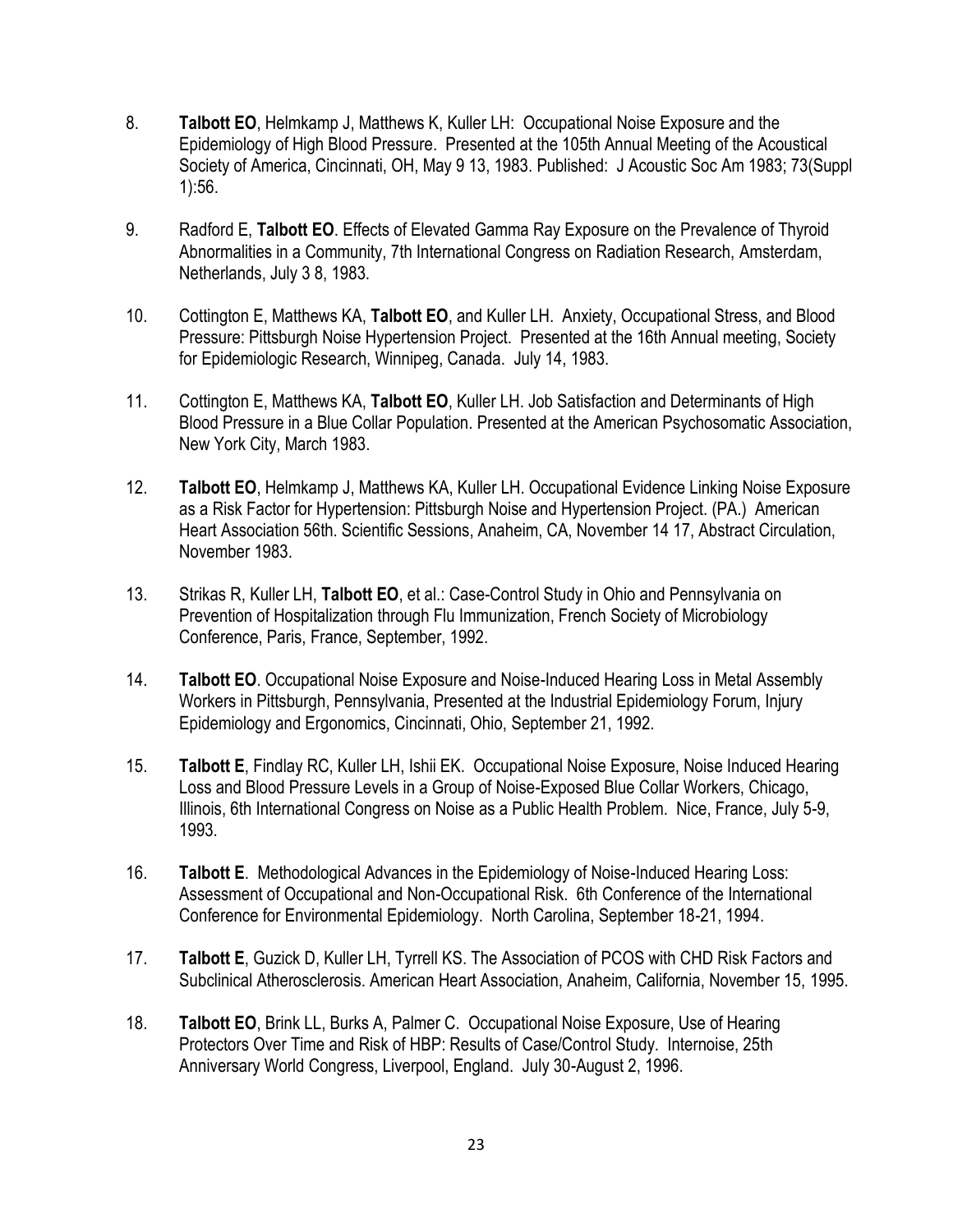8. **Talbott EO**, Helmkamp J, Matthews K, Kuller LH: Occupational Noise Exposure and the Epidemiology of High Blood Pressure. Presented at the 105th Annual Meeting of the Acoustical Society of America, Cincinnati, OH, May 9 13, 1983. Published: J Acoustic Soc Am 1983; 73(Suppl 1):56.

9. Radford E, **Talbott EO**. Effects of Elevated Gamma Ray Exposure on the Prevalence of Thyroid Abnormalities in a Community, 7th International Congress on Radiation Research, Amsterdam, Netherlands, July 3 8, 1983.

10. Cottington E, Matthews KA, **Talbott EO**, and Kuller LH. Anxiety, Occupational Stress, and Blood Pressure: Pittsburgh Noise Hypertension Project. Presented at the 16th Annual meeting, Society for Epidemiologic Research, Winnipeg, Canada. July 14, 1983.

11. Cottington E, Matthews KA, **Talbott EO**, Kuller LH. Job Satisfaction and Determinants of High Blood Pressure in a Blue Collar Population. Presented at the American Psychosomatic Association, New York City, March 1983.

12. **Talbott EO**, Helmkamp J, Matthews KA, Kuller LH. Occupational Evidence Linking Noise Exposure as a Risk Factor for Hypertension: Pittsburgh Noise and Hypertension Project. (PA.) American Heart Association 56th. Scientific Sessions, Anaheim, CA, November 14 17, Abstract Circulation, November 1983.

13. Strikas R, Kuller LH, **Talbott EO**, et al.: Case-Control Study in Ohio and Pennsylvania on Prevention of Hospitalization through Flu Immunization, French Society of Microbiology Conference, Paris, France, September, 1992.

14. **Talbott EO**. Occupational Noise Exposure and Noise-Induced Hearing Loss in Metal Assembly Workers in Pittsburgh, Pennsylvania, Presented at the Industrial Epidemiology Forum, Injury Epidemiology and Ergonomics, Cincinnati, Ohio, September 21, 1992.

15. **Talbott E**, Findlay RC, Kuller LH, Ishii EK. Occupational Noise Exposure, Noise Induced Hearing Loss and Blood Pressure Levels in a Group of Noise-Exposed Blue Collar Workers, Chicago, Illinois, 6th International Congress on Noise as a Public Health Problem. Nice, France, July 5-9, 1993.

16. **Talbott E**. Methodological Advances in the Epidemiology of Noise-Induced Hearing Loss: Assessment of Occupational and Non-Occupational Risk. 6th Conference of the International Conference for Environmental Epidemiology. North Carolina, September 18-21, 1994.

17. **Talbott E**, Guzick D, Kuller LH, Tyrrell KS. The Association of PCOS with CHD Risk Factors and Subclinical Atherosclerosis. American Heart Association, Anaheim, California, November 15, 1995.

18. **Talbott EO**, Brink LL, Burks A, Palmer C. Occupational Noise Exposure, Use of Hearing Protectors Over Time and Risk of HBP: Results of Case/Control Study. Internoise, 25th Anniversary World Congress, Liverpool, England. July 30-August 2, 1996.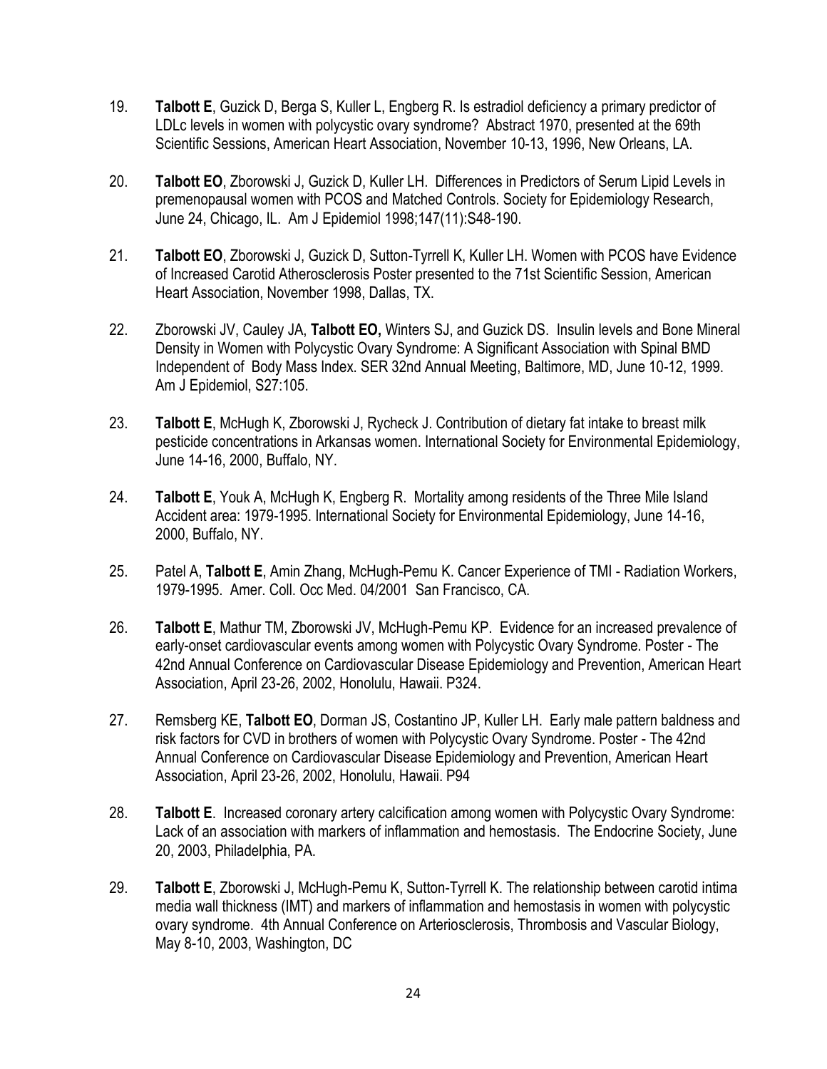19. **Talbott E**, Guzick D, Berga S, Kuller L, Engberg R. Is estradiol deficiency a primary predictor of LDLc levels in women with polycystic ovary syndrome? Abstract 1970, presented at the 69th Scientific Sessions, American Heart Association, November 10-13, 1996, New Orleans, LA.

20. **Talbott EO**, Zborowski J, Guzick D, Kuller LH. Differences in Predictors of Serum Lipid Levels in premenopausal women with PCOS and Matched Controls. Society for Epidemiology Research, June 24, Chicago, IL. Am J Epidemiol 1998;147(11):S48-190.

21. **Talbott EO**, Zborowski J, Guzick D, Sutton-Tyrrell K, Kuller LH. Women with PCOS have Evidence of Increased Carotid Atherosclerosis Poster presented to the 71st Scientific Session, American Heart Association, November 1998, Dallas, TX.

22. Zborowski JV, Cauley JA, **Talbott EO,** Winters SJ, and Guzick DS. Insulin levels and Bone Mineral Density in Women with Polycystic Ovary Syndrome: A Significant Association with Spinal BMD Independent of Body Mass Index. SER 32nd Annual Meeting, Baltimore, MD, June 10-12, 1999. Am J Epidemiol, S27:105.

23. **Talbott E**, McHugh K, Zborowski J, Rycheck J. Contribution of dietary fat intake to breast milk pesticide concentrations in Arkansas women. International Society for Environmental Epidemiology, June 14-16, 2000, Buffalo, NY.

24. **Talbott E**, Youk A, McHugh K, Engberg R. Mortality among residents of the Three Mile Island Accident area: 1979-1995. International Society for Environmental Epidemiology, June 14-16, 2000, Buffalo, NY.

25. Patel A, **Talbott E**, Amin Zhang, McHugh-Pemu K. Cancer Experience of TMI - Radiation Workers, 1979-1995. Amer. Coll. Occ Med. 04/2001 San Francisco, CA.

26. **Talbott E**, Mathur TM, Zborowski JV, McHugh-Pemu KP. Evidence for an increased prevalence of early-onset cardiovascular events among women with Polycystic Ovary Syndrome. Poster - The 42nd Annual Conference on Cardiovascular Disease Epidemiology and Prevention, American Heart Association, April 23-26, 2002, Honolulu, Hawaii. P324.

27. Remsberg KE, **Talbott EO**, Dorman JS, Costantino JP, Kuller LH. Early male pattern baldness and risk factors for CVD in brothers of women with Polycystic Ovary Syndrome. Poster - The 42nd Annual Conference on Cardiovascular Disease Epidemiology and Prevention, American Heart Association, April 23-26, 2002, Honolulu, Hawaii. P94

28. **Talbott E**. Increased coronary artery calcification among women with Polycystic Ovary Syndrome: Lack of an association with markers of inflammation and hemostasis. The Endocrine Society, June 20, 2003, Philadelphia, PA.

29. **Talbott E**, Zborowski J, McHugh-Pemu K, Sutton-Tyrrell K. The relationship between carotid intima media wall thickness (IMT) and markers of inflammation and hemostasis in women with polycystic ovary syndrome. 4th Annual Conference on Arteriosclerosis, Thrombosis and Vascular Biology, May 8-10, 2003, Washington, DC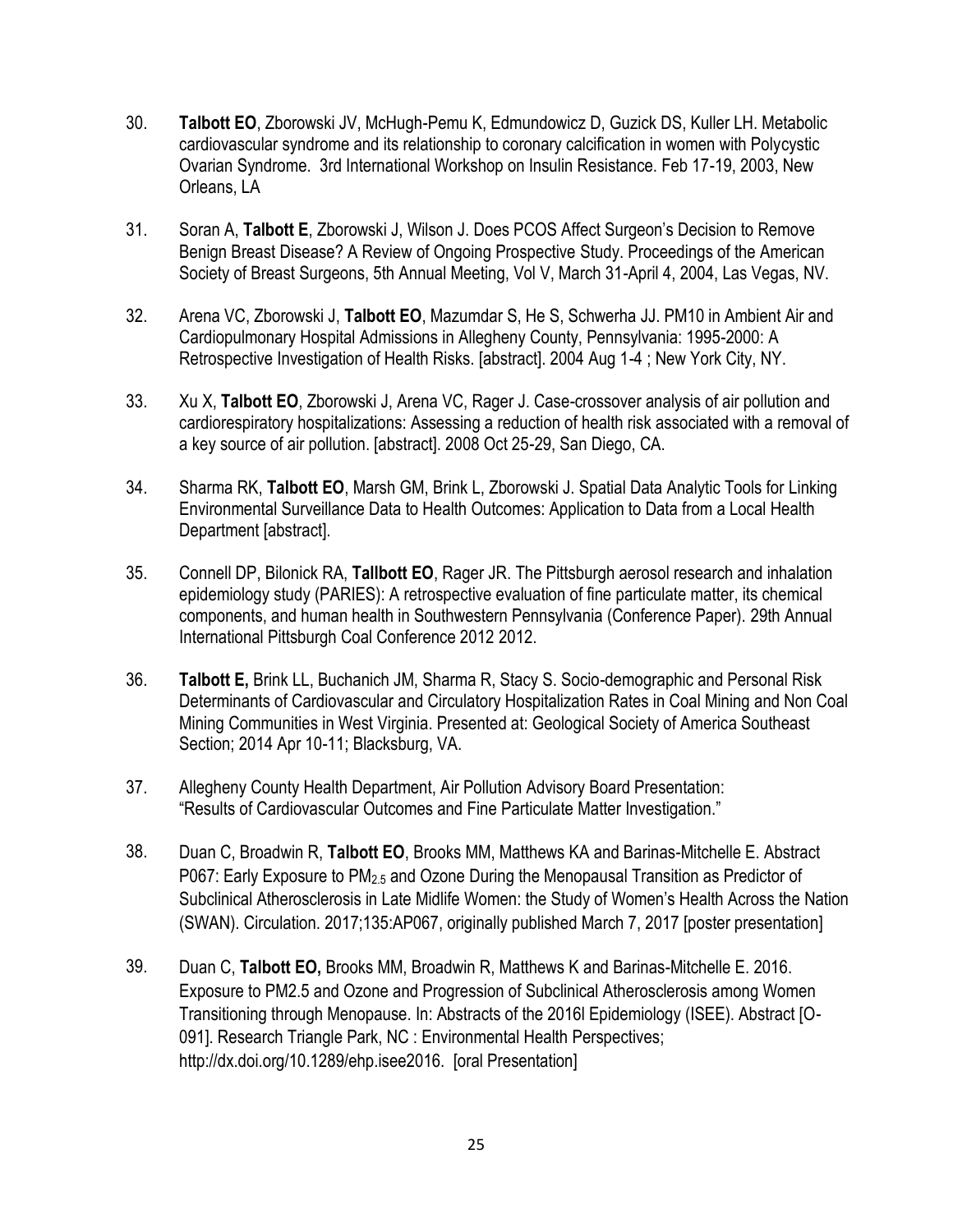30. **Talbott EO**, Zborowski JV, McHugh-Pemu K, Edmundowicz D, Guzick DS, Kuller LH. Metabolic cardiovascular syndrome and its relationship to coronary calcification in women with Polycystic Ovarian Syndrome. 3rd International Workshop on Insulin Resistance. Feb 17-19, 2003, New Orleans, LA

31. Soran A, **Talbott E**, Zborowski J, Wilson J. Does PCOS Affect Surgeon's Decision to Remove Benign Breast Disease? A Review of Ongoing Prospective Study. Proceedings of the American Society of Breast Surgeons, 5th Annual Meeting, Vol V, March 31-April 4, 2004, Las Vegas, NV.

32. Arena VC, Zborowski J, **Talbott EO**, Mazumdar S, He S, Schwerha JJ. PM10 in Ambient Air and Cardiopulmonary Hospital Admissions in Allegheny County, Pennsylvania: 1995-2000: A Retrospective Investigation of Health Risks. [abstract]. 2004 Aug 1-4 ; New York City, NY.

33. Xu X, **Talbott EO**, Zborowski J, Arena VC, Rager J. Case-crossover analysis of air pollution and cardiorespiratory hospitalizations: Assessing a reduction of health risk associated with a removal of a key source of air pollution. [abstract]. 2008 Oct 25-29, San Diego, CA.

34. Sharma RK, **Talbott EO**, Marsh GM, Brink L, Zborowski J. Spatial Data Analytic Tools for Linking Environmental Surveillance Data to Health Outcomes: Application to Data from a Local Health Department [abstract].

35. Connell DP, Bilonick RA, **Tallbott EO**, Rager JR. The Pittsburgh aerosol research and inhalation epidemiology study (PARIES): A retrospective evaluation of fine particulate matter, its chemical components, and human health in Southwestern Pennsylvania (Conference Paper). 29th Annual International Pittsburgh Coal Conference 2012 2012.

36. **Talbott E,** Brink LL, Buchanich JM, Sharma R, Stacy S. Socio-demographic and Personal Risk Determinants of Cardiovascular and Circulatory Hospitalization Rates in Coal Mining and Non Coal Mining Communities in West Virginia. Presented at: Geological Society of America Southeast Section; 2014 Apr 10-11; Blacksburg, VA.

37. Allegheny County Health Department, Air Pollution Advisory Board Presentation: "Results of Cardiovascular Outcomes and Fine Particulate Matter Investigation."

38. Duan C, Broadwin R, **Talbott EO**, Brooks MM, Matthews KA and Barinas-Mitchelle E. Abstract P067: Early Exposure to $PM_{2.5}$ and Ozone During the Menopausal Transition as Predictor of Subclinical Atherosclerosis in Late Midlife Women: the Study of Women's Health Across the Nation (SWAN). Circulation. 2017;135:AP067, originally published March 7, 2017 [poster presentation]

39. Duan C, **Talbott EO,** Brooks MM, Broadwin R, Matthews K and Barinas-Mitchelle E. 2016. Exposure to PM2.5 and Ozone and Progression of Subclinical Atherosclerosis among Women Transitioning through Menopause. In: Abstracts of the 2016l Epidemiology (ISEE). Abstract [O-091]. Research Triangle Park, NC : Environmental Health Perspectives; http://dx.doi.org/10.1289/ehp.isee2016. [oral Presentation]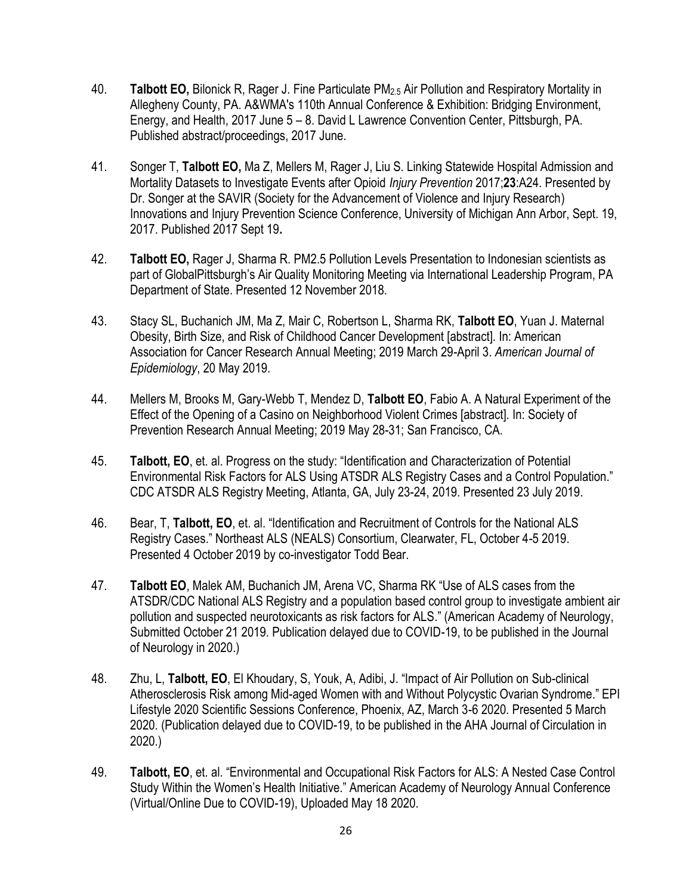40. **Talbott EO,** Bilonick R, Rager J. Fine Particulate $PM_{2.5}$ Air Pollution and Respiratory Mortality in Allegheny County, PA. A&WMA's 110th Annual Conference & Exhibition: Bridging Environment, Energy, and Health, 2017 June 5 – 8. David L Lawrence Convention Center, Pittsburgh, PA. Published abstract/proceedings, 2017 June.

41. Songer T, **Talbott EO,** Ma Z, Mellers M, Rager J, Liu S. Linking Statewide Hospital Admission and Mortality Datasets to Investigate Events after Opioid *Injury Prevention* 2017;**23**:A24. Presented by Dr. Songer at the SAVIR (Society for the Advancement of Violence and Injury Research) Innovations and Injury Prevention Science Conference, University of Michigan Ann Arbor, Sept. 19, 2017. Published 2017 Sept 19**.**

42. **Talbott EO,** Rager J, Sharma R. PM2.5 Pollution Levels Presentation to Indonesian scientists as part of GlobalPittsburgh's Air Quality Monitoring Meeting via International Leadership Program, PA Department of State. Presented 12 November 2018.

43. Stacy SL, Buchanich JM, Ma Z, Mair C, Robertson L, Sharma RK, **Talbott EO**, Yuan J. Maternal Obesity, Birth Size, and Risk of Childhood Cancer Development [abstract]. In: American Association for Cancer Research Annual Meeting; 2019 March 29-April 3. *American Journal of Epidemiology*, 20 May 2019.

44. Mellers M, Brooks M, Gary-Webb T, Mendez D, **Talbott EO**, Fabio A. A Natural Experiment of the Effect of the Opening of a Casino on Neighborhood Violent Crimes [abstract]. In: Society of Prevention Research Annual Meeting; 2019 May 28-31; San Francisco, CA.

45. **Talbott, EO**, et. al. Progress on the study: "Identification and Characterization of Potential Environmental Risk Factors for ALS Using ATSDR ALS Registry Cases and a Control Population." CDC ATSDR ALS Registry Meeting, Atlanta, GA, July 23-24, 2019. Presented 23 July 2019.

46. Bear, T, **Talbott, EO**, et. al. "Identification and Recruitment of Controls for the National ALS Registry Cases." Northeast ALS (NEALS) Consortium, Clearwater, FL, October 4-5 2019. Presented 4 October 2019 by co-investigator Todd Bear.

47. **Talbott EO**, Malek AM, Buchanich JM, Arena VC, Sharma RK "Use of ALS cases from the ATSDR/CDC National ALS Registry and a population based control group to investigate ambient air pollution and suspected neurotoxicants as risk factors for ALS." (American Academy of Neurology, Submitted October 21 2019. Publication delayed due to COVID-19, to be published in the Journal of Neurology in 2020.)

48. Zhu, L, **Talbott, EO**, El Khoudary, S, Youk, A, Adibi, J. "Impact of Air Pollution on Sub-clinical Atherosclerosis Risk among Mid-aged Women with and Without Polycystic Ovarian Syndrome." EPI Lifestyle 2020 Scientific Sessions Conference, Phoenix, AZ, March 3-6 2020. Presented 5 March 2020. (Publication delayed due to COVID-19, to be published in the AHA Journal of Circulation in 2020.)

49. **Talbott, EO**, et. al. "Environmental and Occupational Risk Factors for ALS: A Nested Case Control Study Within the Women's Health Initiative." American Academy of Neurology Annual Conference (Virtual/Online Due to COVID-19), Uploaded May 18 2020.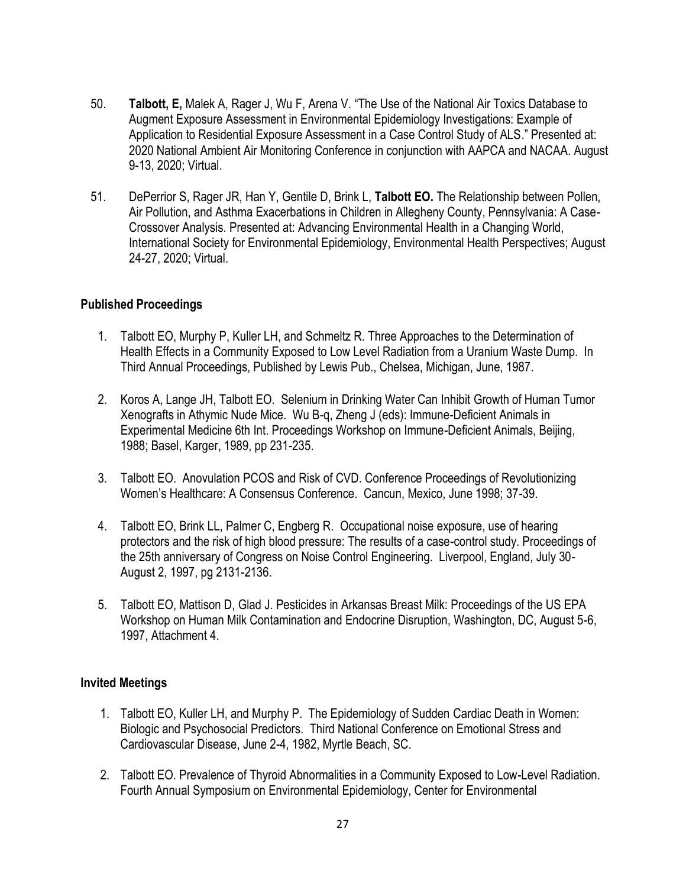50. **Talbott, E,** Malek A, Rager J, Wu F, Arena V. "The Use of the National Air Toxics Database to Augment Exposure Assessment in Environmental Epidemiology Investigations: Example of Application to Residential Exposure Assessment in a Case Control Study of ALS." Presented at: 2020 National Ambient Air Monitoring Conference in conjunction with AAPCA and NACAA. August 9-13, 2020; Virtual.

51. DePerrior S, Rager JR, Han Y, Gentile D, Brink L, **Talbott EO.** The Relationship between Pollen, Air Pollution, and Asthma Exacerbations in Children in Allegheny County, Pennsylvania: A Case-Crossover Analysis. Presented at: Advancing Environmental Health in a Changing World, International Society for Environmental Epidemiology, Environmental Health Perspectives; August 24-27, 2020; Virtual.

## Published Proceedings

1. Talbott EO, Murphy P, Kuller LH, and Schmeltz R. Three Approaches to the Determination of Health Effects in a Community Exposed to Low Level Radiation from a Uranium Waste Dump. In Third Annual Proceedings, Published by Lewis Pub., Chelsea, Michigan, June, 1987.

2. Koros A, Lange JH, Talbott EO. Selenium in Drinking Water Can Inhibit Growth of Human Tumor Xenografts in Athymic Nude Mice. Wu B-q, Zheng J (eds): Immune-Deficient Animals in Experimental Medicine 6th Int. Proceedings Workshop on Immune-Deficient Animals, Beijing, 1988; Basel, Karger, 1989, pp 231-235.

3. Talbott EO. Anovulation PCOS and Risk of CVD. Conference Proceedings of Revolutionizing Women's Healthcare: A Consensus Conference. Cancun, Mexico, June 1998; 37-39.

4. Talbott EO, Brink LL, Palmer C, Engberg R. Occupational noise exposure, use of hearing protectors and the risk of high blood pressure: The results of a case-control study. Proceedings of the 25th anniversary of Congress on Noise Control Engineering. Liverpool, England, July 30-August 2, 1997, pg 2131-2136.

5. Talbott EO, Mattison D, Glad J. Pesticides in Arkansas Breast Milk: Proceedings of the US EPA Workshop on Human Milk Contamination and Endocrine Disruption, Washington, DC, August 5-6, 1997, Attachment 4.

## Invited Meetings

1. Talbott EO, Kuller LH, and Murphy P. The Epidemiology of Sudden Cardiac Death in Women: Biologic and Psychosocial Predictors. Third National Conference on Emotional Stress and Cardiovascular Disease, June 2-4, 1982, Myrtle Beach, SC.

2. Talbott EO. Prevalence of Thyroid Abnormalities in a Community Exposed to Low-Level Radiation. Fourth Annual Symposium on Environmental Epidemiology, Center for Environmental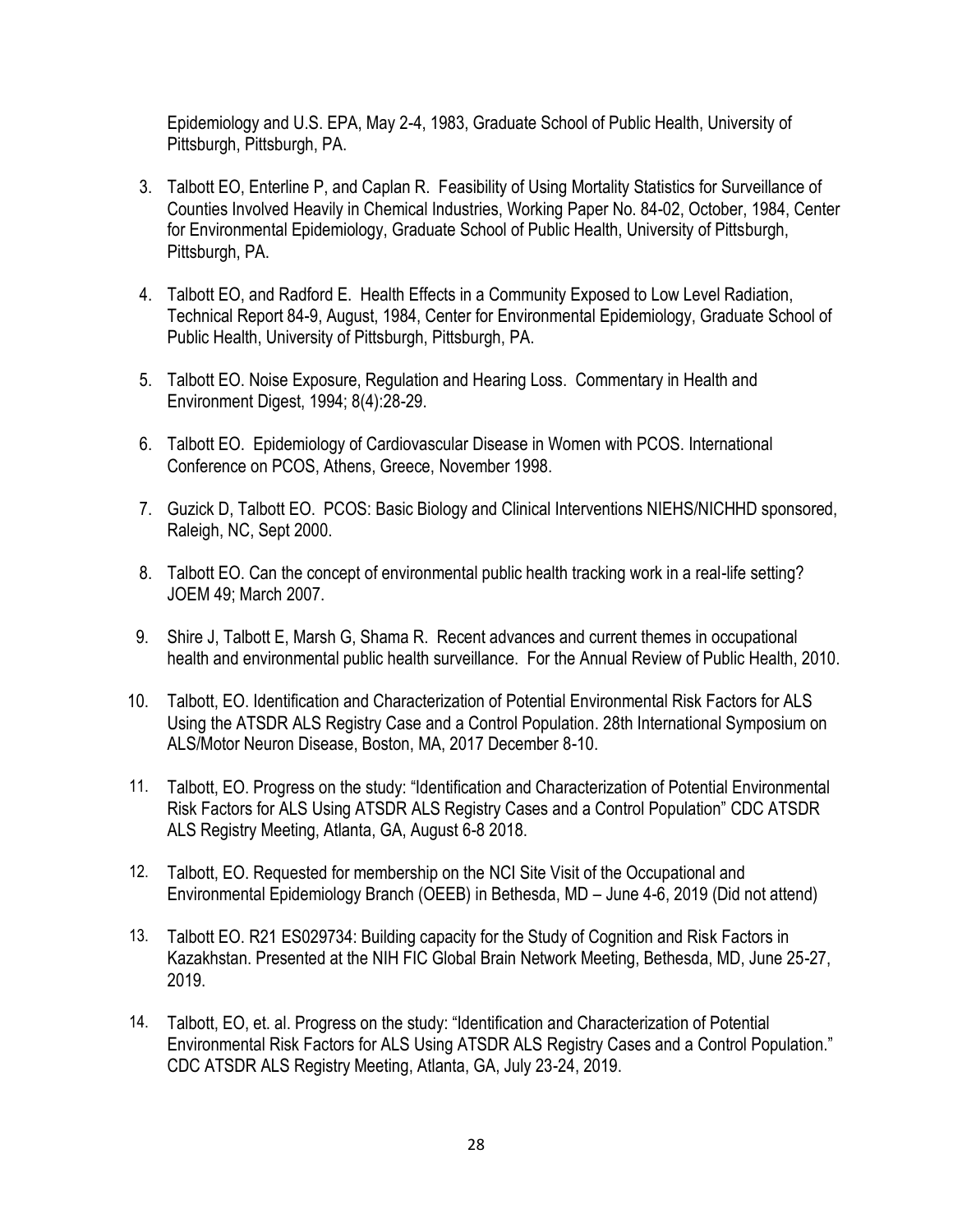Epidemiology and U.S. EPA, May 2-4, 1983, Graduate School of Public Health, University of Pittsburgh, Pittsburgh, PA.

3. Talbott EO, Enterline P, and Caplan R. Feasibility of Using Mortality Statistics for Surveillance of Counties Involved Heavily in Chemical Industries, Working Paper No. 84-02, October, 1984, Center for Environmental Epidemiology, Graduate School of Public Health, University of Pittsburgh, Pittsburgh, PA.

4. Talbott EO, and Radford E. Health Effects in a Community Exposed to Low Level Radiation, Technical Report 84-9, August, 1984, Center for Environmental Epidemiology, Graduate School of Public Health, University of Pittsburgh, Pittsburgh, PA.

5. Talbott EO. Noise Exposure, Regulation and Hearing Loss. Commentary in Health and Environment Digest, 1994; 8(4):28-29.

6. Talbott EO. Epidemiology of Cardiovascular Disease in Women with PCOS. International Conference on PCOS, Athens, Greece, November 1998.

7. Guzick D, Talbott EO. PCOS: Basic Biology and Clinical Interventions NIEHS/NICHHD sponsored, Raleigh, NC, Sept 2000.

8. Talbott EO. Can the concept of environmental public health tracking work in a real-life setting? JOEM 49; March 2007.

9. Shire J, Talbott E, Marsh G, Shama R. Recent advances and current themes in occupational health and environmental public health surveillance. For the Annual Review of Public Health, 2010.

10. Talbott, EO. Identification and Characterization of Potential Environmental Risk Factors for ALS Using the ATSDR ALS Registry Case and a Control Population. 28th International Symposium on ALS/Motor Neuron Disease, Boston, MA, 2017 December 8-10.

11. Talbott, EO. Progress on the study: "Identification and Characterization of Potential Environmental Risk Factors for ALS Using ATSDR ALS Registry Cases and a Control Population" CDC ATSDR ALS Registry Meeting, Atlanta, GA, August 6-8 2018.

12. Talbott, EO. Requested for membership on the NCI Site Visit of the Occupational and Environmental Epidemiology Branch (OEEB) in Bethesda, MD – June 4-6, 2019 (Did not attend)

13. Talbott EO. R21 ES029734: Building capacity for the Study of Cognition and Risk Factors in Kazakhstan. Presented at the NIH FIC Global Brain Network Meeting, Bethesda, MD, June 25-27, 2019.

14. Talbott, EO, et. al. Progress on the study: "Identification and Characterization of Potential Environmental Risk Factors for ALS Using ATSDR ALS Registry Cases and a Control Population." CDC ATSDR ALS Registry Meeting, Atlanta, GA, July 23-24, 2019.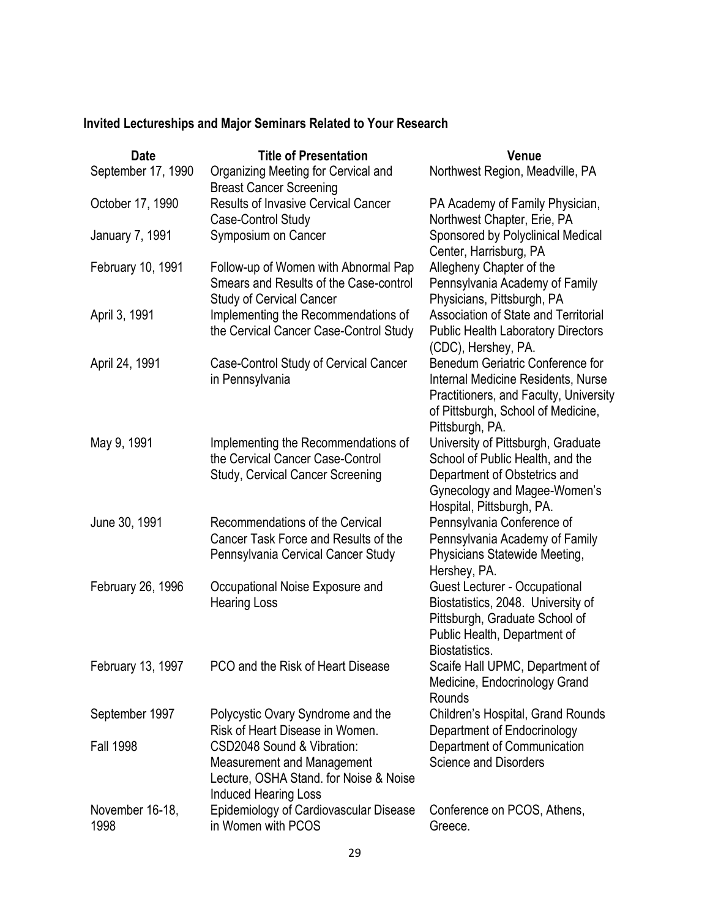### Invited Lectureships and Major Seminars Related to Your Research

| Date | Title of Presentation | Venue |
|---|---|---|
| September 17, 1990 | Organizing Meeting for Cervical and Breast Cancer Screening | Northwest Region, Meadville, PA |
| October 17, 1990 | Results of Invasive Cervical Cancer Case-Control Study | PA Academy of Family Physician, Northwest Chapter, Erie, PA |
| January 7, 1991 | Symposium on Cancer | Sponsored by Polyclinical Medical Center, Harrisburg, PA |
| February 10, 1991 | Follow-up of Women with Abnormal Pap Smears and Results of the Case-control Study of Cervical Cancer | Allegheny Chapter of the Pennsylvania Academy of Family Physicians, Pittsburgh, PA |
| April 3, 1991 | Implementing the Recommendations of the Cervical Cancer Case-Control Study | Association of State and Territorial Public Health Laboratory Directors (CDC), Hershey, PA. |
| April 24, 1991 | Case-Control Study of Cervical Cancer in Pennsylvania | Benedum Geriatric Conference for Internal Medicine Residents, Nurse Practitioners, and Faculty, University of Pittsburgh, School of Medicine, Pittsburgh, PA. |
| May 9, 1991 | Implementing the Recommendations of the Cervical Cancer Case-Control Study, Cervical Cancer Screening | University of Pittsburgh, Graduate School of Public Health, and the Department of Obstetrics and Gynecology and Magee-Women's Hospital, Pittsburgh, PA. |
| June 30, 1991 | Recommendations of the Cervical Cancer Task Force and Results of the Pennsylvania Cervical Cancer Study | Pennsylvania Conference of Pennsylvania Academy of Family Physicians Statewide Meeting, Hershey, PA. |
| February 26, 1996 | Occupational Noise Exposure and Hearing Loss | Guest Lecturer - Occupational Biostatistics, 2048. University of Pittsburgh, Graduate School of Public Health, Department of Biostatistics. |
| February 13, 1997 | PCO and the Risk of Heart Disease | Scaife Hall UPMC, Department of Medicine, Endocrinology Grand Rounds |
| September 1997 | Polycystic Ovary Syndrome and the Risk of Heart Disease in Women. | Children's Hospital, Grand Rounds Department of Endocrinology |
| Fall 1998 | CSD2048 Sound & Vibration: Measurement and Management Lecture, OSHA Stand. for Noise & Noise Induced Hearing Loss | Department of Communication Science and Disorders |
| November 16-18, 1998 | Epidemiology of Cardiovascular Disease in Women with PCOS | Conference on PCOS, Athens, Greece. |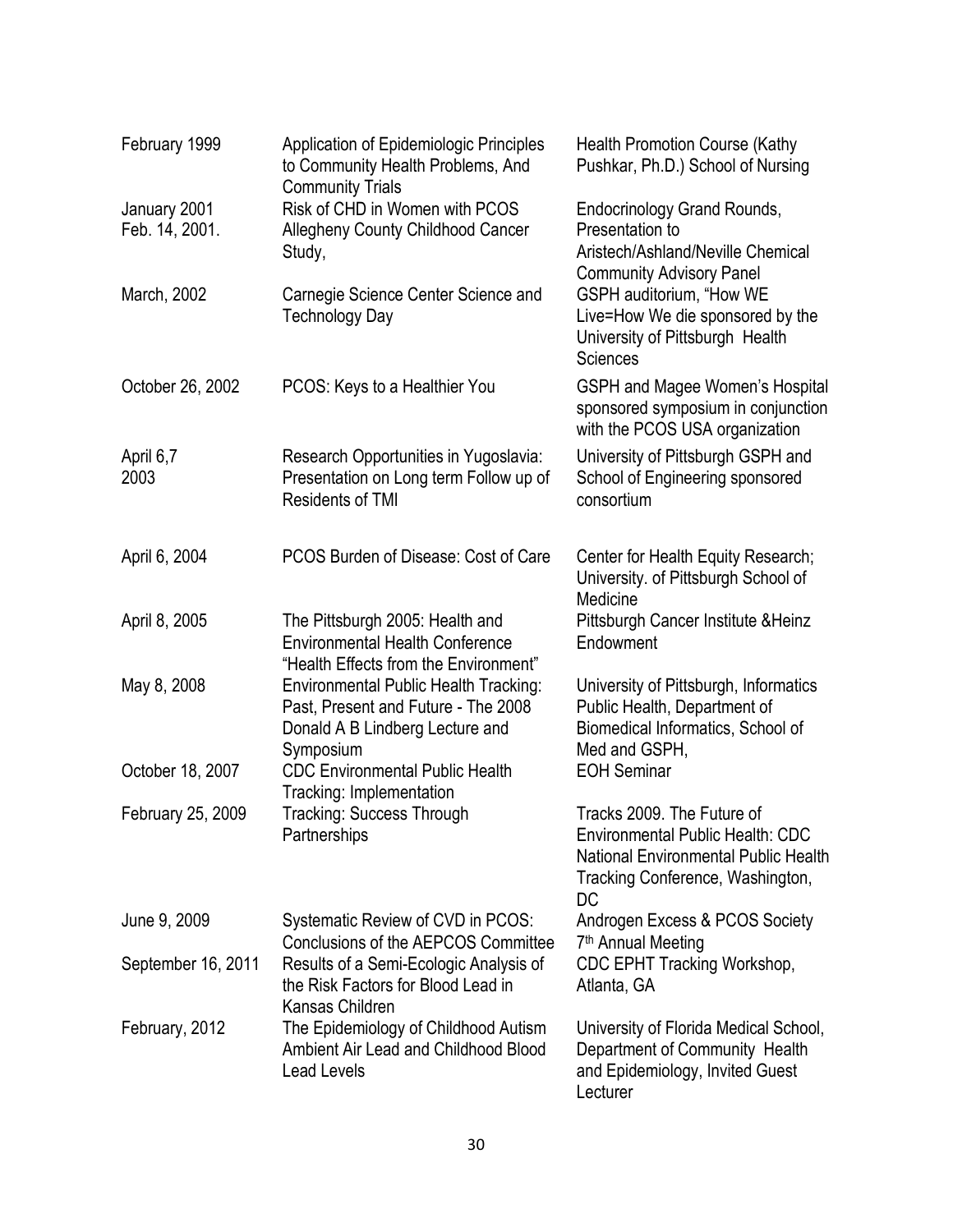| | | |
|---|---|---|
| February 1999 | Application of Epidemiologic Principles to Community Health Problems, And Community Trials | Health Promotion Course (Kathy Pushkar, Ph.D.) School of Nursing |
| January 2001 | Risk of CHD in Women with PCOS | Endocrinology Grand Rounds, |
| Feb. 14, 2001. | Allegheny County Childhood Cancer Study, | Presentation to Aristech/Ashland/Neville Chemical Community Advisory Panel |
| March, 2002 | Carnegie Science Center Science and Technology Day | GSPH auditorium, "How WE Live=How We die sponsored by the University of Pittsburgh Health Sciences |
| October 26, 2002 | PCOS: Keys to a Healthier You | GSPH and Magee Women's Hospital sponsored symposium in conjunction with the PCOS USA organization |
| April 6,7 2003 | Research Opportunities in Yugoslavia: Presentation on Long term Follow up of Residents of TMI | University of Pittsburgh GSPH and School of Engineering sponsored consortium |
| April 6, 2004 | PCOS Burden of Disease: Cost of Care | Center for Health Equity Research; University. of Pittsburgh School of Medicine |
| April 8, 2005 | The Pittsburgh 2005: Health and Environmental Health Conference "Health Effects from the Environment" | Pittsburgh Cancer Institute &Heinz Endowment |
| May 8, 2008 | Environmental Public Health Tracking: Past, Present and Future - The 2008 Donald A B Lindberg Lecture and Symposium | University of Pittsburgh, Informatics Public Health, Department of Biomedical Informatics, School of Med and GSPH, |
| October 18, 2007 | CDC Environmental Public Health Tracking: Implementation | EOH Seminar |
| February 25, 2009 | Tracking: Success Through Partnerships | Tracks 2009. The Future of Environmental Public Health: CDC National Environmental Public Health Tracking Conference, Washington, DC |
| June 9, 2009 | Systematic Review of CVD in PCOS: Conclusions of the AEPCOS Committee | Androgen Excess & PCOS Society 7th Annual Meeting |
| September 16, 2011 | Results of a Semi-Ecologic Analysis of the Risk Factors for Blood Lead in Kansas Children | CDC EPHT Tracking Workshop, Atlanta, GA |
| February, 2012 | The Epidemiology of Childhood Autism Ambient Air Lead and Childhood Blood Lead Levels | University of Florida Medical School, Department of Community Health and Epidemiology, Invited Guest Lecturer |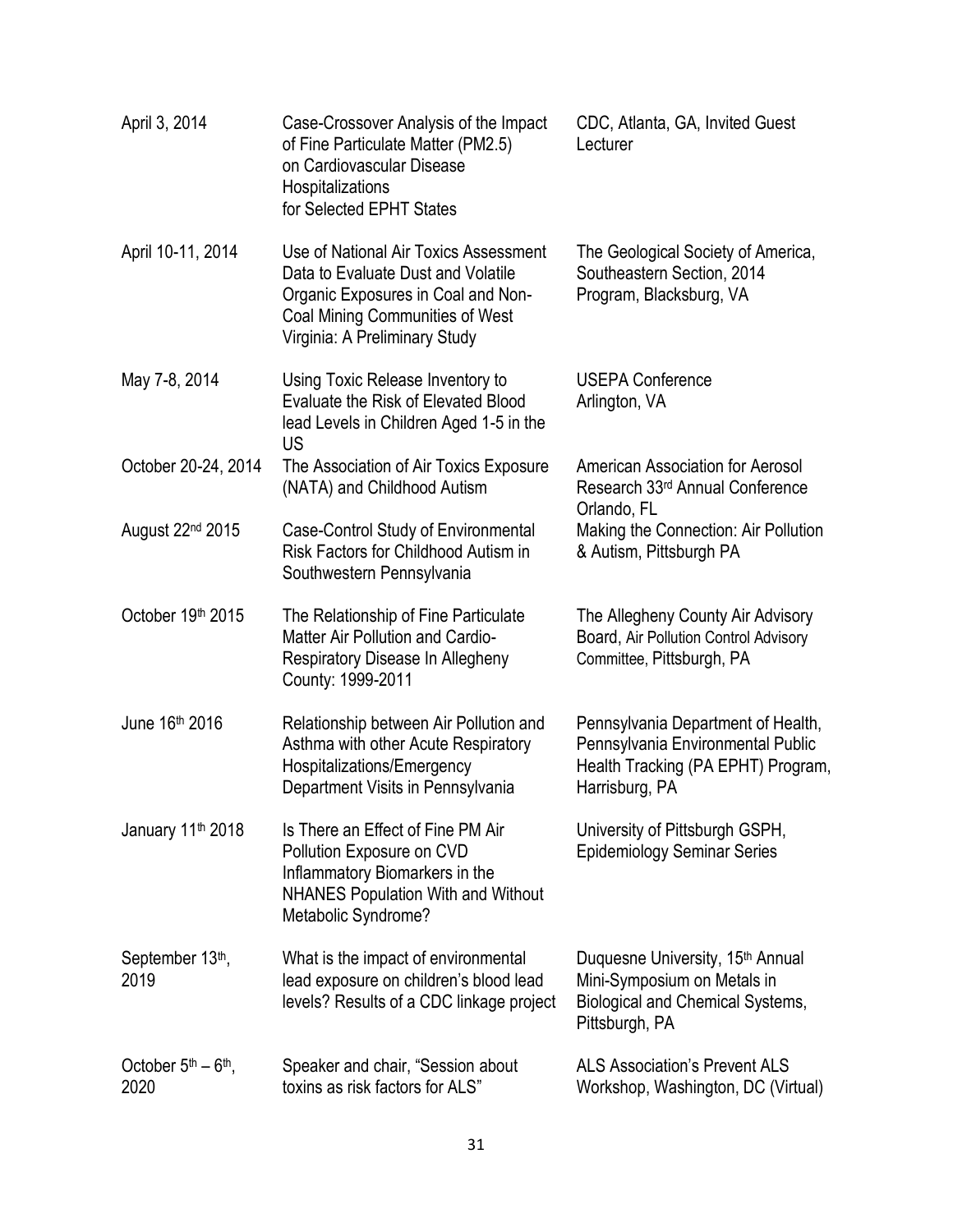| | | |
|---|---|---|
| April 3, 2014 | Case-Crossover Analysis of the Impact of Fine Particulate Matter (PM2.5) on Cardiovascular Disease Hospitalizations for Selected EPHT States | CDC, Atlanta, GA, Invited Guest Lecturer |
| April 10-11, 2014 | Use of National Air Toxics Assessment Data to Evaluate Dust and Volatile Organic Exposures in Coal and Non-Coal Mining Communities of West Virginia: A Preliminary Study | The Geological Society of America, Southeastern Section, 2014 Program, Blacksburg, VA |
| May 7-8, 2014 | Using Toxic Release Inventory to Evaluate the Risk of Elevated Blood lead Levels in Children Aged 1-5 in the US | USEPA Conference Arlington, VA |
| October 20-24, 2014 | The Association of Air Toxics Exposure (NATA) and Childhood Autism | American Association for Aerosol Research 33rd Annual Conference Orlando, FL |
| August 22nd 2015 | Case-Control Study of Environmental Risk Factors for Childhood Autism in Southwestern Pennsylvania | Making the Connection: Air Pollution & Autism, Pittsburgh PA |
| October 19th 2015 | The Relationship of Fine Particulate Matter Air Pollution and Cardio-Respiratory Disease In Allegheny County: 1999-2011 | The Allegheny County Air Advisory Board, Air Pollution Control Advisory Committee, Pittsburgh, PA |
| June 16th 2016 | Relationship between Air Pollution and Asthma with other Acute Respiratory Hospitalizations/Emergency Department Visits in Pennsylvania | Pennsylvania Department of Health, Pennsylvania Environmental Public Health Tracking (PA EPHT) Program, Harrisburg, PA |
| January 11th 2018 | Is There an Effect of Fine PM Air Pollution Exposure on CVD Inflammatory Biomarkers in the NHANES Population With and Without Metabolic Syndrome? | University of Pittsburgh GSPH, Epidemiology Seminar Series |
| September 13th, 2019 | What is the impact of environmental lead exposure on children's blood lead levels? Results of a CDC linkage project | Duquesne University, 15th Annual Mini-Symposium on Metals in Biological and Chemical Systems, Pittsburgh, PA |
| October 5th – 6th, 2020 | Speaker and chair, "Session about toxins as risk factors for ALS" | ALS Association's Prevent ALS Workshop, Washington, DC (Virtual) |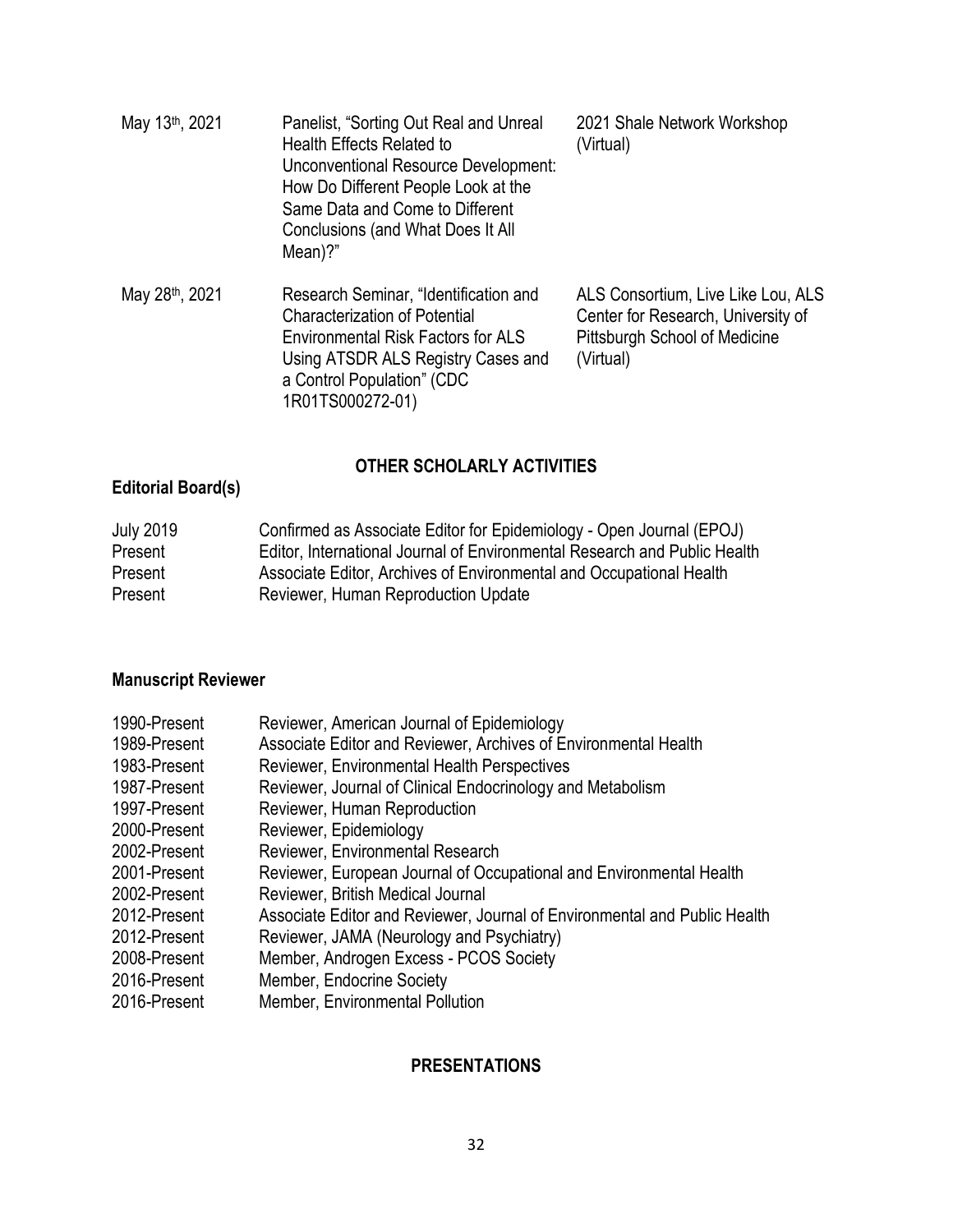| | | |
|---|---|---|
| May 13th, 2021 | Panelist, "Sorting Out Real and Unreal Health Effects Related to Unconventional Resource Development: How Do Different People Look at the Same Data and Come to Different Conclusions (and What Does It All Mean)?" | 2021 Shale Network Workshop (Virtual) |
| May 28th, 2021 | Research Seminar, "Identification and Characterization of Potential Environmental Risk Factors for ALS Using ATSDR ALS Registry Cases and a Control Population" (CDC 1R01TS000272-01) | ALS Consortium, Live Like Lou, ALS Center for Research, University of Pittsburgh School of Medicine (Virtual) |

## OTHER SCHOLARLY ACTIVITIES

### Editorial Board(s)

| | |
|---|---|
| July 2019 | Confirmed as Associate Editor for Epidemiology - Open Journal (EPOJ) |
| Present | Editor, International Journal of Environmental Research and Public Health |
| Present | Associate Editor, Archives of Environmental and Occupational Health |
| Present | Reviewer, Human Reproduction Update |

### Manuscript Reviewer

| | |
|---|---|
| 1990-Present | Reviewer, American Journal of Epidemiology |
| 1989-Present | Associate Editor and Reviewer, Archives of Environmental Health |
| 1983-Present | Reviewer, Environmental Health Perspectives |
| 1987-Present | Reviewer, Journal of Clinical Endocrinology and Metabolism |
| 1997-Present | Reviewer, Human Reproduction |
| 2000-Present | Reviewer, Epidemiology |
| 2002-Present | Reviewer, Environmental Research |
| 2001-Present | Reviewer, European Journal of Occupational and Environmental Health |
| 2002-Present | Reviewer, British Medical Journal |
| 2012-Present | Associate Editor and Reviewer, Journal of Environmental and Public Health |
| 2012-Present | Reviewer, JAMA (Neurology and Psychiatry) |
| 2008-Present | Member, Androgen Excess - PCOS Society |
| 2016-Present | Member, Endocrine Society |
| 2016-Present | Member, Environmental Pollution |

## PRESENTATIONS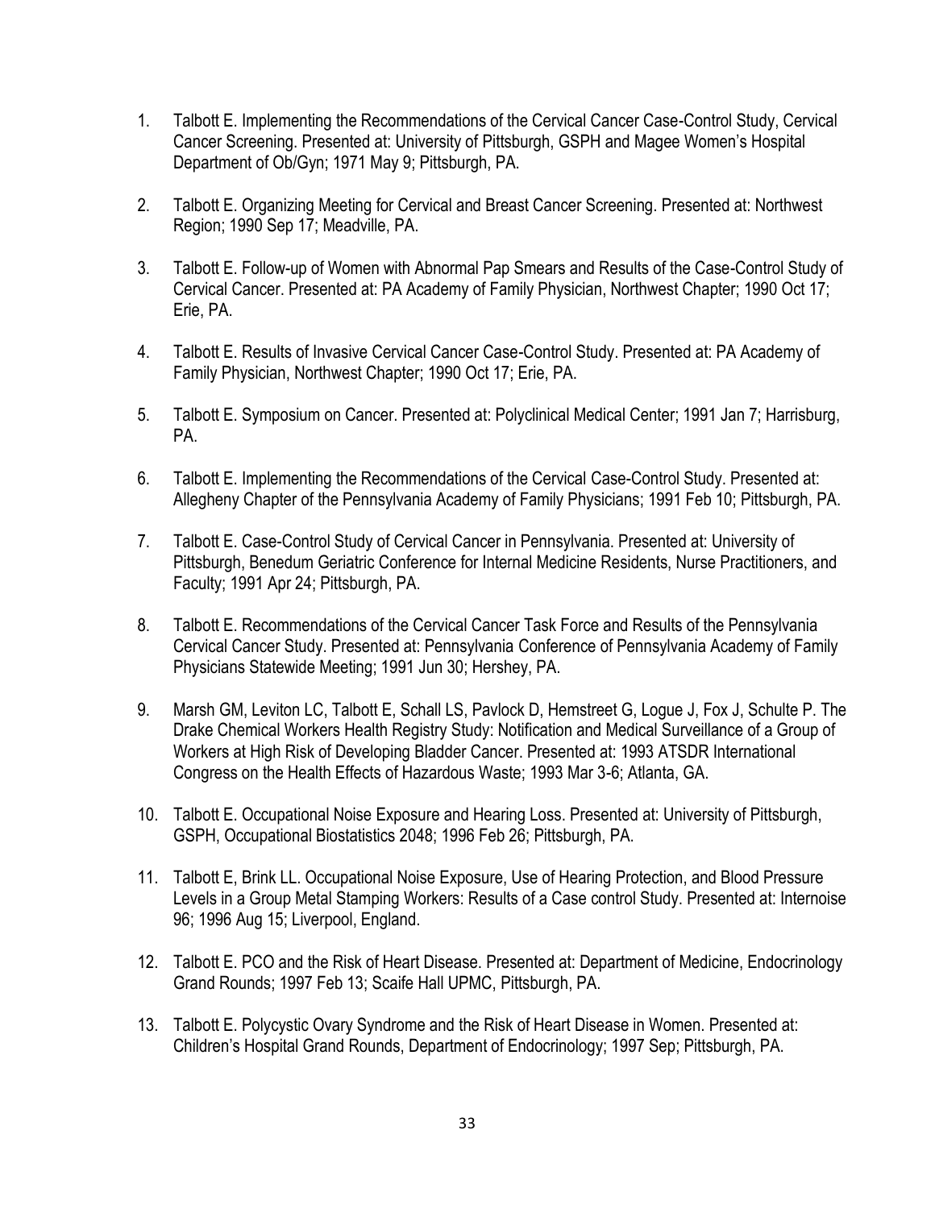1. Talbott E. Implementing the Recommendations of the Cervical Cancer Case-Control Study, Cervical Cancer Screening. Presented at: University of Pittsburgh, GSPH and Magee Women's Hospital Department of Ob/Gyn; 1971 May 9; Pittsburgh, PA.

2. Talbott E. Organizing Meeting for Cervical and Breast Cancer Screening. Presented at: Northwest Region; 1990 Sep 17; Meadville, PA.

3. Talbott E. Follow-up of Women with Abnormal Pap Smears and Results of the Case-Control Study of Cervical Cancer. Presented at: PA Academy of Family Physician, Northwest Chapter; 1990 Oct 17; Erie, PA.

4. Talbott E. Results of Invasive Cervical Cancer Case-Control Study. Presented at: PA Academy of Family Physician, Northwest Chapter; 1990 Oct 17; Erie, PA.

5. Talbott E. Symposium on Cancer. Presented at: Polyclinical Medical Center; 1991 Jan 7; Harrisburg, PA.

6. Talbott E. Implementing the Recommendations of the Cervical Case-Control Study. Presented at: Allegheny Chapter of the Pennsylvania Academy of Family Physicians; 1991 Feb 10; Pittsburgh, PA.

7. Talbott E. Case-Control Study of Cervical Cancer in Pennsylvania. Presented at: University of Pittsburgh, Benedum Geriatric Conference for Internal Medicine Residents, Nurse Practitioners, and Faculty; 1991 Apr 24; Pittsburgh, PA.

8. Talbott E. Recommendations of the Cervical Cancer Task Force and Results of the Pennsylvania Cervical Cancer Study. Presented at: Pennsylvania Conference of Pennsylvania Academy of Family Physicians Statewide Meeting; 1991 Jun 30; Hershey, PA.

9. Marsh GM, Leviton LC, Talbott E, Schall LS, Pavlock D, Hemstreet G, Logue J, Fox J, Schulte P. The Drake Chemical Workers Health Registry Study: Notification and Medical Surveillance of a Group of Workers at High Risk of Developing Bladder Cancer. Presented at: 1993 ATSDR International Congress on the Health Effects of Hazardous Waste; 1993 Mar 3-6; Atlanta, GA.

10. Talbott E. Occupational Noise Exposure and Hearing Loss. Presented at: University of Pittsburgh, GSPH, Occupational Biostatistics 2048; 1996 Feb 26; Pittsburgh, PA.

11. Talbott E, Brink LL. Occupational Noise Exposure, Use of Hearing Protection, and Blood Pressure Levels in a Group Metal Stamping Workers: Results of a Case control Study. Presented at: Internoise 96; 1996 Aug 15; Liverpool, England.

12. Talbott E. PCO and the Risk of Heart Disease. Presented at: Department of Medicine, Endocrinology Grand Rounds; 1997 Feb 13; Scaife Hall UPMC, Pittsburgh, PA.

13. Talbott E. Polycystic Ovary Syndrome and the Risk of Heart Disease in Women. Presented at: Children's Hospital Grand Rounds, Department of Endocrinology; 1997 Sep; Pittsburgh, PA.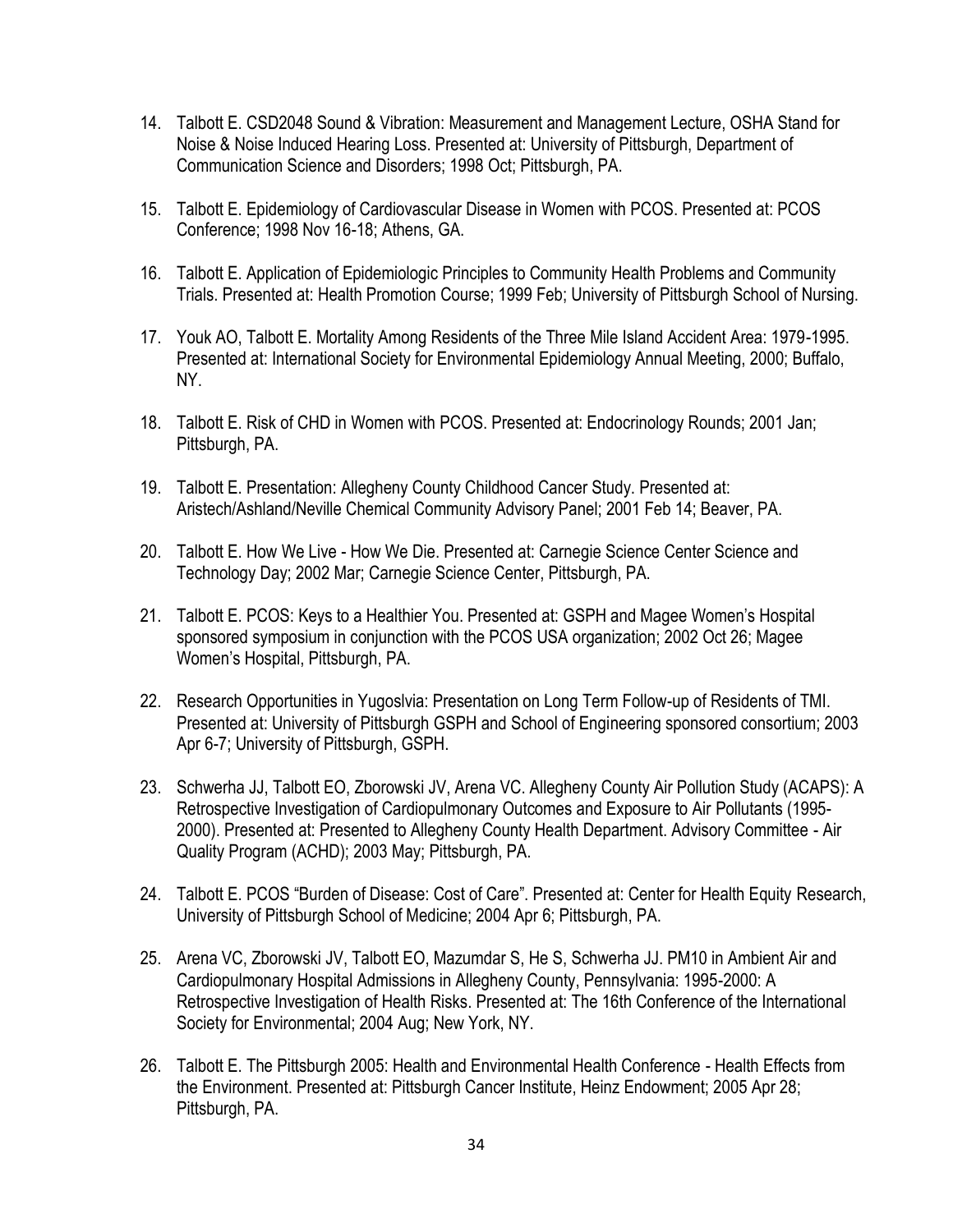14. Talbott E. CSD2048 Sound & Vibration: Measurement and Management Lecture, OSHA Stand for Noise & Noise Induced Hearing Loss. Presented at: University of Pittsburgh, Department of Communication Science and Disorders; 1998 Oct; Pittsburgh, PA.

15. Talbott E. Epidemiology of Cardiovascular Disease in Women with PCOS. Presented at: PCOS Conference; 1998 Nov 16-18; Athens, GA.

16. Talbott E. Application of Epidemiologic Principles to Community Health Problems and Community Trials. Presented at: Health Promotion Course; 1999 Feb; University of Pittsburgh School of Nursing.

17. Youk AO, Talbott E. Mortality Among Residents of the Three Mile Island Accident Area: 1979-1995. Presented at: International Society for Environmental Epidemiology Annual Meeting, 2000; Buffalo, NY.

18. Talbott E. Risk of CHD in Women with PCOS. Presented at: Endocrinology Rounds; 2001 Jan; Pittsburgh, PA.

19. Talbott E. Presentation: Allegheny County Childhood Cancer Study. Presented at: Aristech/Ashland/Neville Chemical Community Advisory Panel; 2001 Feb 14; Beaver, PA.

20. Talbott E. How We Live - How We Die. Presented at: Carnegie Science Center Science and Technology Day; 2002 Mar; Carnegie Science Center, Pittsburgh, PA.

21. Talbott E. PCOS: Keys to a Healthier You. Presented at: GSPH and Magee Women's Hospital sponsored symposium in conjunction with the PCOS USA organization; 2002 Oct 26; Magee Women's Hospital, Pittsburgh, PA.

22. Research Opportunities in Yugoslvia: Presentation on Long Term Follow-up of Residents of TMI. Presented at: University of Pittsburgh GSPH and School of Engineering sponsored consortium; 2003 Apr 6-7; University of Pittsburgh, GSPH.

23. Schwerha JJ, Talbott EO, Zborowski JV, Arena VC. Allegheny County Air Pollution Study (ACAPS): A Retrospective Investigation of Cardiopulmonary Outcomes and Exposure to Air Pollutants (1995-2000). Presented at: Presented to Allegheny County Health Department. Advisory Committee - Air Quality Program (ACHD); 2003 May; Pittsburgh, PA.

24. Talbott E. PCOS "Burden of Disease: Cost of Care". Presented at: Center for Health Equity Research, University of Pittsburgh School of Medicine; 2004 Apr 6; Pittsburgh, PA.

25. Arena VC, Zborowski JV, Talbott EO, Mazumdar S, He S, Schwerha JJ. PM10 in Ambient Air and Cardiopulmonary Hospital Admissions in Allegheny County, Pennsylvania: 1995-2000: A Retrospective Investigation of Health Risks. Presented at: The 16th Conference of the International Society for Environmental; 2004 Aug; New York, NY.

26. Talbott E. The Pittsburgh 2005: Health and Environmental Health Conference - Health Effects from the Environment. Presented at: Pittsburgh Cancer Institute, Heinz Endowment; 2005 Apr 28; Pittsburgh, PA.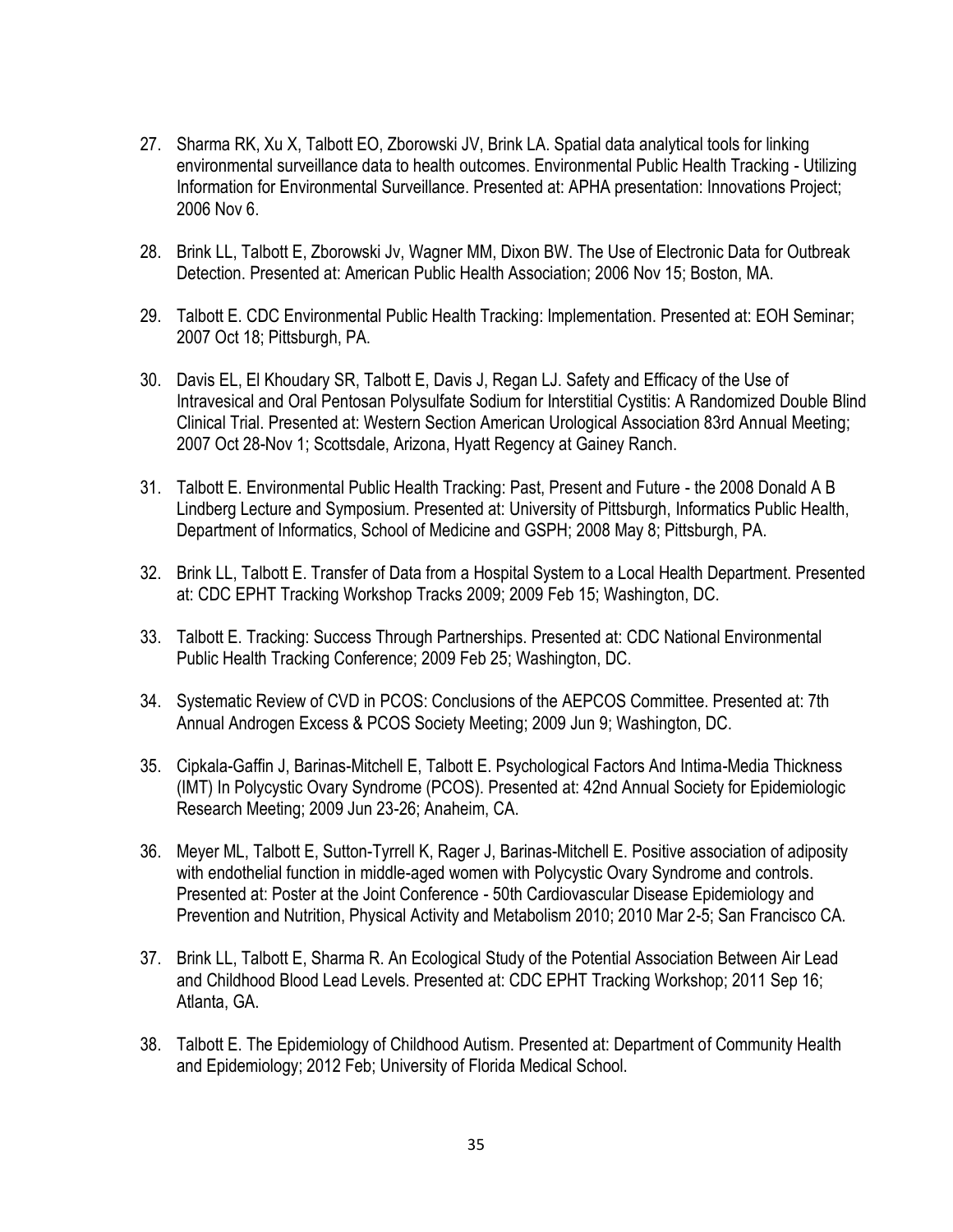27. Sharma RK, Xu X, Talbott EO, Zborowski JV, Brink LA. Spatial data analytical tools for linking environmental surveillance data to health outcomes. Environmental Public Health Tracking - Utilizing Information for Environmental Surveillance. Presented at: APHA presentation: Innovations Project; 2006 Nov 6.

28. Brink LL, Talbott E, Zborowski Jv, Wagner MM, Dixon BW. The Use of Electronic Data for Outbreak Detection. Presented at: American Public Health Association; 2006 Nov 15; Boston, MA.

29. Talbott E. CDC Environmental Public Health Tracking: Implementation. Presented at: EOH Seminar; 2007 Oct 18; Pittsburgh, PA.

30. Davis EL, El Khoudary SR, Talbott E, Davis J, Regan LJ. Safety and Efficacy of the Use of Intravesical and Oral Pentosan Polysulfate Sodium for Interstitial Cystitis: A Randomized Double Blind Clinical Trial. Presented at: Western Section American Urological Association 83rd Annual Meeting; 2007 Oct 28-Nov 1; Scottsdale, Arizona, Hyatt Regency at Gainey Ranch.

31. Talbott E. Environmental Public Health Tracking: Past, Present and Future - the 2008 Donald A B Lindberg Lecture and Symposium. Presented at: University of Pittsburgh, Informatics Public Health, Department of Informatics, School of Medicine and GSPH; 2008 May 8; Pittsburgh, PA.

32. Brink LL, Talbott E. Transfer of Data from a Hospital System to a Local Health Department. Presented at: CDC EPHT Tracking Workshop Tracks 2009; 2009 Feb 15; Washington, DC.

33. Talbott E. Tracking: Success Through Partnerships. Presented at: CDC National Environmental Public Health Tracking Conference; 2009 Feb 25; Washington, DC.

34. Systematic Review of CVD in PCOS: Conclusions of the AEPCOS Committee. Presented at: 7th Annual Androgen Excess & PCOS Society Meeting; 2009 Jun 9; Washington, DC.

35. Cipkala-Gaffin J, Barinas-Mitchell E, Talbott E. Psychological Factors And Intima-Media Thickness (IMT) In Polycystic Ovary Syndrome (PCOS). Presented at: 42nd Annual Society for Epidemiologic Research Meeting; 2009 Jun 23-26; Anaheim, CA.

36. Meyer ML, Talbott E, Sutton-Tyrrell K, Rager J, Barinas-Mitchell E. Positive association of adiposity with endothelial function in middle-aged women with Polycystic Ovary Syndrome and controls. Presented at: Poster at the Joint Conference - 50th Cardiovascular Disease Epidemiology and Prevention and Nutrition, Physical Activity and Metabolism 2010; 2010 Mar 2-5; San Francisco CA.

37. Brink LL, Talbott E, Sharma R. An Ecological Study of the Potential Association Between Air Lead and Childhood Blood Lead Levels. Presented at: CDC EPHT Tracking Workshop; 2011 Sep 16; Atlanta, GA.

38. Talbott E. The Epidemiology of Childhood Autism. Presented at: Department of Community Health and Epidemiology; 2012 Feb; University of Florida Medical School.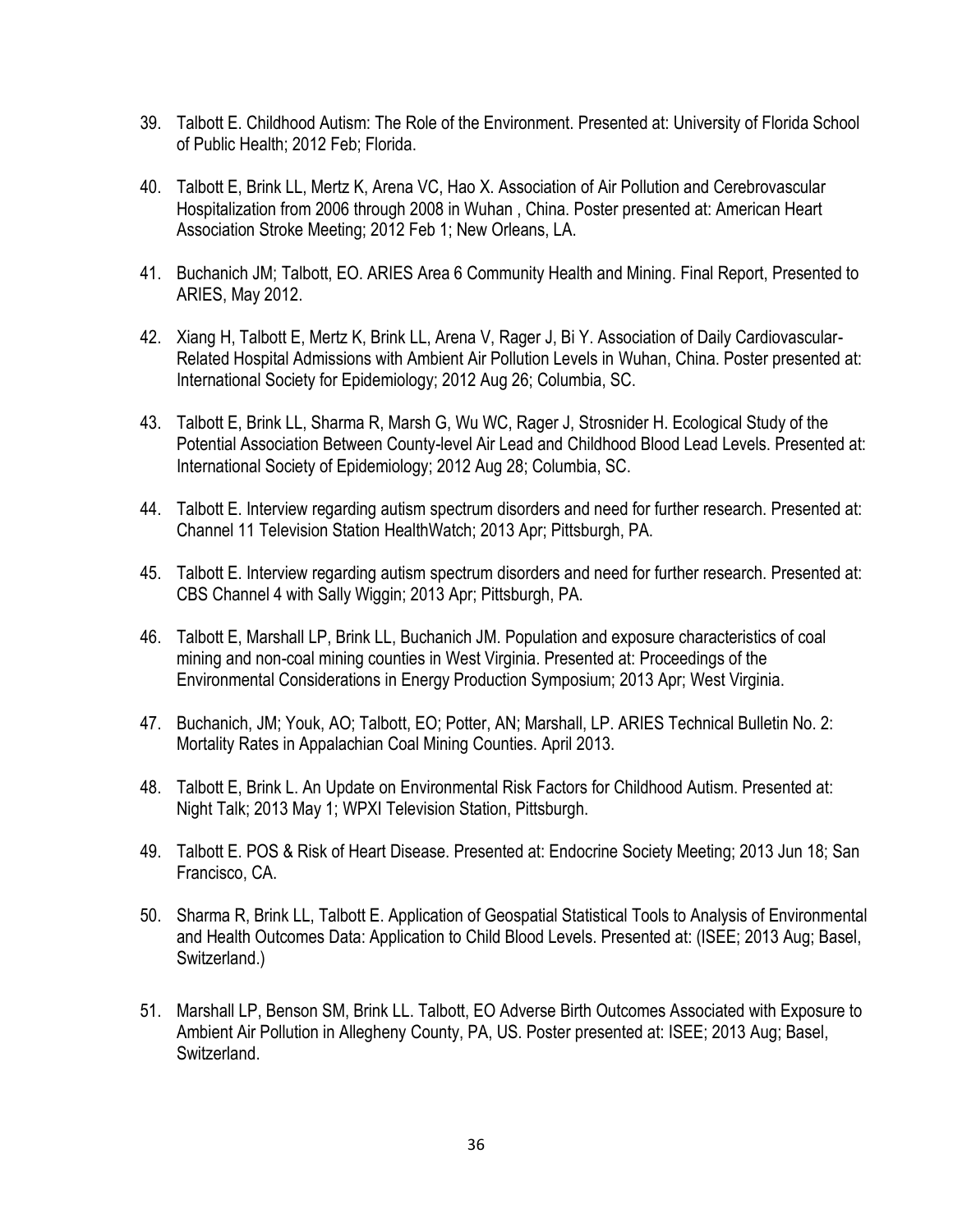39. Talbott E. Childhood Autism: The Role of the Environment. Presented at: University of Florida School of Public Health; 2012 Feb; Florida.

40. Talbott E, Brink LL, Mertz K, Arena VC, Hao X. Association of Air Pollution and Cerebrovascular Hospitalization from 2006 through 2008 in Wuhan , China. Poster presented at: American Heart Association Stroke Meeting; 2012 Feb 1; New Orleans, LA.

41. Buchanich JM; Talbott, EO. ARIES Area 6 Community Health and Mining. Final Report, Presented to ARIES, May 2012.

42. Xiang H, Talbott E, Mertz K, Brink LL, Arena V, Rager J, Bi Y. Association of Daily Cardiovascular-Related Hospital Admissions with Ambient Air Pollution Levels in Wuhan, China. Poster presented at: International Society for Epidemiology; 2012 Aug 26; Columbia, SC.

43. Talbott E, Brink LL, Sharma R, Marsh G, Wu WC, Rager J, Strosnider H. Ecological Study of the Potential Association Between County-level Air Lead and Childhood Blood Lead Levels. Presented at: International Society of Epidemiology; 2012 Aug 28; Columbia, SC.

44. Talbott E. Interview regarding autism spectrum disorders and need for further research. Presented at: Channel 11 Television Station HealthWatch; 2013 Apr; Pittsburgh, PA.

45. Talbott E. Interview regarding autism spectrum disorders and need for further research. Presented at: CBS Channel 4 with Sally Wiggin; 2013 Apr; Pittsburgh, PA.

46. Talbott E, Marshall LP, Brink LL, Buchanich JM. Population and exposure characteristics of coal mining and non-coal mining counties in West Virginia. Presented at: Proceedings of the Environmental Considerations in Energy Production Symposium; 2013 Apr; West Virginia.

47. Buchanich, JM; Youk, AO; Talbott, EO; Potter, AN; Marshall, LP. ARIES Technical Bulletin No. 2: Mortality Rates in Appalachian Coal Mining Counties. April 2013.

48. Talbott E, Brink L. An Update on Environmental Risk Factors for Childhood Autism. Presented at: Night Talk; 2013 May 1; WPXI Television Station, Pittsburgh.

49. Talbott E. POS & Risk of Heart Disease. Presented at: Endocrine Society Meeting; 2013 Jun 18; San Francisco, CA.

50. Sharma R, Brink LL, Talbott E. Application of Geospatial Statistical Tools to Analysis of Environmental and Health Outcomes Data: Application to Child Blood Levels. Presented at: (ISEE; 2013 Aug; Basel, Switzerland.)

51. Marshall LP, Benson SM, Brink LL. Talbott, EO Adverse Birth Outcomes Associated with Exposure to Ambient Air Pollution in Allegheny County, PA, US. Poster presented at: ISEE; 2013 Aug; Basel, Switzerland.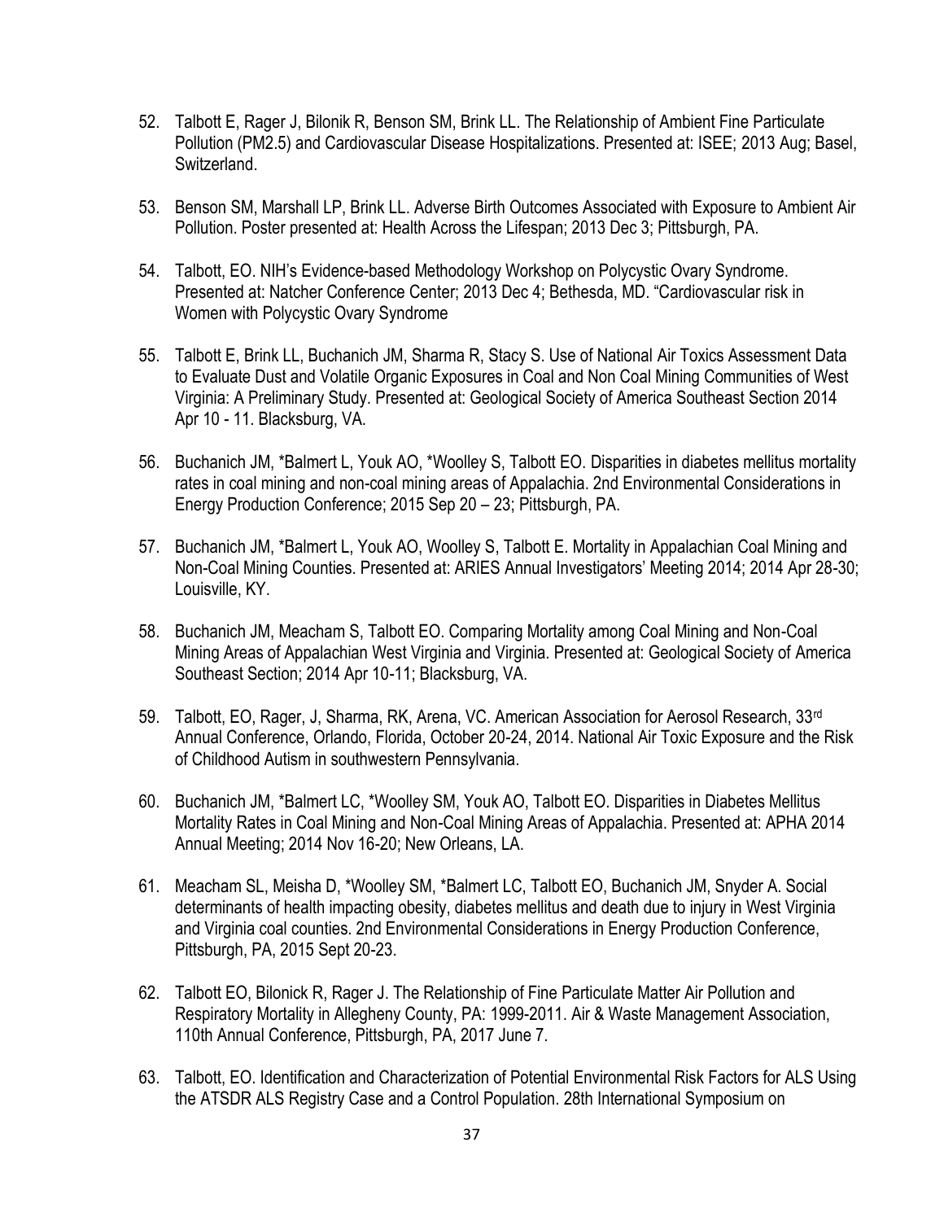52. Talbott E, Rager J, Bilonik R, Benson SM, Brink LL. The Relationship of Ambient Fine Particulate Pollution (PM2.5) and Cardiovascular Disease Hospitalizations. Presented at: ISEE; 2013 Aug; Basel, Switzerland.

53. Benson SM, Marshall LP, Brink LL. Adverse Birth Outcomes Associated with Exposure to Ambient Air Pollution. Poster presented at: Health Across the Lifespan; 2013 Dec 3; Pittsburgh, PA.

54. Talbott, EO. NIH's Evidence-based Methodology Workshop on Polycystic Ovary Syndrome. Presented at: Natcher Conference Center; 2013 Dec 4; Bethesda, MD. "Cardiovascular risk in Women with Polycystic Ovary Syndrome

55. Talbott E, Brink LL, Buchanich JM, Sharma R, Stacy S. Use of National Air Toxics Assessment Data to Evaluate Dust and Volatile Organic Exposures in Coal and Non Coal Mining Communities of West Virginia: A Preliminary Study. Presented at: Geological Society of America Southeast Section 2014 Apr 10 - 11. Blacksburg, VA.

56. Buchanich JM, *Balmert L, Youk AO, *Woolley S, Talbott EO. Disparities in diabetes mellitus mortality rates in coal mining and non-coal mining areas of Appalachia. 2nd Environmental Considerations in Energy Production Conference; 2015 Sep 20 – 23; Pittsburgh, PA.

57. Buchanich JM, *Balmert L, Youk AO, Woolley S, Talbott E. Mortality in Appalachian Coal Mining and Non-Coal Mining Counties. Presented at: ARIES Annual Investigators' Meeting 2014; 2014 Apr 28-30; Louisville, KY.

58. Buchanich JM, Meacham S, Talbott EO. Comparing Mortality among Coal Mining and Non-Coal Mining Areas of Appalachian West Virginia and Virginia. Presented at: Geological Society of America Southeast Section; 2014 Apr 10-11; Blacksburg, VA.

59. Talbott, EO, Rager, J, Sharma, RK, Arena, VC. American Association for Aerosol Research, 33rd Annual Conference, Orlando, Florida, October 20-24, 2014. National Air Toxic Exposure and the Risk of Childhood Autism in southwestern Pennsylvania.

60. Buchanich JM, *Balmert LC, *Woolley SM, Youk AO, Talbott EO. Disparities in Diabetes Mellitus Mortality Rates in Coal Mining and Non-Coal Mining Areas of Appalachia. Presented at: APHA 2014 Annual Meeting; 2014 Nov 16-20; New Orleans, LA.

61. Meacham SL, Meisha D, *Woolley SM, *Balmert LC, Talbott EO, Buchanich JM, Snyder A. Social determinants of health impacting obesity, diabetes mellitus and death due to injury in West Virginia and Virginia coal counties. 2nd Environmental Considerations in Energy Production Conference, Pittsburgh, PA, 2015 Sept 20-23.

62. Talbott EO, Bilonick R, Rager J. The Relationship of Fine Particulate Matter Air Pollution and Respiratory Mortality in Allegheny County, PA: 1999-2011. Air & Waste Management Association, 110th Annual Conference, Pittsburgh, PA, 2017 June 7.

63. Talbott, EO. Identification and Characterization of Potential Environmental Risk Factors for ALS Using the ATSDR ALS Registry Case and a Control Population. 28th International Symposium on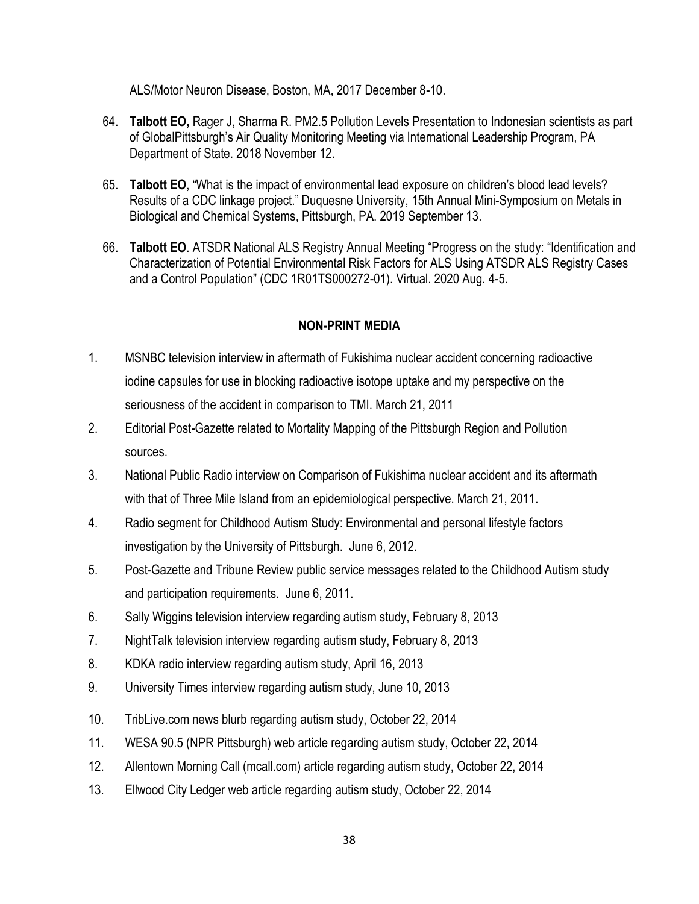ALS/Motor Neuron Disease, Boston, MA, 2017 December 8-10.

64. **Talbott EO,** Rager J, Sharma R. PM2.5 Pollution Levels Presentation to Indonesian scientists as part of GlobalPittsburgh's Air Quality Monitoring Meeting via International Leadership Program, PA Department of State. 2018 November 12.

65. **Talbott EO**, "What is the impact of environmental lead exposure on children's blood lead levels? Results of a CDC linkage project." Duquesne University, 15th Annual Mini-Symposium on Metals in Biological and Chemical Systems, Pittsburgh, PA. 2019 September 13.

66. **Talbott EO**. ATSDR National ALS Registry Annual Meeting "Progress on the study: "Identification and Characterization of Potential Environmental Risk Factors for ALS Using ATSDR ALS Registry Cases and a Control Population" (CDC 1R01TS000272-01). Virtual. 2020 Aug. 4-5.

## NON-PRINT MEDIA

1. MSNBC television interview in aftermath of Fukishima nuclear accident concerning radioactive iodine capsules for use in blocking radioactive isotope uptake and my perspective on the seriousness of the accident in comparison to TMI. March 21, 2011
2. Editorial Post-Gazette related to Mortality Mapping of the Pittsburgh Region and Pollution sources.
3. National Public Radio interview on Comparison of Fukishima nuclear accident and its aftermath with that of Three Mile Island from an epidemiological perspective. March 21, 2011.
4. Radio segment for Childhood Autism Study: Environmental and personal lifestyle factors investigation by the University of Pittsburgh. June 6, 2012.
5. Post-Gazette and Tribune Review public service messages related to the Childhood Autism study and participation requirements. June 6, 2011.
6. Sally Wiggins television interview regarding autism study, February 8, 2013
7. NightTalk television interview regarding autism study, February 8, 2013
8. KDKA radio interview regarding autism study, April 16, 2013
9. University Times interview regarding autism study, June 10, 2013
10. TribLive.com news blurb regarding autism study, October 22, 2014
11. WESA 90.5 (NPR Pittsburgh) web article regarding autism study, October 22, 2014
12. Allentown Morning Call (mcall.com) article regarding autism study, October 22, 2014
13. Ellwood City Ledger web article regarding autism study, October 22, 2014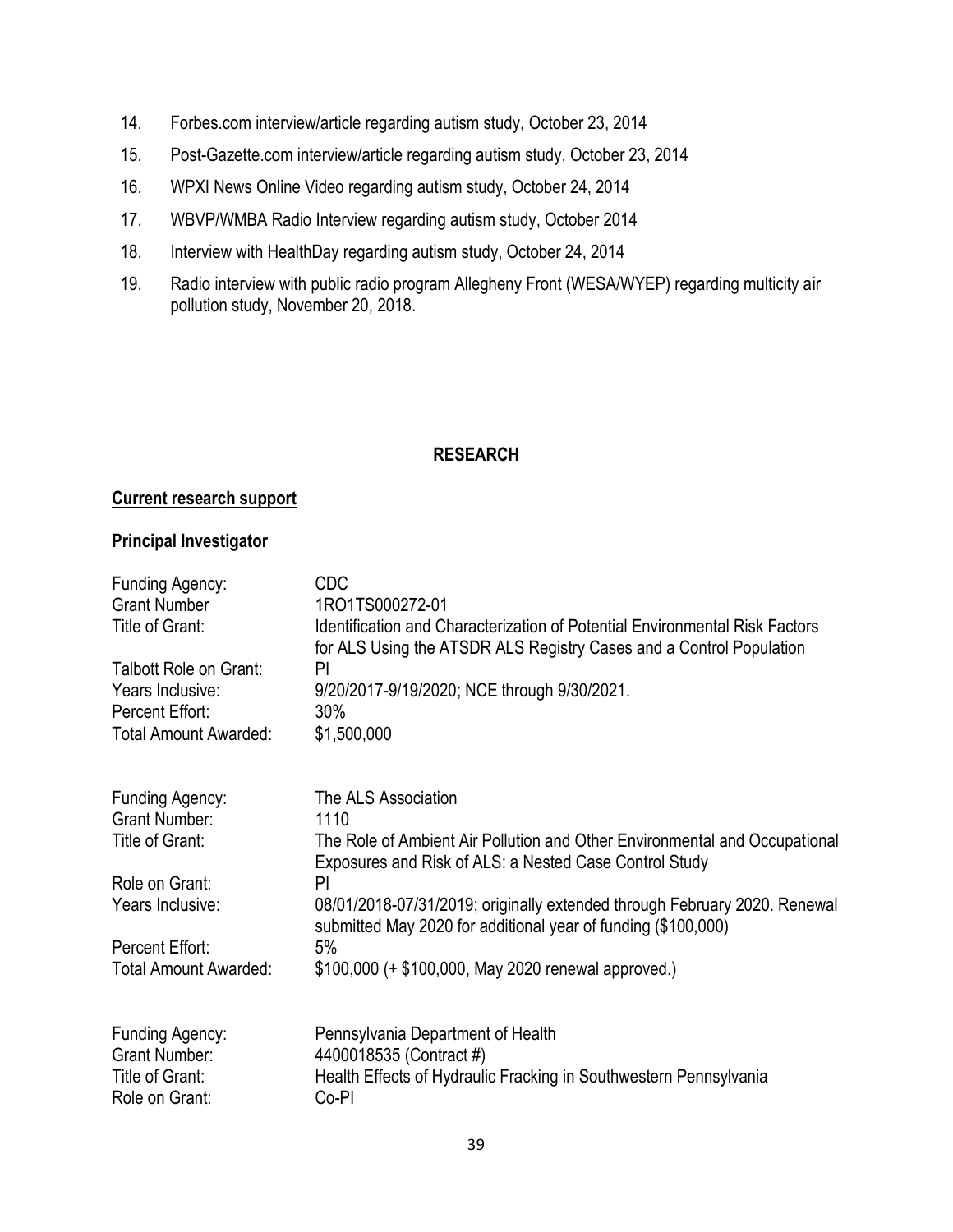14. Forbes.com interview/article regarding autism study, October 23, 2014
15. Post-Gazette.com interview/article regarding autism study, October 23, 2014
16. WPXI News Online Video regarding autism study, October 24, 2014
17. WBVP/WMBA Radio Interview regarding autism study, October 2014
18. Interview with HealthDay regarding autism study, October 24, 2014
19. Radio interview with public radio program Allegheny Front (WESA/WYEP) regarding multicity air pollution study, November 20, 2018.

## RESEARCH

**<u>Current research support</u>**

### Principal Investigator

| | |
|---|---|
| Funding Agency: | CDC |
| Grant Number | 1RO1TS000272-01 |
| Title of Grant: | Identification and Characterization of Potential Environmental Risk Factors for ALS Using the ATSDR ALS Registry Cases and a Control Population |
| Talbott Role on Grant: | PI |
| Years Inclusive: | 9/20/2017-9/19/2020; NCE through 9/30/2021. |
| Percent Effort: | 30% |
| Total Amount Awarded: | $1,500,000 |

| | |
|---|---|
| Funding Agency: | The ALS Association |
| Grant Number: | 1110 |
| Title of Grant: | The Role of Ambient Air Pollution and Other Environmental and Occupational Exposures and Risk of ALS: a Nested Case Control Study |
| Role on Grant: | PI |
| Years Inclusive: | 08/01/2018-07/31/2019; originally extended through February 2020. Renewal submitted May 2020 for additional year of funding ($100,000) |
| Percent Effort: | 5% |
| Total Amount Awarded: | $100,000 (+ $100,000, May 2020 renewal approved.) |

| | |
|---|---|
| Funding Agency: | Pennsylvania Department of Health |
| Grant Number: | 4400018535 (Contract #) |
| Title of Grant: | Health Effects of Hydraulic Fracking in Southwestern Pennsylvania |
| Role on Grant: | Co-PI |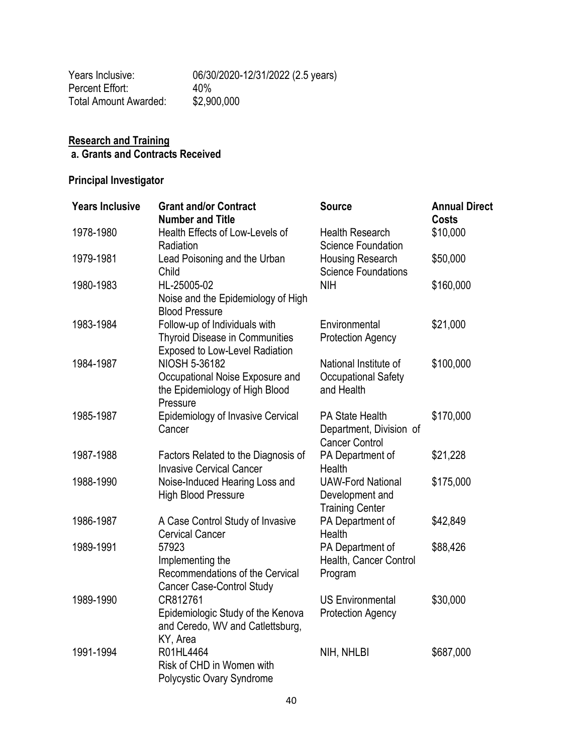Years Inclusive: 06/30/2020-12/31/2022 (2.5 years)
Percent Effort: 40%
Total Amount Awarded: $2,900,000

**Research and Training**

**a. Grants and Contracts Received**

**Principal Investigator**

| Years Inclusive | Grant and/or Contract Number and Title | Source | Annual Direct Costs |
|---|---|---|---|
| 1978-1980 | Health Effects of Low-Levels of Radiation | Health Research Science Foundation | $10,000 |
| 1979-1981 | Lead Poisoning and the Urban Child | Housing Research Science Foundations | $50,000 |
| 1980-1983 | HL-25005-02 Noise and the Epidemiology of High Blood Pressure | NIH | $160,000 |
| 1983-1984 | Follow-up of Individuals with Thyroid Disease in Communities Exposed to Low-Level Radiation | Environmental Protection Agency | $21,000 |
| 1984-1987 | NIOSH 5-36182 Occupational Noise Exposure and the Epidemiology of High Blood Pressure | National Institute of Occupational Safety and Health | $100,000 |
| 1985-1987 | Epidemiology of Invasive Cervical Cancer | PA State Health Department, Division of Cancer Control | $170,000 |
| 1987-1988 | Factors Related to the Diagnosis of Invasive Cervical Cancer | PA Department of Health | $21,228 |
| 1988-1990 | Noise-Induced Hearing Loss and High Blood Pressure | UAW-Ford National Development and Training Center | $175,000 |
| 1986-1987 | A Case Control Study of Invasive Cervical Cancer | PA Department of Health | $42,849 |
| 1989-1991 | 57923 Implementing the Recommendations of the Cervical Cancer Case-Control Study | PA Department of Health, Cancer Control Program | $88,426 |
| 1989-1990 | CR812761 Epidemiologic Study of the Kenova and Ceredo, WV and Catlettsburg, KY, Area | US Environmental Protection Agency | $30,000 |
| 1991-1994 | R01HL4464 Risk of CHD in Women with Polycystic Ovary Syndrome | NIH, NHLBI | $687,000 |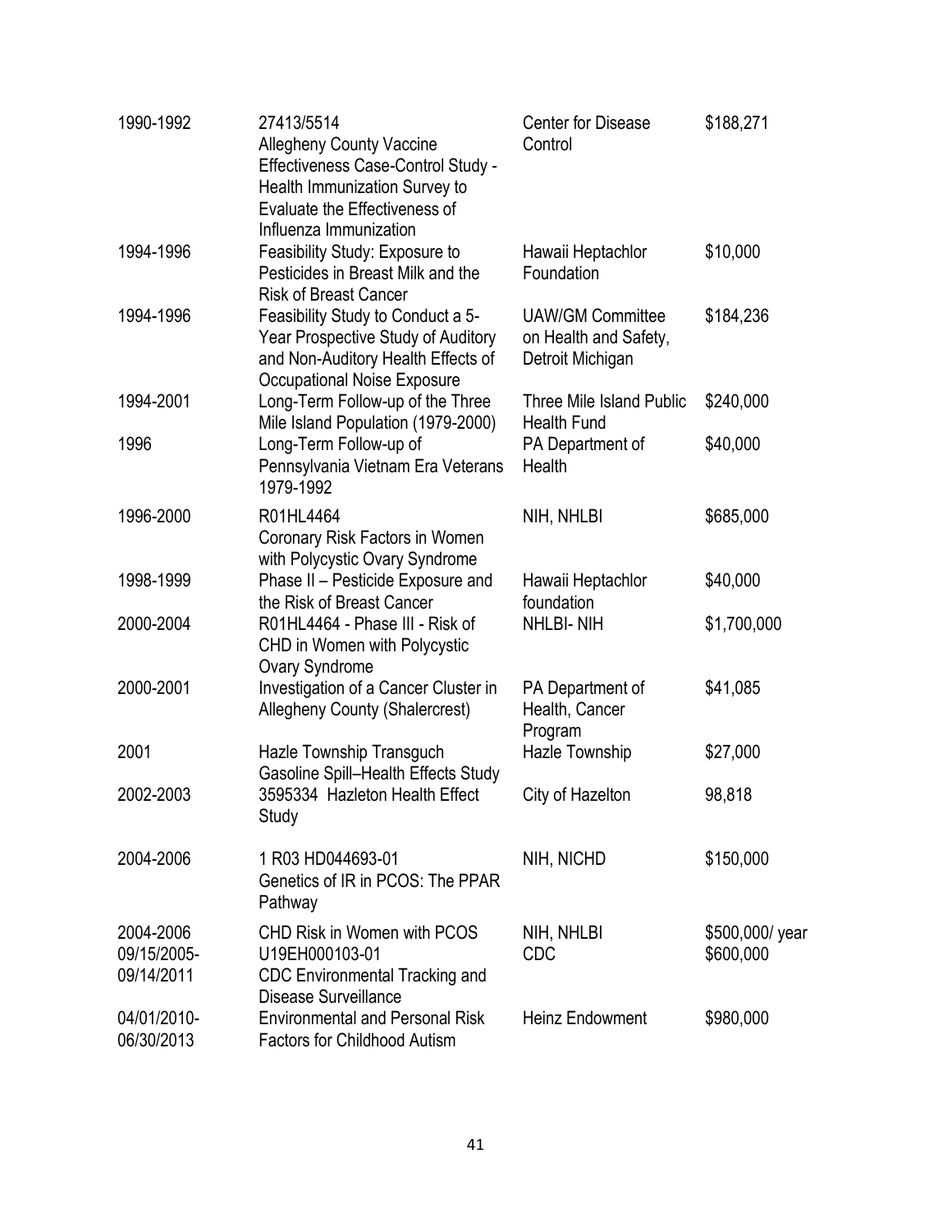| | | | |
|---|---|---|---|
| 1990-1992 | 27413/5514 Allegheny County Vaccine Effectiveness Case-Control Study - Health Immunization Survey to Evaluate the Effectiveness of Influenza Immunization | Center for Disease Control | $188,271 |
| 1994-1996 | Feasibility Study: Exposure to Pesticides in Breast Milk and the Risk of Breast Cancer | Hawaii Heptachlor Foundation | $10,000 |
| 1994-1996 | Feasibility Study to Conduct a 5-Year Prospective Study of Auditory and Non-Auditory Health Effects of Occupational Noise Exposure | UAW/GM Committee on Health and Safety, Detroit Michigan | $184,236 |
| 1994-2001 | Long-Term Follow-up of the Three Mile Island Population (1979-2000) | Three Mile Island Public Health Fund | $240,000 |
| 1996 | Long-Term Follow-up of Pennsylvania Vietnam Era Veterans 1979-1992 | PA Department of Health | $40,000 |
| 1996-2000 | R01HL4464 Coronary Risk Factors in Women with Polycystic Ovary Syndrome | NIH, NHLBI | $685,000 |
| 1998-1999 | Phase II – Pesticide Exposure and the Risk of Breast Cancer | Hawaii Heptachlor foundation | $40,000 |
| 2000-2004 | R01HL4464 - Phase III - Risk of CHD in Women with Polycystic Ovary Syndrome | NHLBI- NIH | $1,700,000 |
| 2000-2001 | Investigation of a Cancer Cluster in Allegheny County (Shalercrest) | PA Department of Health, Cancer Program | $41,085 |
| 2001 | Hazle Township Transguch Gasoline Spill–Health Effects Study | Hazle Township | $27,000 |
| 2002-2003 | 3595334 Hazleton Health Effect Study | City of Hazelton | 98,818 |
| 2004-2006 | 1 R03 HD044693-01 Genetics of IR in PCOS: The PPAR Pathway | NIH, NICHD | $150,000 |
| 2004-2006 | CHD Risk in Women with PCOS | NIH, NHLBI | $500,000/ year |
| 09/15/2005-09/14/2011 | U19EH000103-01 CDC Environmental Tracking and Disease Surveillance | CDC | $600,000 |
| 04/01/2010-06/30/2013 | Environmental and Personal Risk Factors for Childhood Autism | Heinz Endowment | $980,000 |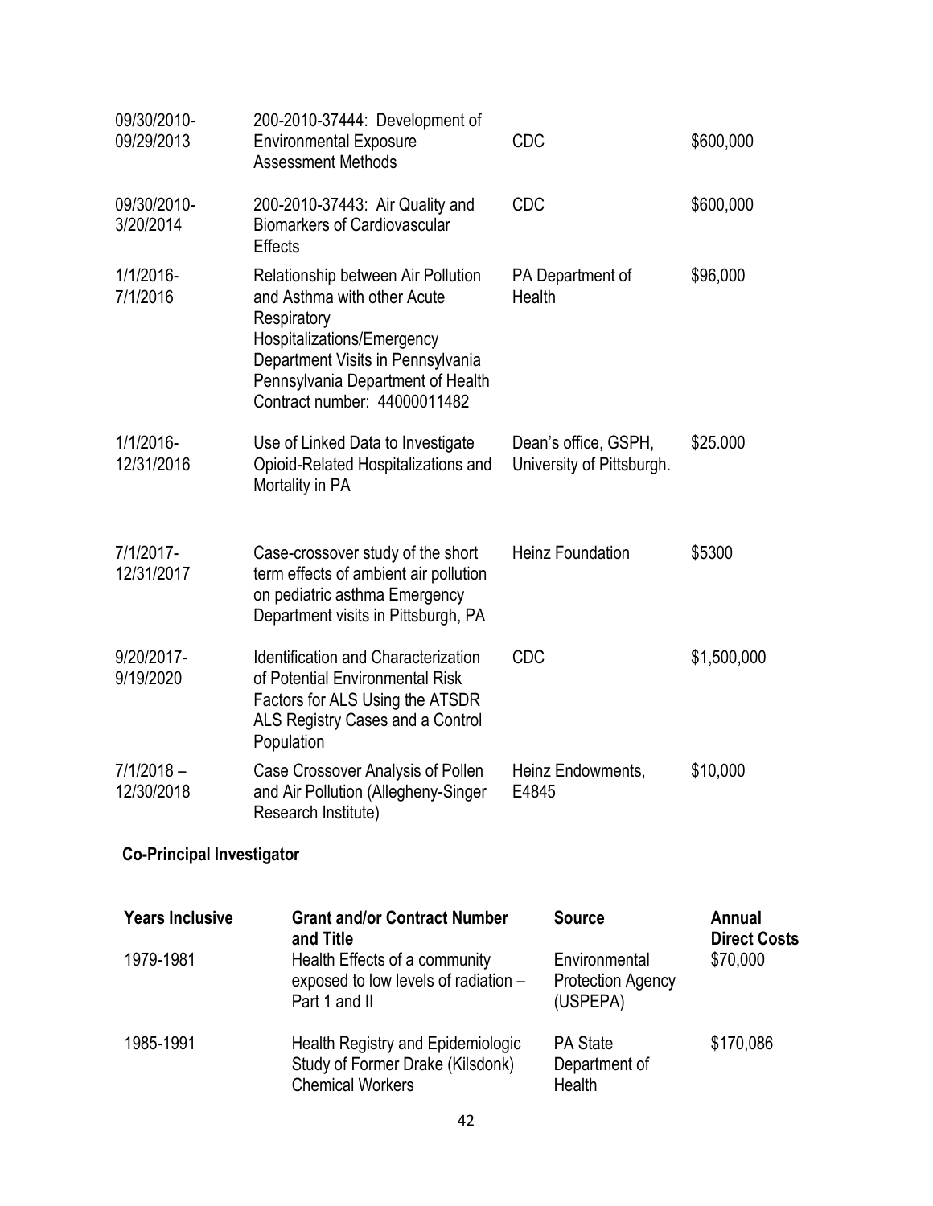| | | | |
|---|---|---|---|
| 09/30/2010-09/29/2013 | 200-2010-37444: Development of Environmental Exposure Assessment Methods | CDC | $600,000 |
| 09/30/2010-3/20/2014 | 200-2010-37443: Air Quality and Biomarkers of Cardiovascular Effects | CDC | $600,000 |
| 1/1/2016-7/1/2016 | Relationship between Air Pollution and Asthma with other Acute Respiratory Hospitalizations/Emergency Department Visits in Pennsylvania Pennsylvania Department of Health Contract number: 44000011482 | PA Department of Health | $96,000 |
| 1/1/2016-12/31/2016 | Use of Linked Data to Investigate Opioid-Related Hospitalizations and Mortality in PA | Dean's office, GSPH, University of Pittsburgh. | $25.000 |
| 7/1/2017-12/31/2017 | Case-crossover study of the short term effects of ambient air pollution on pediatric asthma Emergency Department visits in Pittsburgh, PA | Heinz Foundation | $5300 |
| 9/20/2017-9/19/2020 | Identification and Characterization of Potential Environmental Risk Factors for ALS Using the ATSDR ALS Registry Cases and a Control Population | CDC | $1,500,000 |
| 7/1/2018 – 12/30/2018 | Case Crossover Analysis of Pollen and Air Pollution (Allegheny-Singer Research Institute) | Heinz Endowments, E4845 | $10,000 |

**Co-Principal Investigator**

| Years Inclusive | Grant and/or Contract Number and Title | Source | Annual Direct Costs |
|---|---|---|---|
| 1979-1981 | Health Effects of a community exposed to low levels of radiation – Part 1 and II | Environmental Protection Agency (USPEPA) | $70,000 |
| 1985-1991 | Health Registry and Epidemiologic Study of Former Drake (Kilsdonk) Chemical Workers | PA State Department of Health | $170,086 |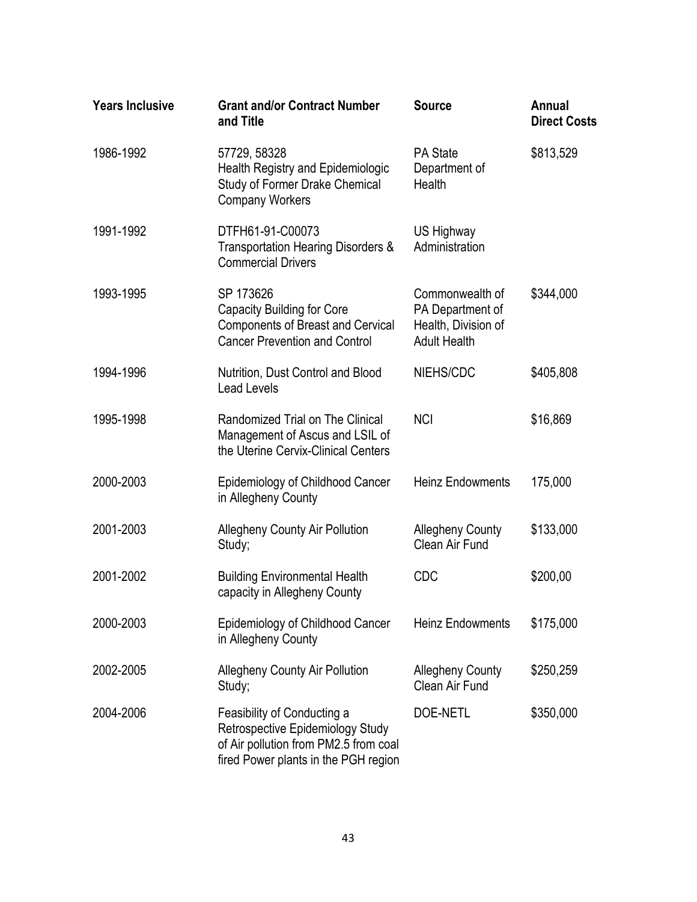| Years Inclusive | Grant and/or Contract Number and Title | Source | Annual Direct Costs |
|---|---|---|---|
| 1986-1992 | 57729, 58328<br>Health Registry and Epidemiologic Study of Former Drake Chemical Company Workers | PA State Department of Health | $813,529 |
| 1991-1992 | DTFH61-91-C00073<br>Transportation Hearing Disorders & Commercial Drivers | US Highway Administration | |
| 1993-1995 | SP 173626<br>Capacity Building for Core Components of Breast and Cervical Cancer Prevention and Control | Commonwealth of PA Department of Health, Division of Adult Health | $344,000 |
| 1994-1996 | Nutrition, Dust Control and Blood Lead Levels | NIEHS/CDC | $405,808 |
| 1995-1998 | Randomized Trial on The Clinical Management of Ascus and LSIL of the Uterine Cervix-Clinical Centers | NCI | $16,869 |
| 2000-2003 | Epidemiology of Childhood Cancer in Allegheny County | Heinz Endowments | 175,000 |
| 2001-2003 | Allegheny County Air Pollution Study; | Allegheny County Clean Air Fund | $133,000 |
| 2001-2002 | Building Environmental Health capacity in Allegheny County | CDC | $200,00 |
| 2000-2003 | Epidemiology of Childhood Cancer in Allegheny County | Heinz Endowments | $175,000 |
| 2002-2005 | Allegheny County Air Pollution Study; | Allegheny County Clean Air Fund | $250,259 |
| 2004-2006 | Feasibility of Conducting a Retrospective Epidemiology Study of Air pollution from PM2.5 from coal fired Power plants in the PGH region | DOE-NETL | $350,000 |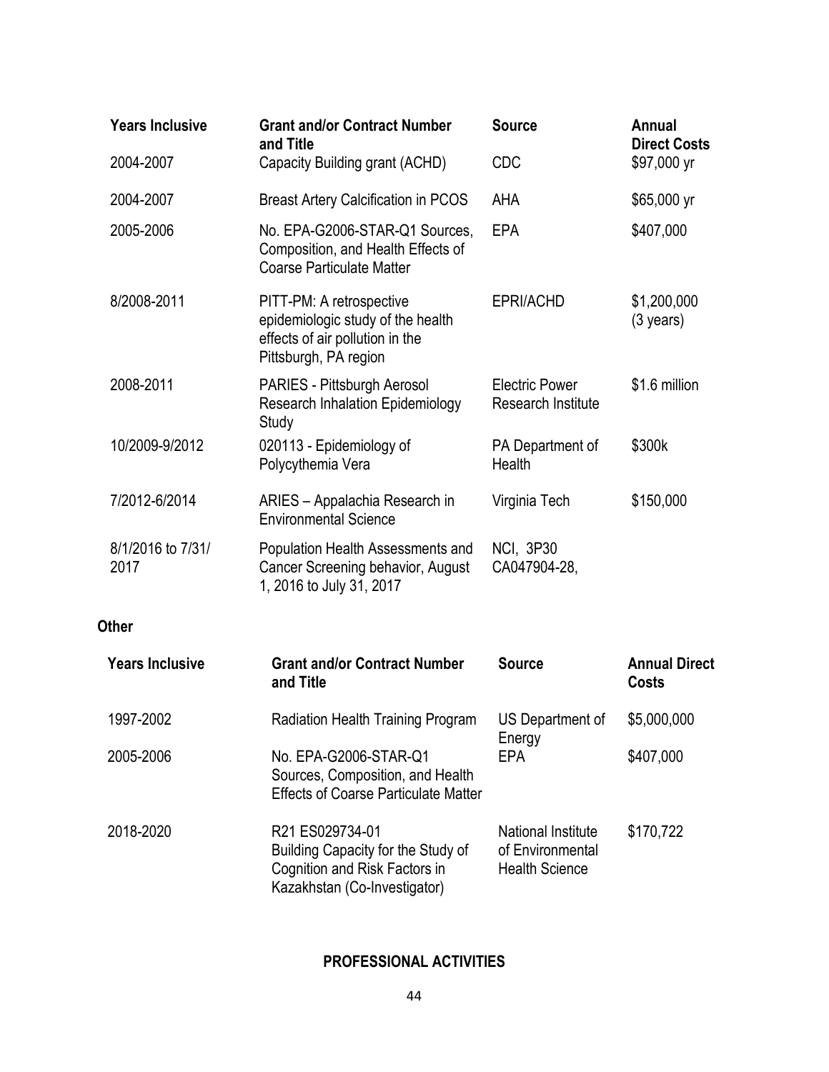| Years Inclusive | Grant and/or Contract Number and Title | Source | Annual Direct Costs |
|---|---|---|---|
| 2004-2007 | Capacity Building grant (ACHD) | CDC | $97,000 yr |
| 2004-2007 | Breast Artery Calcification in PCOS | AHA | $65,000 yr |
| 2005-2006 | No. EPA-G2006-STAR-Q1 Sources, Composition, and Health Effects of Coarse Particulate Matter | EPA | $407,000 |
| 8/2008-2011 | PITT-PM: A retrospective epidemiologic study of the health effects of air pollution in the Pittsburgh, PA region | EPRI/ACHD | $1,200,000 (3 years) |
| 2008-2011 | PARIES - Pittsburgh Aerosol Research Inhalation Epidemiology Study | Electric Power Research Institute | $1.6 million |
| 10/2009-9/2012 | 020113 - Epidemiology of Polycythemia Vera | PA Department of Health | $300k |
| 7/2012-6/2014 | ARIES – Appalachia Research in Environmental Science | Virginia Tech | $150,000 |
| 8/1/2016 to 7/31/ 2017 | Population Health Assessments and Cancer Screening behavior, August 1, 2016 to July 31, 2017 | NCI, 3P30 CA047904-28, | |

**Other**

| Years Inclusive | Grant and/or Contract Number and Title | Source | Annual Direct Costs |
|---|---|---|---|
| 1997-2002 | Radiation Health Training Program | US Department of Energy | $5,000,000 |
| 2005-2006 | No. EPA-G2006-STAR-Q1 Sources, Composition, and Health Effects of Coarse Particulate Matter | EPA | $407,000 |
| 2018-2020 | R21 ES029734-01 Building Capacity for the Study of Cognition and Risk Factors in Kazakhstan (Co-Investigator) | National Institute of Environmental Health Science | $170,722 |

## PROFESSIONAL ACTIVITIES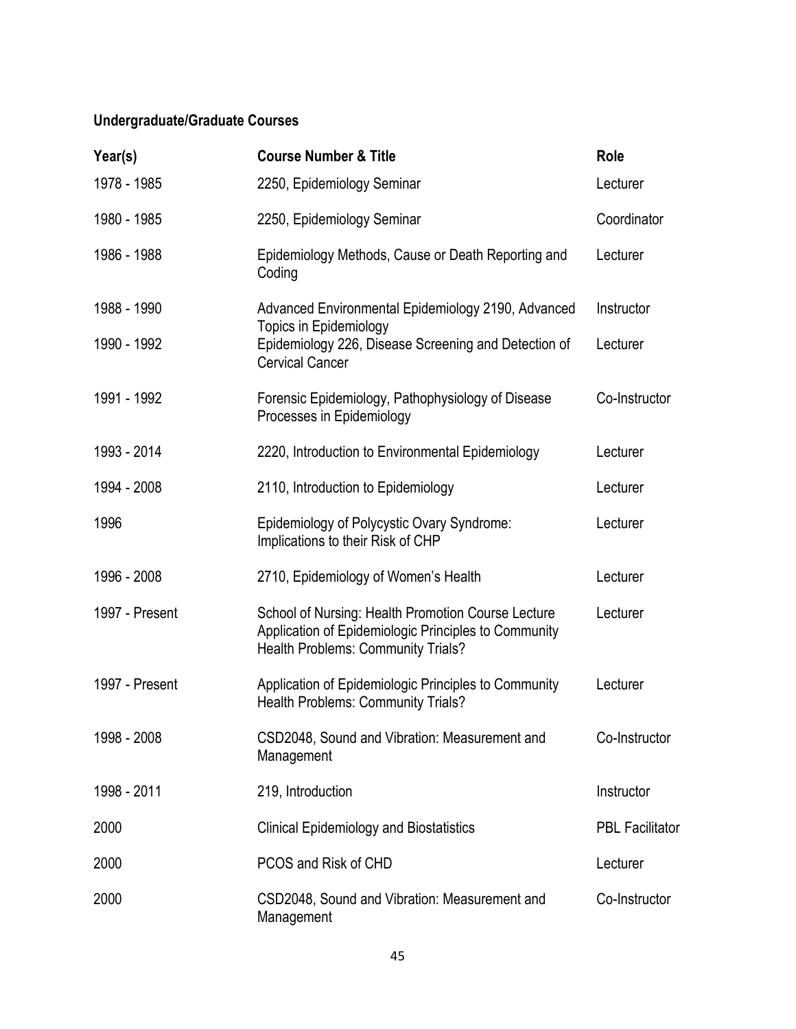**Undergraduate/Graduate Courses**

| Year(s) | Course Number & Title | Role |
|---|---|---|
| 1978 - 1985 | 2250, Epidemiology Seminar | Lecturer |
| 1980 - 1985 | 2250, Epidemiology Seminar | Coordinator |
| 1986 - 1988 | Epidemiology Methods, Cause or Death Reporting and Coding | Lecturer |
| 1988 - 1990 | Advanced Environmental Epidemiology 2190, Advanced Topics in Epidemiology | Instructor |
| 1990 - 1992 | Epidemiology 226, Disease Screening and Detection of Cervical Cancer | Lecturer |
| 1991 - 1992 | Forensic Epidemiology, Pathophysiology of Disease Processes in Epidemiology | Co-Instructor |
| 1993 - 2014 | 2220, Introduction to Environmental Epidemiology | Lecturer |
| 1994 - 2008 | 2110, Introduction to Epidemiology | Lecturer |
| 1996 | Epidemiology of Polycystic Ovary Syndrome: Implications to their Risk of CHP | Lecturer |
| 1996 - 2008 | 2710, Epidemiology of Women's Health | Lecturer |
| 1997 - Present | School of Nursing: Health Promotion Course Lecture Application of Epidemiologic Principles to Community Health Problems: Community Trials? | Lecturer |
| 1997 - Present | Application of Epidemiologic Principles to Community Health Problems: Community Trials? | Lecturer |
| 1998 - 2008 | CSD2048, Sound and Vibration: Measurement and Management | Co-Instructor |
| 1998 - 2011 | 219, Introduction | Instructor |
| 2000 | Clinical Epidemiology and Biostatistics | PBL Facilitator |
| 2000 | PCOS and Risk of CHD | Lecturer |
| 2000 | CSD2048, Sound and Vibration: Measurement and Management | Co-Instructor |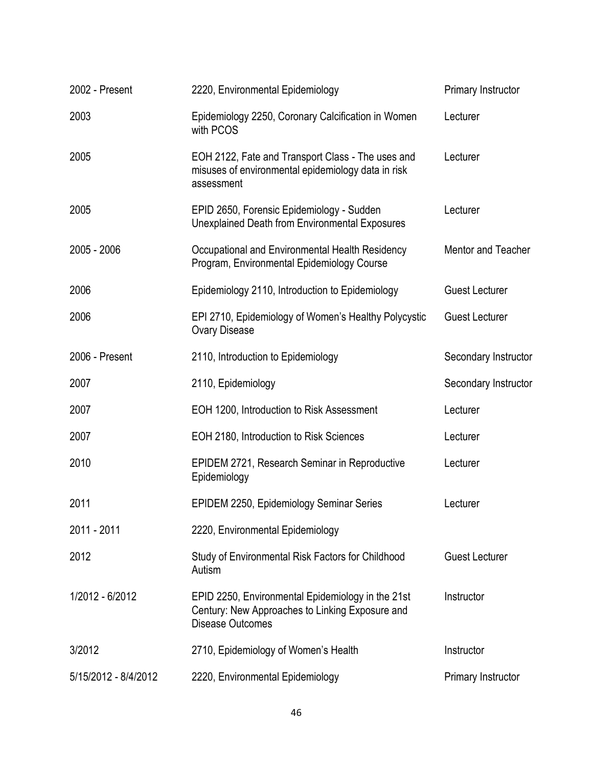| | | |
|---|---|---|
| 2002 - Present | 2220, Environmental Epidemiology | Primary Instructor |
| 2003 | Epidemiology 2250, Coronary Calcification in Women with PCOS | Lecturer |
| 2005 | EOH 2122, Fate and Transport Class - The uses and misuses of environmental epidemiology data in risk assessment | Lecturer |
| 2005 | EPID 2650, Forensic Epidemiology - Sudden Unexplained Death from Environmental Exposures | Lecturer |
| 2005 - 2006 | Occupational and Environmental Health Residency Program, Environmental Epidemiology Course | Mentor and Teacher |
| 2006 | Epidemiology 2110, Introduction to Epidemiology | Guest Lecturer |
| 2006 | EPI 2710, Epidemiology of Women's Healthy Polycystic Ovary Disease | Guest Lecturer |
| 2006 - Present | 2110, Introduction to Epidemiology | Secondary Instructor |
| 2007 | 2110, Epidemiology | Secondary Instructor |
| 2007 | EOH 1200, Introduction to Risk Assessment | Lecturer |
| 2007 | EOH 2180, Introduction to Risk Sciences | Lecturer |
| 2010 | EPIDEM 2721, Research Seminar in Reproductive Epidemiology | Lecturer |
| 2011 | EPIDEM 2250, Epidemiology Seminar Series | Lecturer |
| 2011 - 2011 | 2220, Environmental Epidemiology | |
| 2012 | Study of Environmental Risk Factors for Childhood Autism | Guest Lecturer |
| 1/2012 - 6/2012 | EPID 2250, Environmental Epidemiology in the 21st Century: New Approaches to Linking Exposure and Disease Outcomes | Instructor |
| 3/2012 | 2710, Epidemiology of Women's Health | Instructor |
| 5/15/2012 - 8/4/2012 | 2220, Environmental Epidemiology | Primary Instructor |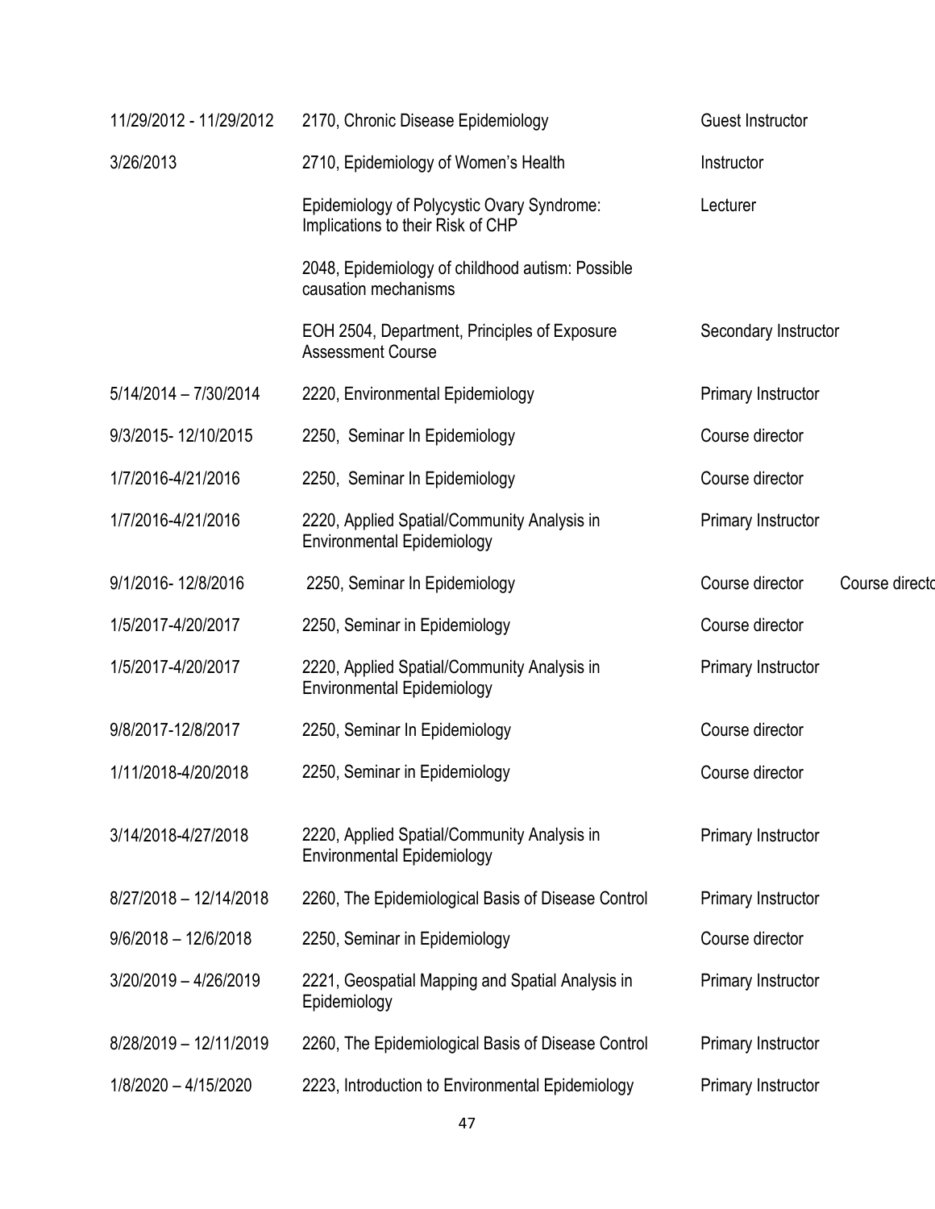| | | | |
|---|---|---|---|
| 11/29/2012 - 11/29/2012 | 2170, Chronic Disease Epidemiology | Guest Instructor | |
| 3/26/2013 | 2710, Epidemiology of Women's Health | Instructor | |
| | Epidemiology of Polycystic Ovary Syndrome: Implications to their Risk of CHP | Lecturer | |
| | 2048, Epidemiology of childhood autism: Possible causation mechanisms | | |
| | EOH 2504, Department, Principles of Exposure Assessment Course | Secondary Instructor | |
| 5/14/2014 – 7/30/2014 | 2220, Environmental Epidemiology | Primary Instructor | |
| 9/3/2015- 12/10/2015 | 2250, Seminar In Epidemiology | Course director | |
| 1/7/2016-4/21/2016 | 2250, Seminar In Epidemiology | Course director | |
| 1/7/2016-4/21/2016 | 2220, Applied Spatial/Community Analysis in Environmental Epidemiology | Primary Instructor | |
| 9/1/2016- 12/8/2016 | 2250, Seminar In Epidemiology | Course director | Course directo |
| 1/5/2017-4/20/2017 | 2250, Seminar in Epidemiology | Course director | |
| 1/5/2017-4/20/2017 | 2220, Applied Spatial/Community Analysis in Environmental Epidemiology | Primary Instructor | |
| 9/8/2017-12/8/2017 | 2250, Seminar In Epidemiology | Course director | |
| 1/11/2018-4/20/2018 | 2250, Seminar in Epidemiology | Course director | |
| 3/14/2018-4/27/2018 | 2220, Applied Spatial/Community Analysis in Environmental Epidemiology | Primary Instructor | |
| 8/27/2018 – 12/14/2018 | 2260, The Epidemiological Basis of Disease Control | Primary Instructor | |
| 9/6/2018 – 12/6/2018 | 2250, Seminar in Epidemiology | Course director | |
| 3/20/2019 – 4/26/2019 | 2221, Geospatial Mapping and Spatial Analysis in Epidemiology | Primary Instructor | |
| 8/28/2019 – 12/11/2019 | 2260, The Epidemiological Basis of Disease Control | Primary Instructor | |
| 1/8/2020 – 4/15/2020 | 2223, Introduction to Environmental Epidemiology | Primary Instructor | |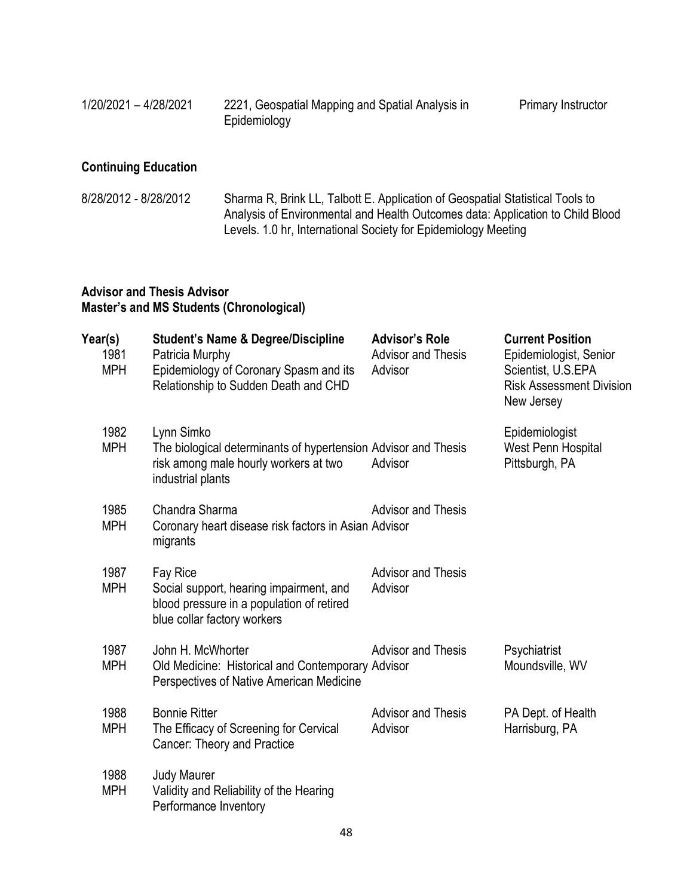| | | |
|---|---|---|
| 1/20/2021 – 4/28/2021 | 2221, Geospatial Mapping and Spatial Analysis in Epidemiology | Primary Instructor |

### Continuing Education

| | |
|---|---|
| 8/28/2012 - 8/28/2012 | Sharma R, Brink LL, Talbott E. Application of Geospatial Statistical Tools to Analysis of Environmental and Health Outcomes data: Application to Child Blood Levels. 1.0 hr, International Society for Epidemiology Meeting |

### Advisor and Thesis Advisor
### Master's and MS Students (Chronological)

| Year(s) | Student's Name & Degree/Discipline | Advisor's Role | Current Position |
|---|---|---|---|
| 1981 MPH | Patricia Murphy<br>Epidemiology of Coronary Spasm and its Relationship to Sudden Death and CHD | Advisor and Thesis Advisor | Epidemiologist, Senior Scientist, U.S.EPA Risk Assessment Division New Jersey |
| 1982 MPH | Lynn Simko<br>The biological determinants of hypertension risk among male hourly workers at two industrial plants | Advisor and Thesis Advisor | Epidemiologist West Penn Hospital Pittsburgh, PA |
| 1985 MPH | Chandra Sharma<br>Coronary heart disease risk factors in Asian migrants | Advisor and Thesis Advisor | |
| 1987 MPH | Fay Rice<br>Social support, hearing impairment, and blood pressure in a population of retired blue collar factory workers | Advisor and Thesis Advisor | |
| 1987 MPH | John H. McWhorter<br>Old Medicine: Historical and Contemporary Perspectives of Native American Medicine | Advisor and Thesis Advisor | Psychiatrist Moundsville, WV |
| 1988 MPH | Bonnie Ritter<br>The Efficacy of Screening for Cervical Cancer: Theory and Practice | Advisor and Thesis Advisor | PA Dept. of Health Harrisburg, PA |
| 1988 MPH | Judy Maurer<br>Validity and Reliability of the Hearing Performance Inventory | | |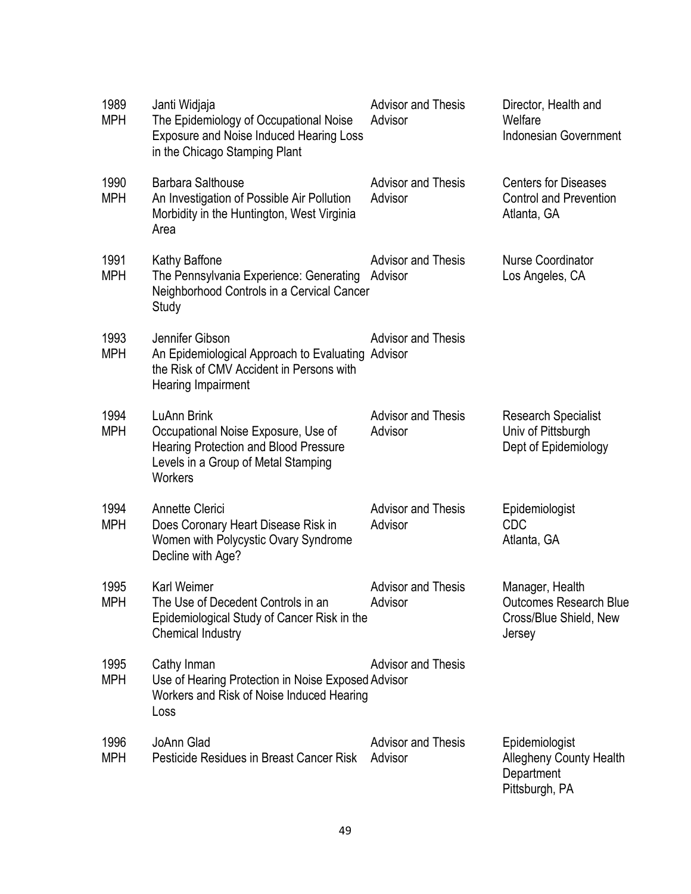| | | | |
|---|---|---|---|
| 1989 MPH | Janti Widjaja<br>The Epidemiology of Occupational Noise Exposure and Noise Induced Hearing Loss in the Chicago Stamping Plant | Advisor and Thesis Advisor | Director, Health and Welfare<br>Indonesian Government |
| 1990 MPH | Barbara Salthouse<br>An Investigation of Possible Air Pollution Morbidity in the Huntington, West Virginia Area | Advisor and Thesis Advisor | Centers for Diseases Control and Prevention<br>Atlanta, GA |
| 1991 MPH | Kathy Baffone<br>The Pennsylvania Experience: Generating Neighborhood Controls in a Cervical Cancer Study | Advisor and Thesis Advisor | Nurse Coordinator<br>Los Angeles, CA |
| 1993 MPH | Jennifer Gibson<br>An Epidemiological Approach to Evaluating the Risk of CMV Accident in Persons with Hearing Impairment | Advisor and Thesis Advisor | |
| 1994 MPH | LuAnn Brink<br>Occupational Noise Exposure, Use of Hearing Protection and Blood Pressure Levels in a Group of Metal Stamping Workers | Advisor and Thesis Advisor | Research Specialist<br>Univ of Pittsburgh<br>Dept of Epidemiology |
| 1994 MPH | Annette Clerici<br>Does Coronary Heart Disease Risk in Women with Polycystic Ovary Syndrome Decline with Age? | Advisor and Thesis Advisor | Epidemiologist<br>CDC<br>Atlanta, GA |
| 1995 MPH | Karl Weimer<br>The Use of Decedent Controls in an Epidemiological Study of Cancer Risk in the Chemical Industry | Advisor and Thesis Advisor | Manager, Health Outcomes Research Blue Cross/Blue Shield, New Jersey |
| 1995 MPH | Cathy Inman<br>Use of Hearing Protection in Noise Exposed Workers and Risk of Noise Induced Hearing Loss | Advisor and Thesis Advisor | |
| 1996 MPH | JoAnn Glad<br>Pesticide Residues in Breast Cancer Risk | Advisor and Thesis Advisor | Epidemiologist<br>Allegheny County Health Department<br>Pittsburgh, PA |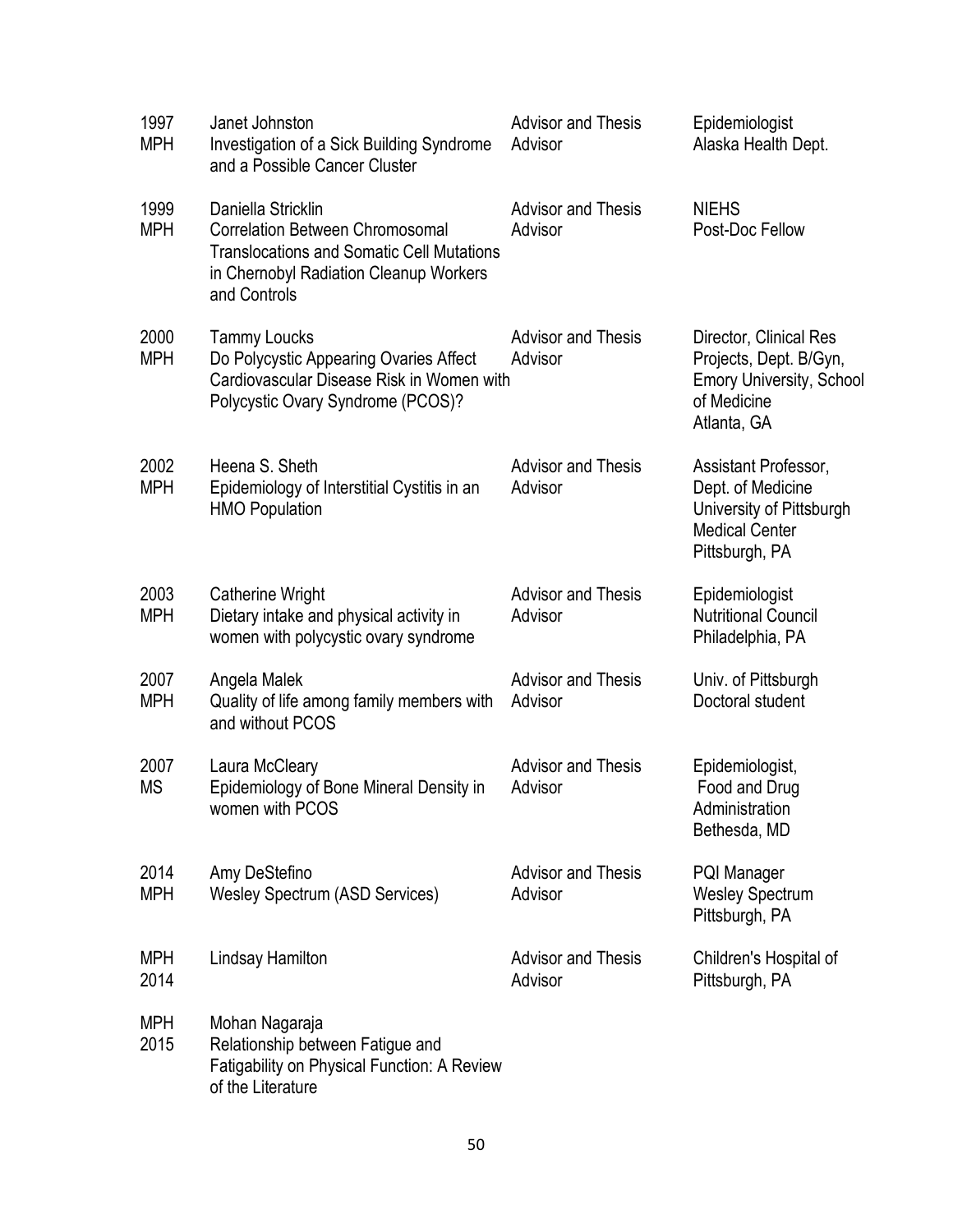| | | | |
|---|---|---|---|
| 1997 MPH | Janet Johnston<br>Investigation of a Sick Building Syndrome and a Possible Cancer Cluster | Advisor and Thesis Advisor | Epidemiologist<br>Alaska Health Dept. |
| 1999 MPH | Daniella Stricklin<br>Correlation Between Chromosomal Translocations and Somatic Cell Mutations in Chernobyl Radiation Cleanup Workers and Controls | Advisor and Thesis Advisor | NIEHS<br>Post-Doc Fellow |
| 2000 MPH | Tammy Loucks<br>Do Polycystic Appearing Ovaries Affect Cardiovascular Disease Risk in Women with Polycystic Ovary Syndrome (PCOS)? | Advisor and Thesis Advisor | Director, Clinical Res Projects, Dept. B/Gyn, Emory University, School of Medicine<br>Atlanta, GA |
| 2002 MPH | Heena S. Sheth<br>Epidemiology of Interstitial Cystitis in an HMO Population | Advisor and Thesis Advisor | Assistant Professor, Dept. of Medicine<br>University of Pittsburgh Medical Center<br>Pittsburgh, PA |
| 2003 MPH | Catherine Wright<br>Dietary intake and physical activity in women with polycystic ovary syndrome | Advisor and Thesis Advisor | Epidemiologist<br>Nutritional Council<br>Philadelphia, PA |
| 2007 MPH | Angela Malek<br>Quality of life among family members with and without PCOS | Advisor and Thesis Advisor | Univ. of Pittsburgh<br>Doctoral student |
| 2007 MS | Laura McCleary<br>Epidemiology of Bone Mineral Density in women with PCOS | Advisor and Thesis Advisor | Epidemiologist,<br>Food and Drug Administration<br>Bethesda, MD |
| 2014 MPH | Amy DeStefino<br>Wesley Spectrum (ASD Services) | Advisor and Thesis Advisor | PQI Manager<br>Wesley Spectrum<br>Pittsburgh, PA |
| MPH 2014 | Lindsay Hamilton | Advisor and Thesis Advisor | Children's Hospital of Pittsburgh, PA |
| MPH 2015 | Mohan Nagaraja<br>Relationship between Fatigue and Fatigability on Physical Function: A Review of the Literature | | |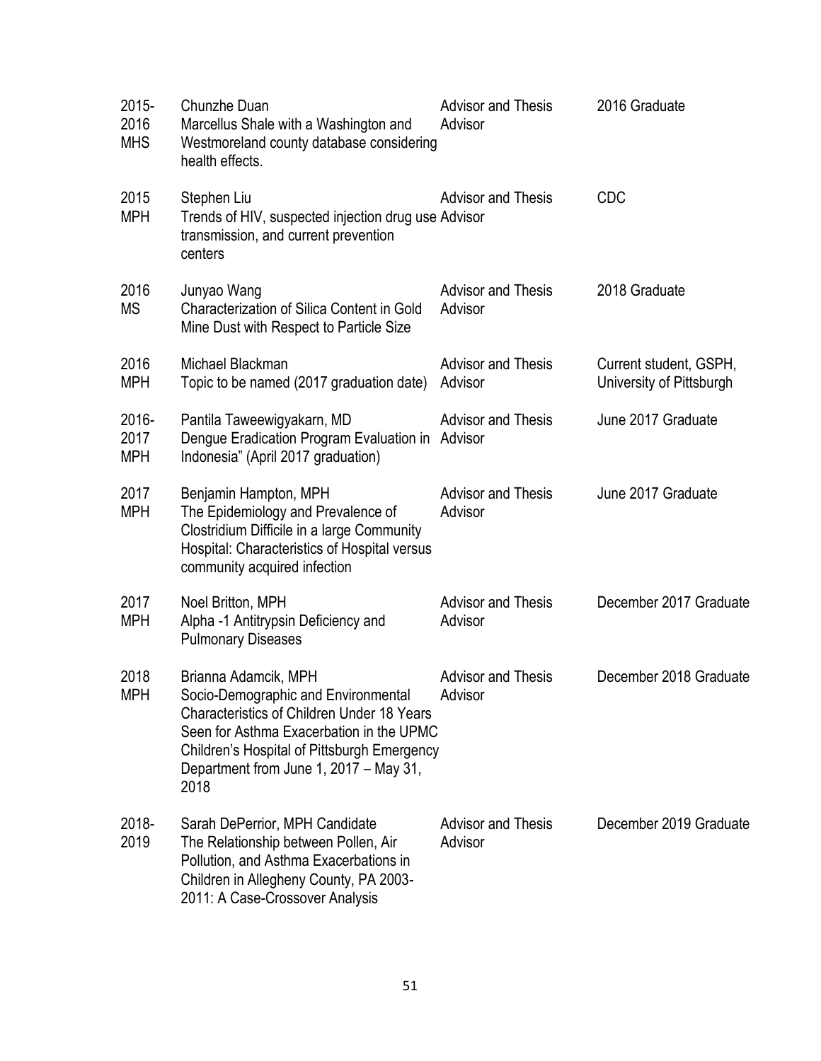| | | | |
|---|---|---|---|
| 2015-2016 MHS | Chunzhe Duan<br>Marcellus Shale with a Washington and Westmoreland county database considering health effects. | Advisor and Thesis Advisor | 2016 Graduate |
| 2015 MPH | Stephen Liu<br>Trends of HIV, suspected injection drug use transmission, and current prevention centers | Advisor and Thesis Advisor | CDC |
| 2016 MS | Junyao Wang<br>Characterization of Silica Content in Gold Mine Dust with Respect to Particle Size | Advisor and Thesis Advisor | 2018 Graduate |
| 2016 MPH | Michael Blackman<br>Topic to be named (2017 graduation date) | Advisor and Thesis Advisor | Current student, GSPH, University of Pittsburgh |
| 2016-2017 MPH | Pantila Taweewigyakarn, MD<br>Dengue Eradication Program Evaluation in Indonesia" (April 2017 graduation) | Advisor and Thesis Advisor | June 2017 Graduate |
| 2017 MPH | Benjamin Hampton, MPH<br>The Epidemiology and Prevalence of Clostridium Difficile in a large Community Hospital: Characteristics of Hospital versus community acquired infection | Advisor and Thesis Advisor | June 2017 Graduate |
| 2017 MPH | Noel Britton, MPH<br>Alpha -1 Antitrypsin Deficiency and Pulmonary Diseases | Advisor and Thesis Advisor | December 2017 Graduate |
| 2018 MPH | Brianna Adamcik, MPH<br>Socio-Demographic and Environmental Characteristics of Children Under 18 Years Seen for Asthma Exacerbation in the UPMC Children's Hospital of Pittsburgh Emergency Department from June 1, 2017 – May 31, 2018 | Advisor and Thesis Advisor | December 2018 Graduate |
| 2018-2019 | Sarah DePerrior, MPH Candidate<br>The Relationship between Pollen, Air Pollution, and Asthma Exacerbations in Children in Allegheny County, PA 2003-2011: A Case-Crossover Analysis | Advisor and Thesis Advisor | December 2019 Graduate |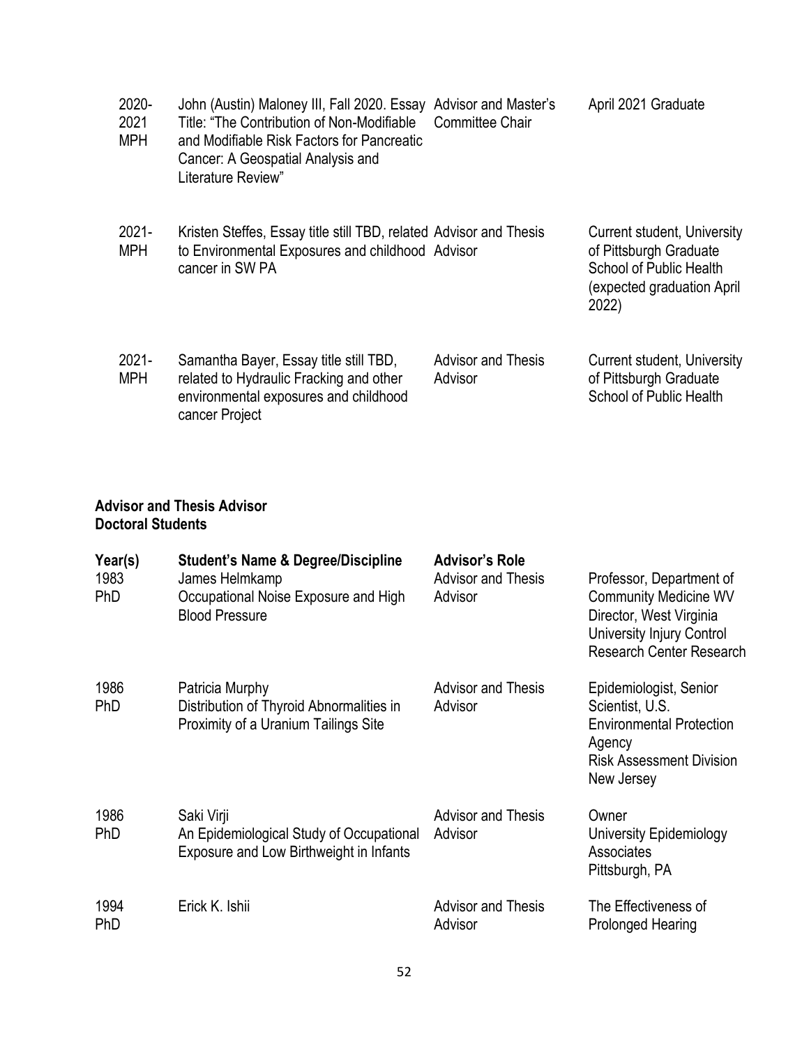| | | | |
|---|---|---|---|
| 2020-2021 MPH | John (Austin) Maloney III, Fall 2020. Essay Title: "The Contribution of Non-Modifiable and Modifiable Risk Factors for Pancreatic Cancer: A Geospatial Analysis and Literature Review" | Advisor and Master's Committee Chair | April 2021 Graduate |
| 2021-MPH | Kristen Steffes, Essay title still TBD, related to Environmental Exposures and childhood cancer in SW PA | Advisor and Thesis Advisor | Current student, University of Pittsburgh Graduate School of Public Health (expected graduation April 2022) |
| 2021-MPH | Samantha Bayer, Essay title still TBD, related to Hydraulic Fracking and other environmental exposures and childhood cancer Project | Advisor and Thesis Advisor | Current student, University of Pittsburgh Graduate School of Public Health |

**Advisor and Thesis Advisor**
**Doctoral Students**

| Year(s) | Student's Name & Degree/Discipline | Advisor's Role | |
|---|---|---|---|
| 1983 PhD | James Helmkamp<br>Occupational Noise Exposure and High Blood Pressure | Advisor and Thesis Advisor | Professor, Department of Community Medicine WV Director, West Virginia University Injury Control Research Center Research |
| 1986 PhD | Patricia Murphy<br>Distribution of Thyroid Abnormalities in Proximity of a Uranium Tailings Site | Advisor and Thesis Advisor | Epidemiologist, Senior Scientist, U.S. Environmental Protection Agency<br>Risk Assessment Division<br>New Jersey |
| 1986 PhD | Saki Virji<br>An Epidemiological Study of Occupational Exposure and Low Birthweight in Infants | Advisor and Thesis Advisor | Owner<br>University Epidemiology Associates<br>Pittsburgh, PA |
| 1994 PhD | Erick K. Ishii | Advisor and Thesis Advisor | The Effectiveness of Prolonged Hearing |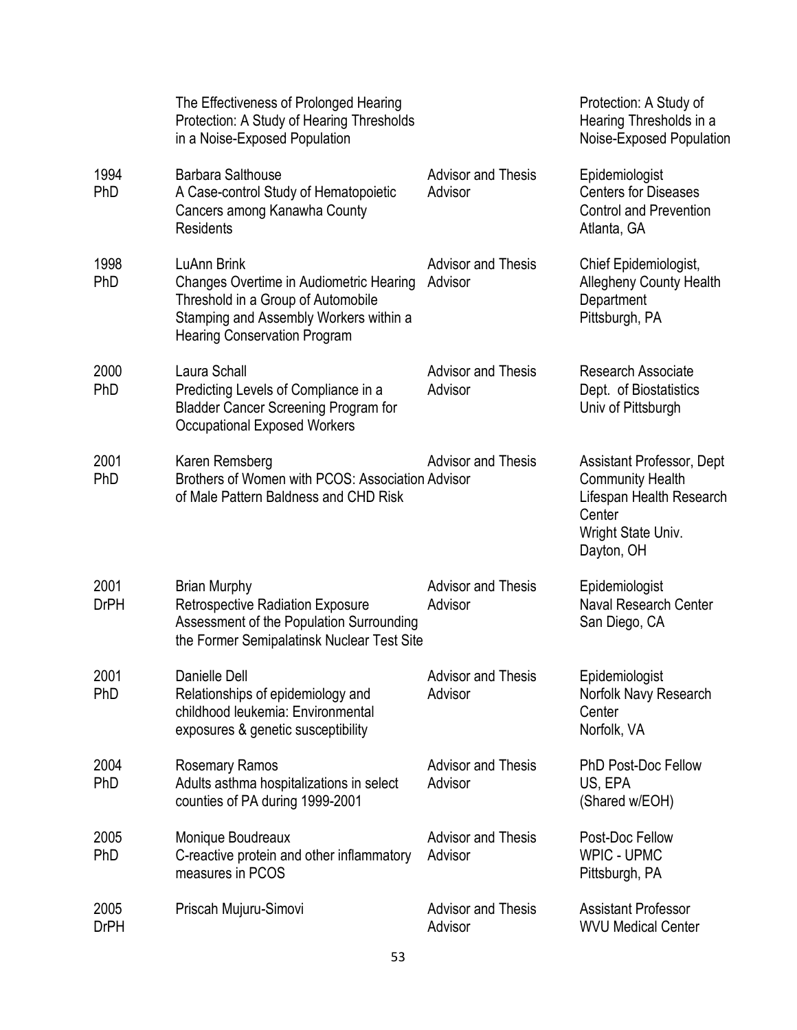| | | | |
|---|---|---|---|
| | The Effectiveness of Prolonged Hearing Protection: A Study of Hearing Thresholds in a Noise-Exposed Population | | Protection: A Study of Hearing Thresholds in a Noise-Exposed Population |
| 1994 PhD | Barbara Salthouse<br>A Case-control Study of Hematopoietic Cancers among Kanawha County Residents | Advisor and Thesis Advisor | Epidemiologist<br>Centers for Diseases Control and Prevention<br>Atlanta, GA |
| 1998 PhD | LuAnn Brink<br>Changes Overtime in Audiometric Hearing Threshold in a Group of Automobile Stamping and Assembly Workers within a Hearing Conservation Program | Advisor and Thesis Advisor | Chief Epidemiologist, Allegheny County Health Department<br>Pittsburgh, PA |
| 2000 PhD | Laura Schall<br>Predicting Levels of Compliance in a Bladder Cancer Screening Program for Occupational Exposed Workers | Advisor and Thesis Advisor | Research Associate<br>Dept. of Biostatistics<br>Univ of Pittsburgh |
| 2001 PhD | Karen Remsberg<br>Brothers of Women with PCOS: Association of Male Pattern Baldness and CHD Risk | Advisor and Thesis Advisor | Assistant Professor, Dept Community Health<br>Lifespan Health Research Center<br>Wright State Univ.<br>Dayton, OH |
| 2001 DrPH | Brian Murphy<br>Retrospective Radiation Exposure Assessment of the Population Surrounding the Former Semipalatinsk Nuclear Test Site | Advisor and Thesis Advisor | Epidemiologist<br>Naval Research Center<br>San Diego, CA |
| 2001 PhD | Danielle Dell<br>Relationships of epidemiology and childhood leukemia: Environmental exposures & genetic susceptibility | Advisor and Thesis Advisor | Epidemiologist<br>Norfolk Navy Research Center<br>Norfolk, VA |
| 2004 PhD | Rosemary Ramos<br>Adults asthma hospitalizations in select counties of PA during 1999-2001 | Advisor and Thesis Advisor | PhD Post-Doc Fellow<br>US, EPA<br>(Shared w/EOH) |
| 2005 PhD | Monique Boudreaux<br>C-reactive protein and other inflammatory measures in PCOS | Advisor and Thesis Advisor | Post-Doc Fellow<br>WPIC - UPMC<br>Pittsburgh, PA |
| 2005 DrPH | Priscah Mujuru-Simovi | Advisor and Thesis Advisor | Assistant Professor<br>WVU Medical Center |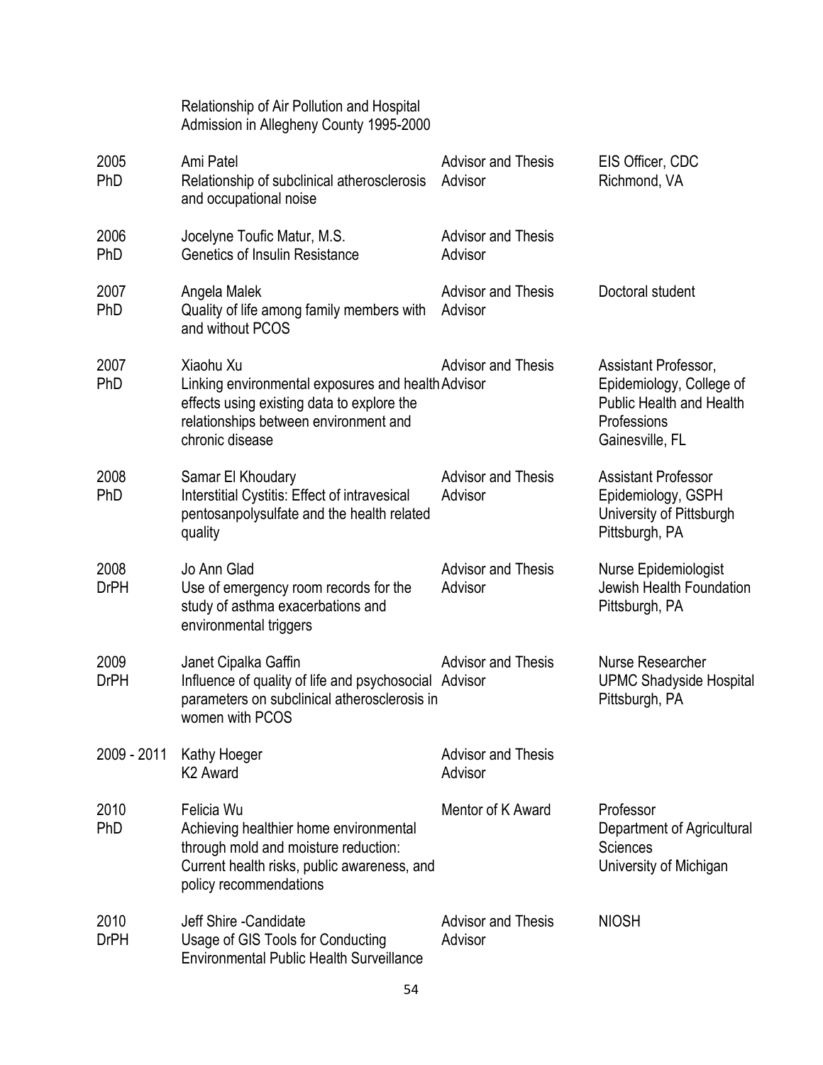| | | | |
|---|---|---|---|
| | Relationship of Air Pollution and Hospital Admission in Allegheny County 1995-2000 | | |
| 2005 PhD | Ami Patel<br>Relationship of subclinical atherosclerosis and occupational noise | Advisor and Thesis Advisor | EIS Officer, CDC<br>Richmond, VA |
| 2006 PhD | Jocelyne Toufic Matur, M.S.<br>Genetics of Insulin Resistance | Advisor and Thesis Advisor | |
| 2007 PhD | Angela Malek<br>Quality of life among family members with and without PCOS | Advisor and Thesis Advisor | Doctoral student |
| 2007 PhD | Xiaohu Xu<br>Linking environmental exposures and health effects using existing data to explore the relationships between environment and chronic disease | Advisor and Thesis Advisor | Assistant Professor, Epidemiology, College of Public Health and Health Professions<br>Gainesville, FL |
| 2008 PhD | Samar El Khoudary<br>Interstitial Cystitis: Effect of intravesical pentosanpolysulfate and the health related quality | Advisor and Thesis Advisor | Assistant Professor<br>Epidemiology, GSPH<br>University of Pittsburgh<br>Pittsburgh, PA |
| 2008 DrPH | Jo Ann Glad<br>Use of emergency room records for the study of asthma exacerbations and environmental triggers | Advisor and Thesis Advisor | Nurse Epidemiologist<br>Jewish Health Foundation<br>Pittsburgh, PA |
| 2009 DrPH | Janet Cipalka Gaffin<br>Influence of quality of life and psychosocial parameters on subclinical atherosclerosis in women with PCOS | Advisor and Thesis Advisor | Nurse Researcher<br>UPMC Shadyside Hospital<br>Pittsburgh, PA |
| 2009 - 2011 | Kathy Hoeger<br>K2 Award | Advisor and Thesis Advisor | |
| 2010 PhD | Felicia Wu<br>Achieving healthier home environmental through mold and moisture reduction: Current health risks, public awareness, and policy recommendations | Mentor of K Award | Professor<br>Department of Agricultural Sciences<br>University of Michigan |
| 2010 DrPH | Jeff Shire -Candidate<br>Usage of GIS Tools for Conducting Environmental Public Health Surveillance | Advisor and Thesis Advisor | NIOSH |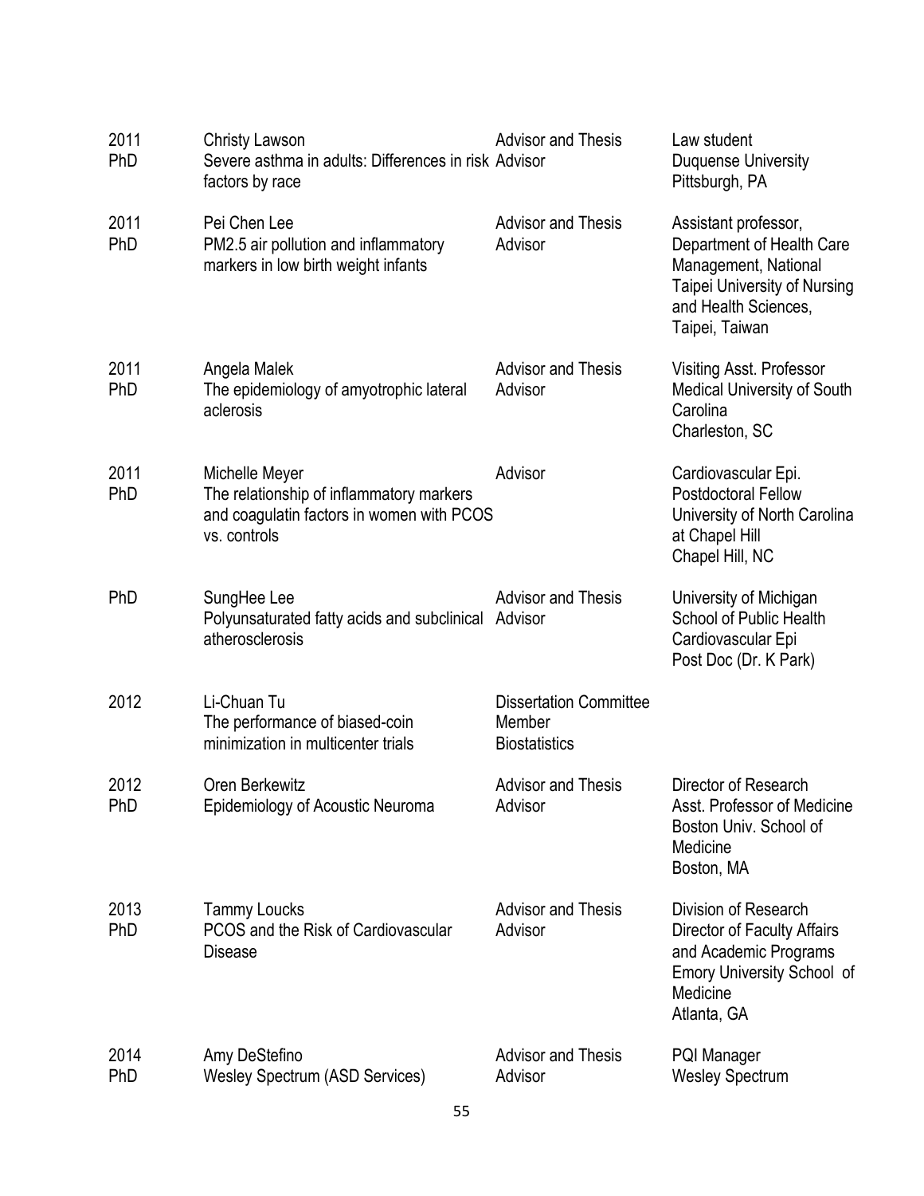| | | | |
|---|---|---|---|
| 2011<br>PhD | Christy Lawson<br>Severe asthma in adults: Differences in risk factors by race | Advisor and Thesis Advisor | Law student<br>Duquense University<br>Pittsburgh, PA |
| 2011<br>PhD | Pei Chen Lee<br>PM2.5 air pollution and inflammatory markers in low birth weight infants | Advisor and Thesis Advisor | Assistant professor, Department of Health Care Management, National Taipei University of Nursing and Health Sciences, Taipei, Taiwan |
| 2011<br>PhD | Angela Malek<br>The epidemiology of amyotrophic lateral aclerosis | Advisor and Thesis Advisor | Visiting Asst. Professor<br>Medical University of South Carolina<br>Charleston, SC |
| 2011<br>PhD | Michelle Meyer<br>The relationship of inflammatory markers and coagulatin factors in women with PCOS vs. controls | Advisor | Cardiovascular Epi.<br>Postdoctoral Fellow<br>University of North Carolina at Chapel Hill<br>Chapel Hill, NC |
| PhD | SungHee Lee<br>Polyunsaturated fatty acids and subclinical atherosclerosis | Advisor and Thesis Advisor | University of Michigan<br>School of Public Health<br>Cardiovascular Epi<br>Post Doc (Dr. K Park) |
| 2012 | Li-Chuan Tu<br>The performance of biased-coin minimization in multicenter trials | Dissertation Committee Member<br>Biostatistics | |
| 2012<br>PhD | Oren Berkewitz<br>Epidemiology of Acoustic Neuroma | Advisor and Thesis Advisor | Director of Research<br>Asst. Professor of Medicine<br>Boston Univ. School of Medicine<br>Boston, MA |
| 2013<br>PhD | Tammy Loucks<br>PCOS and the Risk of Cardiovascular Disease | Advisor and Thesis Advisor | Division of Research<br>Director of Faculty Affairs and Academic Programs<br>Emory University School of Medicine<br>Atlanta, GA |
| 2014<br>PhD | Amy DeStefino<br>Wesley Spectrum (ASD Services) | Advisor and Thesis Advisor | PQI Manager<br>Wesley Spectrum |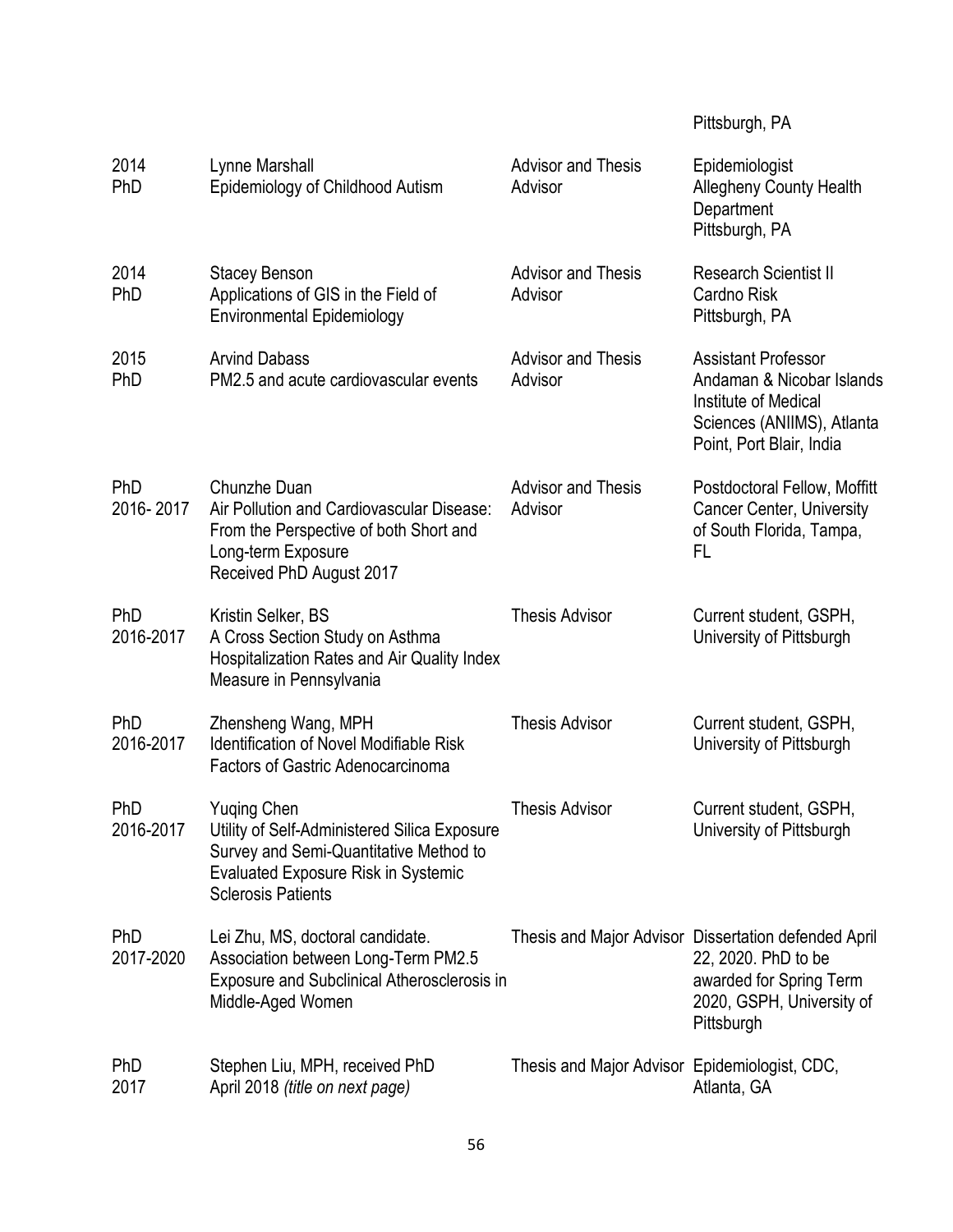| | | | Pittsburgh, PA |
|---|---|---|---|
| 2014<br>PhD | Lynne Marshall<br>Epidemiology of Childhood Autism | Advisor and Thesis Advisor | Epidemiologist<br>Allegheny County Health Department<br>Pittsburgh, PA |
| 2014<br>PhD | Stacey Benson<br>Applications of GIS in the Field of Environmental Epidemiology | Advisor and Thesis Advisor | Research Scientist II<br>Cardno Risk<br>Pittsburgh, PA |
| 2015<br>PhD | Arvind Dabass<br>PM2.5 and acute cardiovascular events | Advisor and Thesis Advisor | Assistant Professor<br>Andaman & Nicobar Islands Institute of Medical Sciences (ANIIMS), Atlanta Point, Port Blair, India |
| PhD<br>2016- 2017 | Chunzhe Duan<br>Air Pollution and Cardiovascular Disease: From the Perspective of both Short and Long-term Exposure<br>Received PhD August 2017 | Advisor and Thesis Advisor | Postdoctoral Fellow, Moffitt Cancer Center, University of South Florida, Tampa, FL |
| PhD<br>2016-2017 | Kristin Selker, BS<br>A Cross Section Study on Asthma Hospitalization Rates and Air Quality Index Measure in Pennsylvania | Thesis Advisor | Current student, GSPH, University of Pittsburgh |
| PhD<br>2016-2017 | Zhensheng Wang, MPH<br>Identification of Novel Modifiable Risk Factors of Gastric Adenocarcinoma | Thesis Advisor | Current student, GSPH, University of Pittsburgh |
| PhD<br>2016-2017 | Yuqing Chen<br>Utility of Self-Administered Silica Exposure Survey and Semi-Quantitative Method to Evaluated Exposure Risk in Systemic Sclerosis Patients | Thesis Advisor | Current student, GSPH, University of Pittsburgh |
| PhD<br>2017-2020 | Lei Zhu, MS, doctoral candidate.<br>Association between Long-Term PM2.5 Exposure and Subclinical Atherosclerosis in Middle-Aged Women | Thesis and Major Advisor | Dissertation defended April 22, 2020. PhD to be awarded for Spring Term 2020, GSPH, University of Pittsburgh |
| PhD<br>2017 | Stephen Liu, MPH, received PhD April 2018 *(title on next page)* | Thesis and Major Advisor | Epidemiologist, CDC, Atlanta, GA |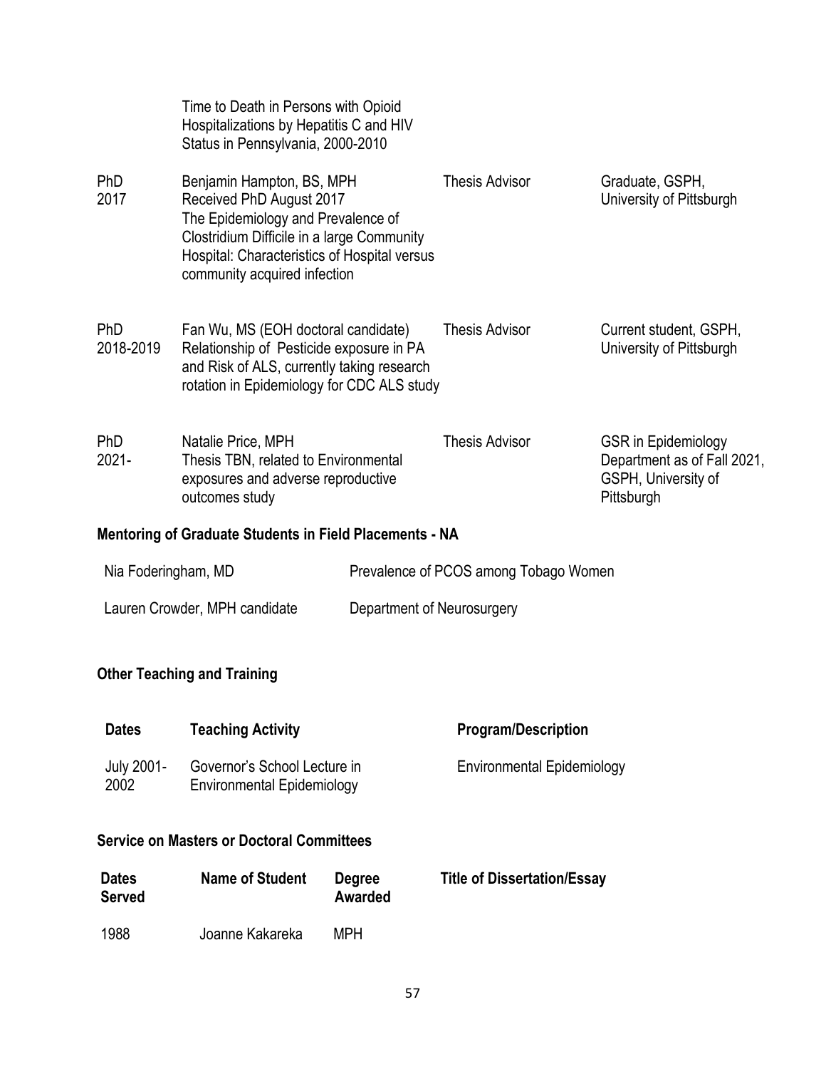| | | | |
|---|---|---|---|
| | Time to Death in Persons with Opioid Hospitalizations by Hepatitis C and HIV Status in Pennsylvania, 2000-2010 | | |
| PhD 2017 | Benjamin Hampton, BS, MPH Received PhD August 2017 The Epidemiology and Prevalence of Clostridium Difficile in a large Community Hospital: Characteristics of Hospital versus community acquired infection | Thesis Advisor | Graduate, GSPH, University of Pittsburgh |
| PhD 2018-2019 | Fan Wu, MS (EOH doctoral candidate) Relationship of Pesticide exposure in PA and Risk of ALS, currently taking research rotation in Epidemiology for CDC ALS study | Thesis Advisor | Current student, GSPH, University of Pittsburgh |
| PhD 2021- | Natalie Price, MPH Thesis TBN, related to Environmental exposures and adverse reproductive outcomes study | Thesis Advisor | GSR in Epidemiology Department as of Fall 2021, GSPH, University of Pittsburgh |

### Mentoring of Graduate Students in Field Placements - NA

| | |
|---|---|
| Nia Foderingham, MD | Prevalence of PCOS among Tobago Women |
| Lauren Crowder, MPH candidate | Department of Neurosurgery |

### Other Teaching and Training

| Dates | Teaching Activity | Program/Description |
|---|---|---|
| July 2001-2002 | Governor's School Lecture in Environmental Epidemiology | Environmental Epidemiology |

### Service on Masters or Doctoral Committees

| Dates Served | Name of Student | Degree Awarded | Title of Dissertation/Essay |
|---|---|---|---|
| 1988 | Joanne Kakareka | MPH | |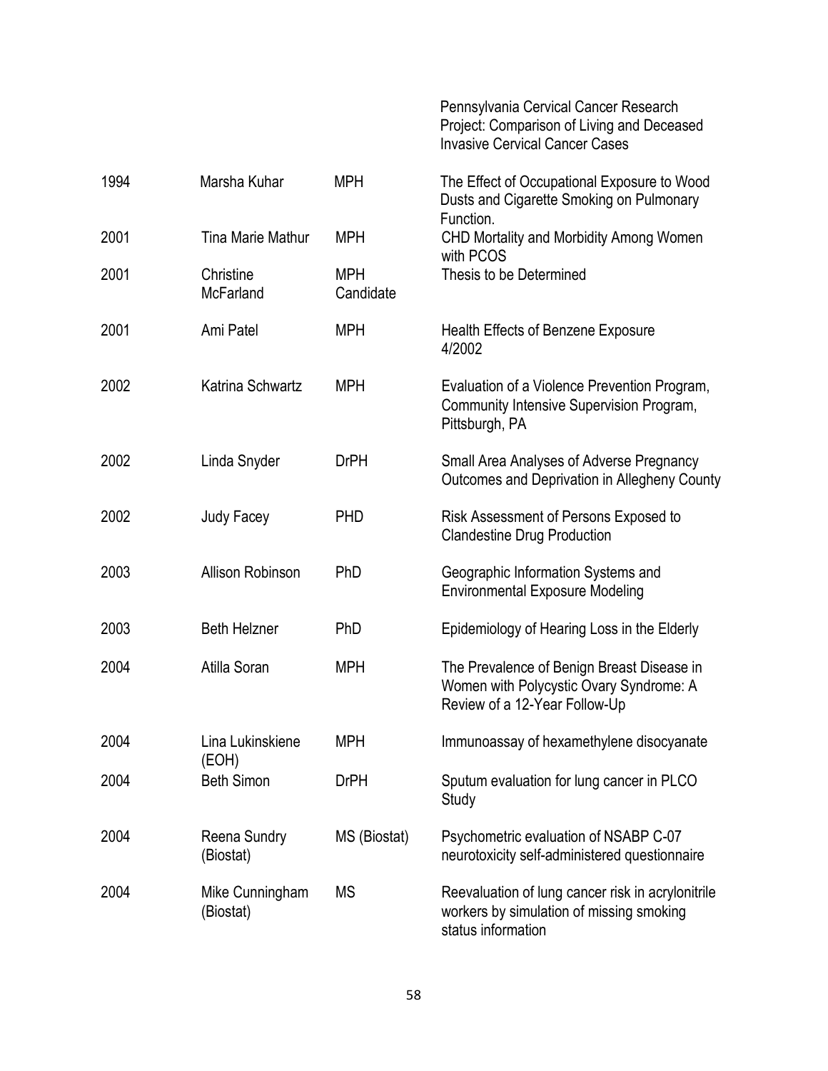| | | | |
|---|---|---|---|
| | | | Pennsylvania Cervical Cancer Research Project: Comparison of Living and Deceased Invasive Cervical Cancer Cases |
| 1994 | Marsha Kuhar | MPH | The Effect of Occupational Exposure to Wood Dusts and Cigarette Smoking on Pulmonary Function. |
| 2001 | Tina Marie Mathur | MPH | CHD Mortality and Morbidity Among Women with PCOS |
| 2001 | Christine McFarland | MPH Candidate | Thesis to be Determined |
| 2001 | Ami Patel | MPH | Health Effects of Benzene Exposure 4/2002 |
| 2002 | Katrina Schwartz | MPH | Evaluation of a Violence Prevention Program, Community Intensive Supervision Program, Pittsburgh, PA |
| 2002 | Linda Snyder | DrPH | Small Area Analyses of Adverse Pregnancy Outcomes and Deprivation in Allegheny County |
| 2002 | Judy Facey | PHD | Risk Assessment of Persons Exposed to Clandestine Drug Production |
| 2003 | Allison Robinson | PhD | Geographic Information Systems and Environmental Exposure Modeling |
| 2003 | Beth Helzner | PhD | Epidemiology of Hearing Loss in the Elderly |
| 2004 | Atilla Soran | MPH | The Prevalence of Benign Breast Disease in Women with Polycystic Ovary Syndrome: A Review of a 12-Year Follow-Up |
| 2004 | Lina Lukinskiene (EOH) | MPH | Immunoassay of hexamethylene disocyanate |
| 2004 | Beth Simon | DrPH | Sputum evaluation for lung cancer in PLCO Study |
| 2004 | Reena Sundry (Biostat) | MS (Biostat) | Psychometric evaluation of NSABP C-07 neurotoxicity self-administered questionnaire |
| 2004 | Mike Cunningham (Biostat) | MS | Reevaluation of lung cancer risk in acrylonitrile workers by simulation of missing smoking status information |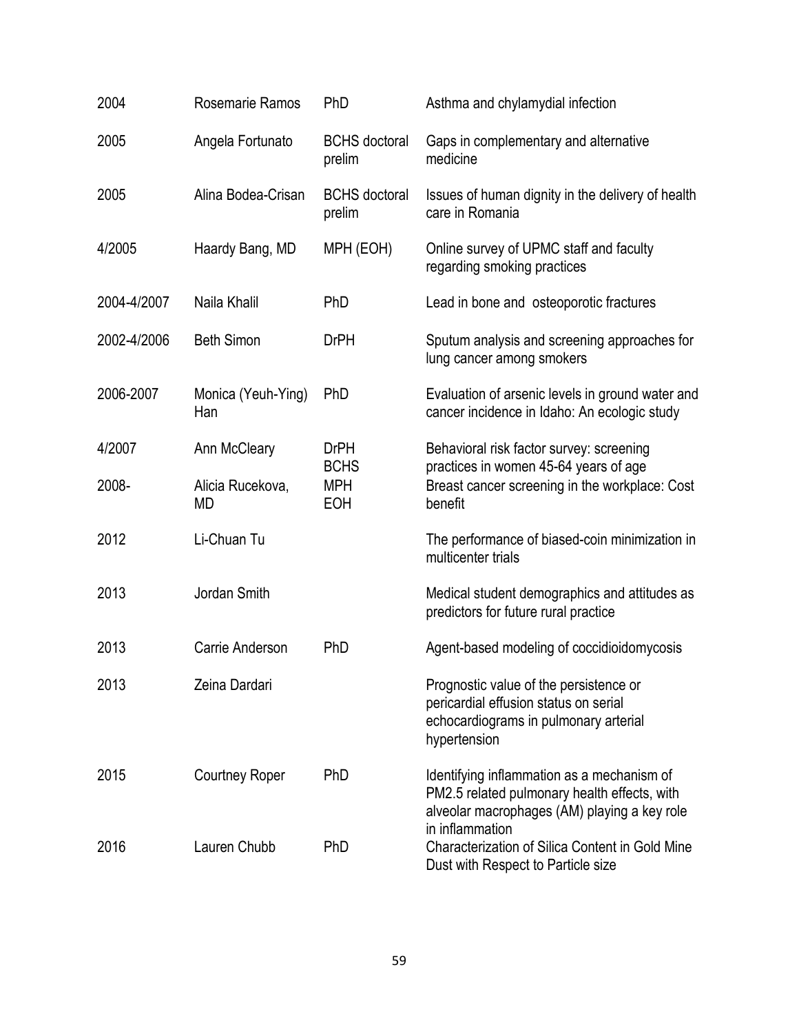| | | | |
|---|---|---|---|
| 2004 | Rosemarie Ramos | PhD | Asthma and chylamydial infection |
| 2005 | Angela Fortunato | BCHS doctoral prelim | Gaps in complementary and alternative medicine |
| 2005 | Alina Bodea-Crisan | BCHS doctoral prelim | Issues of human dignity in the delivery of health care in Romania |
| 4/2005 | Haardy Bang, MD | MPH (EOH) | Online survey of UPMC staff and faculty regarding smoking practices |
| 2004-4/2007 | Naila Khalil | PhD | Lead in bone and osteoporotic fractures |
| 2002-4/2006 | Beth Simon | DrPH | Sputum analysis and screening approaches for lung cancer among smokers |
| 2006-2007 | Monica (Yeuh-Ying) Han | PhD | Evaluation of arsenic levels in ground water and cancer incidence in Idaho: An ecologic study |
| 4/2007 | Ann McCleary | DrPH BCHS | Behavioral risk factor survey: screening practices in women 45-64 years of age |
| 2008- | Alicia Rucekova, MD | MPH EOH | Breast cancer screening in the workplace: Cost benefit |
| 2012 | Li-Chuan Tu | | The performance of biased-coin minimization in multicenter trials |
| 2013 | Jordan Smith | | Medical student demographics and attitudes as predictors for future rural practice |
| 2013 | Carrie Anderson | PhD | Agent-based modeling of coccidioidomycosis |
| 2013 | Zeina Dardari | | Prognostic value of the persistence or pericardial effusion status on serial echocardiograms in pulmonary arterial hypertension |
| 2015 | Courtney Roper | PhD | Identifying inflammation as a mechanism of PM2.5 related pulmonary health effects, with alveolar macrophages (AM) playing a key role in inflammation |
| 2016 | Lauren Chubb | PhD | Characterization of Silica Content in Gold Mine Dust with Respect to Particle size |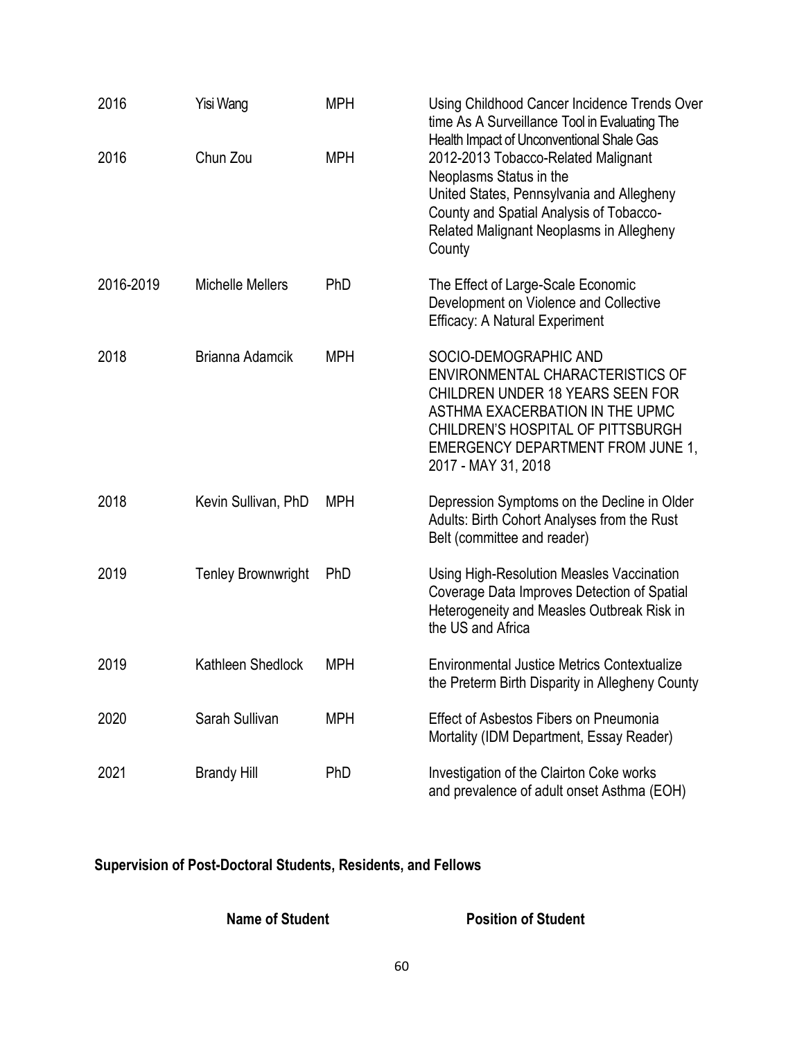| | | | |
|---|---|---|---|
| 2016 | Yisi Wang | MPH | Using Childhood Cancer Incidence Trends Over time As A Surveillance Tool in Evaluating The Health Impact of Unconventional Shale Gas |
| 2016 | Chun Zou | MPH | 2012-2013 Tobacco-Related Malignant Neoplasms Status in the United States, Pennsylvania and Allegheny County and Spatial Analysis of Tobacco-Related Malignant Neoplasms in Allegheny County |
| 2016-2019 | Michelle Mellers | PhD | The Effect of Large-Scale Economic Development on Violence and Collective Efficacy: A Natural Experiment |
| 2018 | Brianna Adamcik | MPH | SOCIO-DEMOGRAPHIC AND ENVIRONMENTAL CHARACTERISTICS OF CHILDREN UNDER 18 YEARS SEEN FOR ASTHMA EXACERBATION IN THE UPMC CHILDREN'S HOSPITAL OF PITTSBURGH EMERGENCY DEPARTMENT FROM JUNE 1, 2017 - MAY 31, 2018 |
| 2018 | Kevin Sullivan, PhD | MPH | Depression Symptoms on the Decline in Older Adults: Birth Cohort Analyses from the Rust Belt (committee and reader) |
| 2019 | Tenley Brownwright | PhD | Using High-Resolution Measles Vaccination Coverage Data Improves Detection of Spatial Heterogeneity and Measles Outbreak Risk in the US and Africa |
| 2019 | Kathleen Shedlock | MPH | Environmental Justice Metrics Contextualize the Preterm Birth Disparity in Allegheny County |
| 2020 | Sarah Sullivan | MPH | Effect of Asbestos Fibers on Pneumonia Mortality (IDM Department, Essay Reader) |
| 2021 | Brandy Hill | PhD | Investigation of the Clairton Coke works and prevalence of adult onset Asthma (EOH) |

**Supervision of Post-Doctoral Students, Residents, and Fellows**

| Name of Student | Position of Student |
|---|---|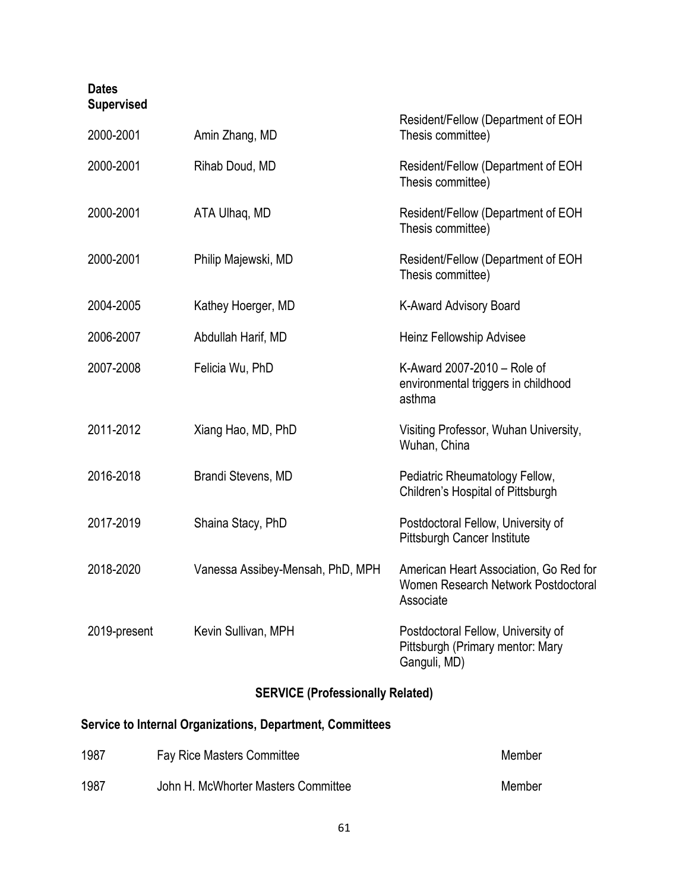| Dates Supervised | | |
|---|---|---|
| 2000-2001 | Amin Zhang, MD | Resident/Fellow (Department of EOH Thesis committee) |
| 2000-2001 | Rihab Doud, MD | Resident/Fellow (Department of EOH Thesis committee) |
| 2000-2001 | ATA Ulhaq, MD | Resident/Fellow (Department of EOH Thesis committee) |
| 2000-2001 | Philip Majewski, MD | Resident/Fellow (Department of EOH Thesis committee) |
| 2004-2005 | Kathey Hoerger, MD | K-Award Advisory Board |
| 2006-2007 | Abdullah Harif, MD | Heinz Fellowship Advisee |
| 2007-2008 | Felicia Wu, PhD | K-Award 2007-2010 – Role of environmental triggers in childhood asthma |
| 2011-2012 | Xiang Hao, MD, PhD | Visiting Professor, Wuhan University, Wuhan, China |
| 2016-2018 | Brandi Stevens, MD | Pediatric Rheumatology Fellow, Children's Hospital of Pittsburgh |
| 2017-2019 | Shaina Stacy, PhD | Postdoctoral Fellow, University of Pittsburgh Cancer Institute |
| 2018-2020 | Vanessa Assibey-Mensah, PhD, MPH | American Heart Association, Go Red for Women Research Network Postdoctoral Associate |
| 2019-present | Kevin Sullivan, MPH | Postdoctoral Fellow, University of Pittsburgh (Primary mentor: Mary Ganguli, MD) |

## SERVICE (Professionally Related)

### Service to Internal Organizations, Department, Committees

| | | |
|---|---|---|
| 1987 | Fay Rice Masters Committee | Member |
| 1987 | John H. McWhorter Masters Committee | Member |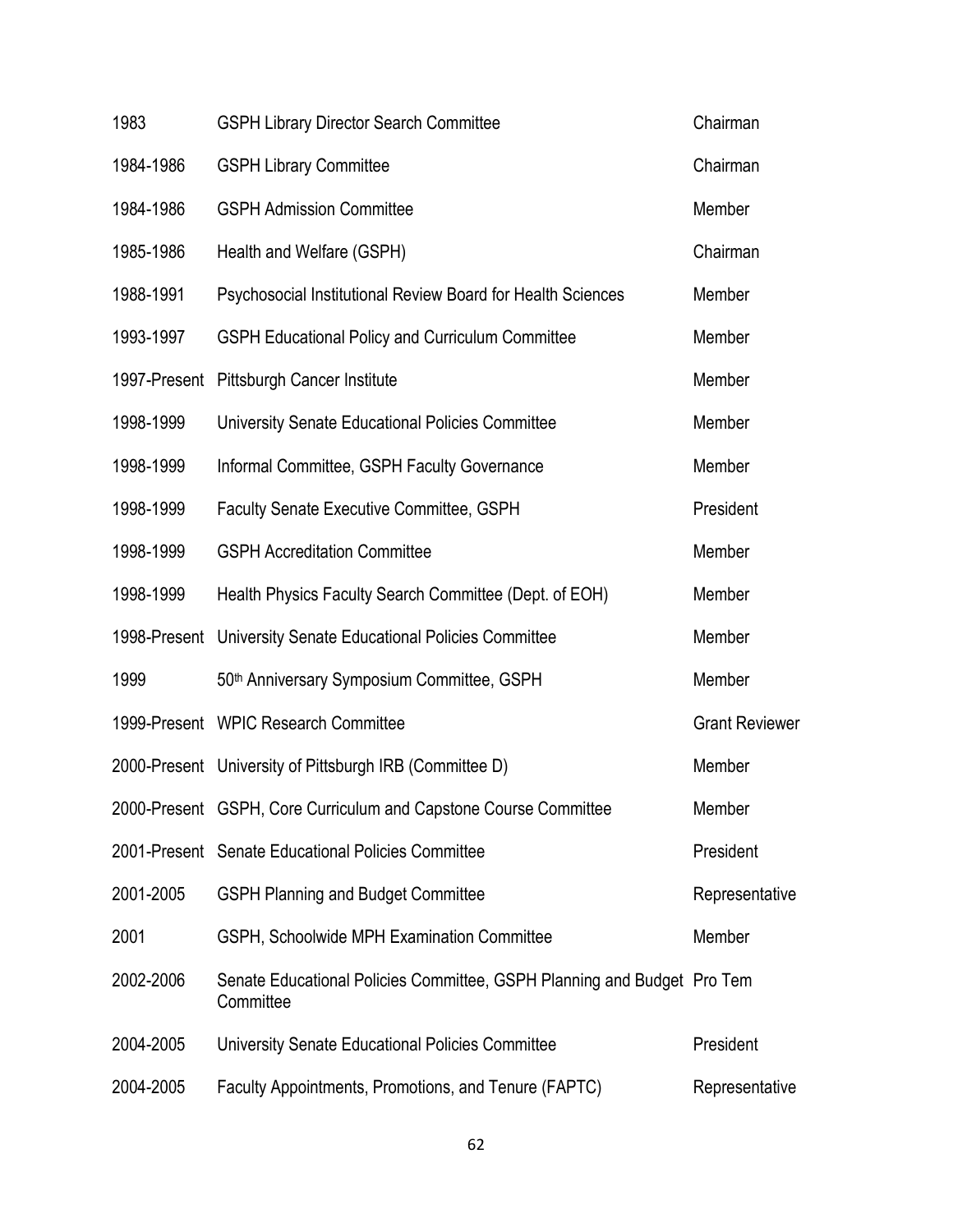| | | |
|---|---|---|
| 1983 | GSPH Library Director Search Committee | Chairman |
| 1984-1986 | GSPH Library Committee | Chairman |
| 1984-1986 | GSPH Admission Committee | Member |
| 1985-1986 | Health and Welfare (GSPH) | Chairman |
| 1988-1991 | Psychosocial Institutional Review Board for Health Sciences | Member |
| 1993-1997 | GSPH Educational Policy and Curriculum Committee | Member |
| 1997-Present | Pittsburgh Cancer Institute | Member |
| 1998-1999 | University Senate Educational Policies Committee | Member |
| 1998-1999 | Informal Committee, GSPH Faculty Governance | Member |
| 1998-1999 | Faculty Senate Executive Committee, GSPH | President |
| 1998-1999 | GSPH Accreditation Committee | Member |
| 1998-1999 | Health Physics Faculty Search Committee (Dept. of EOH) | Member |
| 1998-Present | University Senate Educational Policies Committee | Member |
| 1999 | 50th Anniversary Symposium Committee, GSPH | Member |
| 1999-Present | WPIC Research Committee | Grant Reviewer |
| 2000-Present | University of Pittsburgh IRB (Committee D) | Member |
| 2000-Present | GSPH, Core Curriculum and Capstone Course Committee | Member |
| 2001-Present | Senate Educational Policies Committee | President |
| 2001-2005 | GSPH Planning and Budget Committee | Representative |
| 2001 | GSPH, Schoolwide MPH Examination Committee | Member |
| 2002-2006 | Senate Educational Policies Committee, GSPH Planning and Budget Committee | Pro Tem |
| 2004-2005 | University Senate Educational Policies Committee | President |
| 2004-2005 | Faculty Appointments, Promotions, and Tenure (FAPTC) | Representative |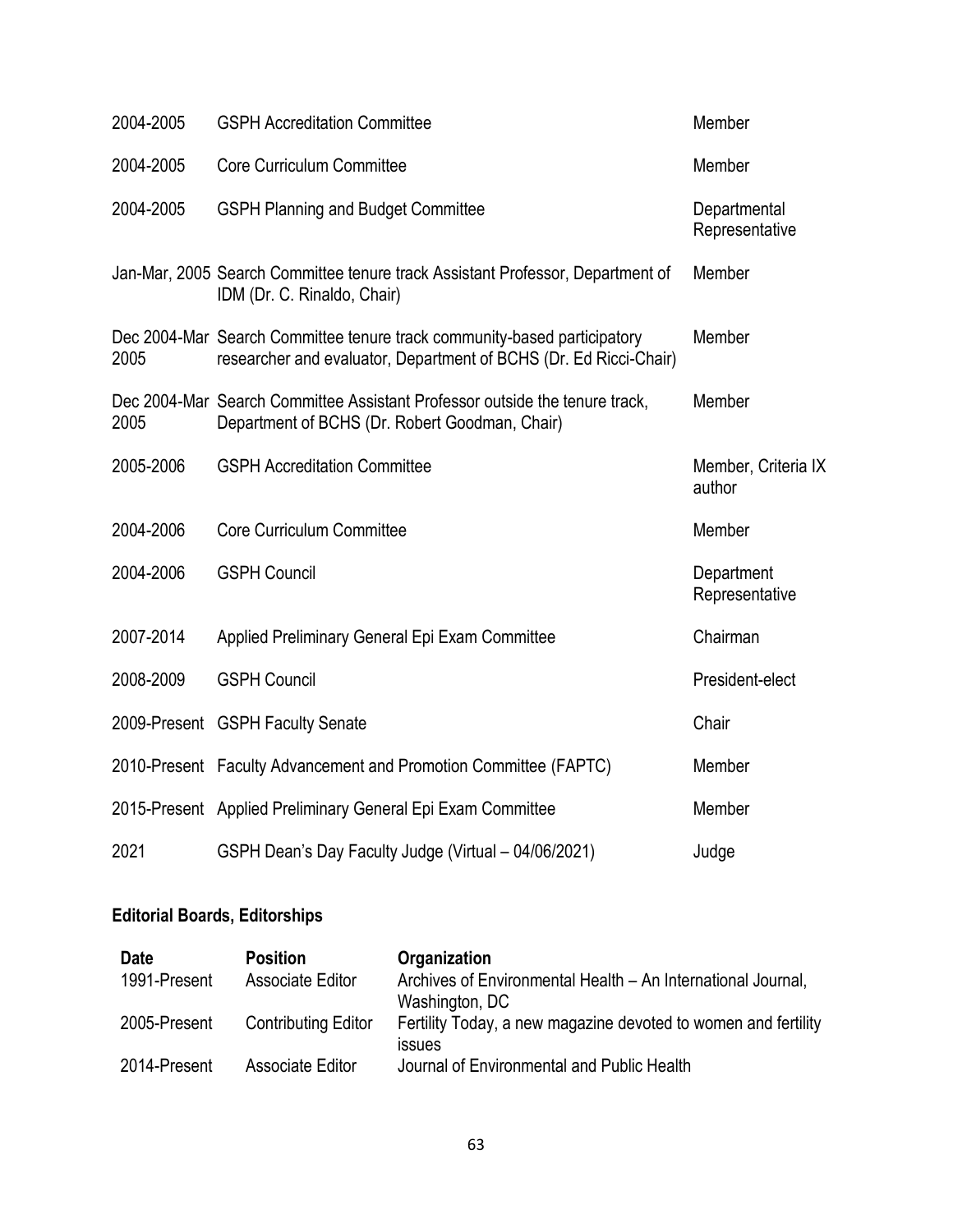| | | |
|---|---|---|
| 2004-2005 | GSPH Accreditation Committee | Member |
| 2004-2005 | Core Curriculum Committee | Member |
| 2004-2005 | GSPH Planning and Budget Committee | Departmental Representative |
| Jan-Mar, 2005 | Search Committee tenure track Assistant Professor, Department of IDM (Dr. C. Rinaldo, Chair) | Member |
| Dec 2004-Mar 2005 | Search Committee tenure track community-based participatory researcher and evaluator, Department of BCHS (Dr. Ed Ricci-Chair) | Member |
| Dec 2004-Mar 2005 | Search Committee Assistant Professor outside the tenure track, Department of BCHS (Dr. Robert Goodman, Chair) | Member |
| 2005-2006 | GSPH Accreditation Committee | Member, Criteria IX author |
| 2004-2006 | Core Curriculum Committee | Member |
| 2004-2006 | GSPH Council | Department Representative |
| 2007-2014 | Applied Preliminary General Epi Exam Committee | Chairman |
| 2008-2009 | GSPH Council | President-elect |
| 2009-Present | GSPH Faculty Senate | Chair |
| 2010-Present | Faculty Advancement and Promotion Committee (FAPTC) | Member |
| 2015-Present | Applied Preliminary General Epi Exam Committee | Member |
| 2021 | GSPH Dean's Day Faculty Judge (Virtual – 04/06/2021) | Judge |

**Editorial Boards, Editorships**

| Date | Position | Organization |
|---|---|---|
| 1991-Present | Associate Editor | Archives of Environmental Health – An International Journal, Washington, DC |
| 2005-Present | Contributing Editor | Fertility Today, a new magazine devoted to women and fertility issues |
| 2014-Present | Associate Editor | Journal of Environmental and Public Health |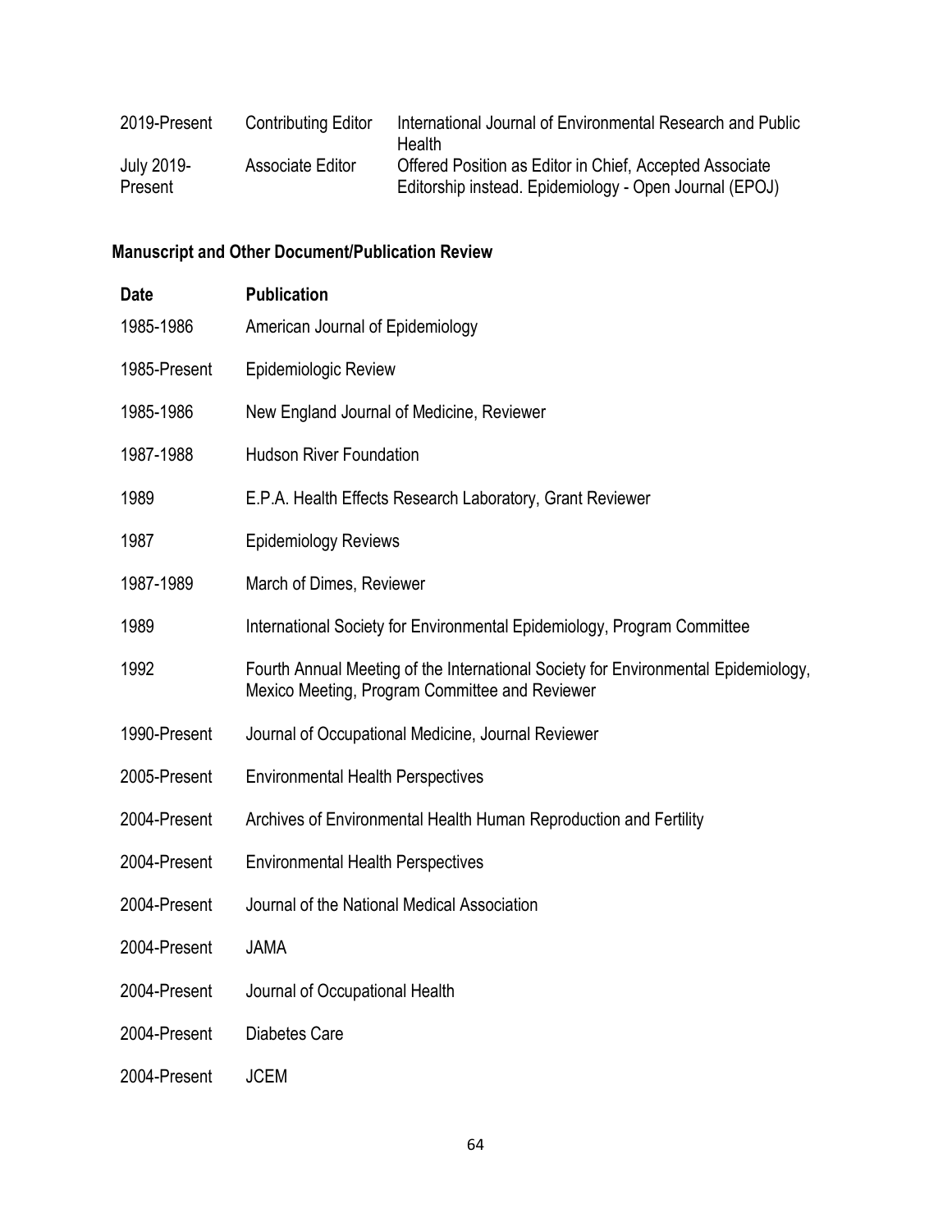| | | |
|---|---|---|
| 2019-Present | Contributing Editor | International Journal of Environmental Research and Public Health |
| July 2019-Present | Associate Editor | Offered Position as Editor in Chief, Accepted Associate Editorship instead. Epidemiology - Open Journal (EPOJ) |

## Manuscript and Other Document/Publication Review

| Date | Publication |
|---|---|
| 1985-1986 | American Journal of Epidemiology |
| 1985-Present | Epidemiologic Review |
| 1985-1986 | New England Journal of Medicine, Reviewer |
| 1987-1988 | Hudson River Foundation |
| 1989 | E.P.A. Health Effects Research Laboratory, Grant Reviewer |
| 1987 | Epidemiology Reviews |
| 1987-1989 | March of Dimes, Reviewer |
| 1989 | International Society for Environmental Epidemiology, Program Committee |
| 1992 | Fourth Annual Meeting of the International Society for Environmental Epidemiology, Mexico Meeting, Program Committee and Reviewer |
| 1990-Present | Journal of Occupational Medicine, Journal Reviewer |
| 2005-Present | Environmental Health Perspectives |
| 2004-Present | Archives of Environmental Health Human Reproduction and Fertility |
| 2004-Present | Environmental Health Perspectives |
| 2004-Present | Journal of the National Medical Association |
| 2004-Present | JAMA |
| 2004-Present | Journal of Occupational Health |
| 2004-Present | Diabetes Care |
| 2004-Present | JCEM |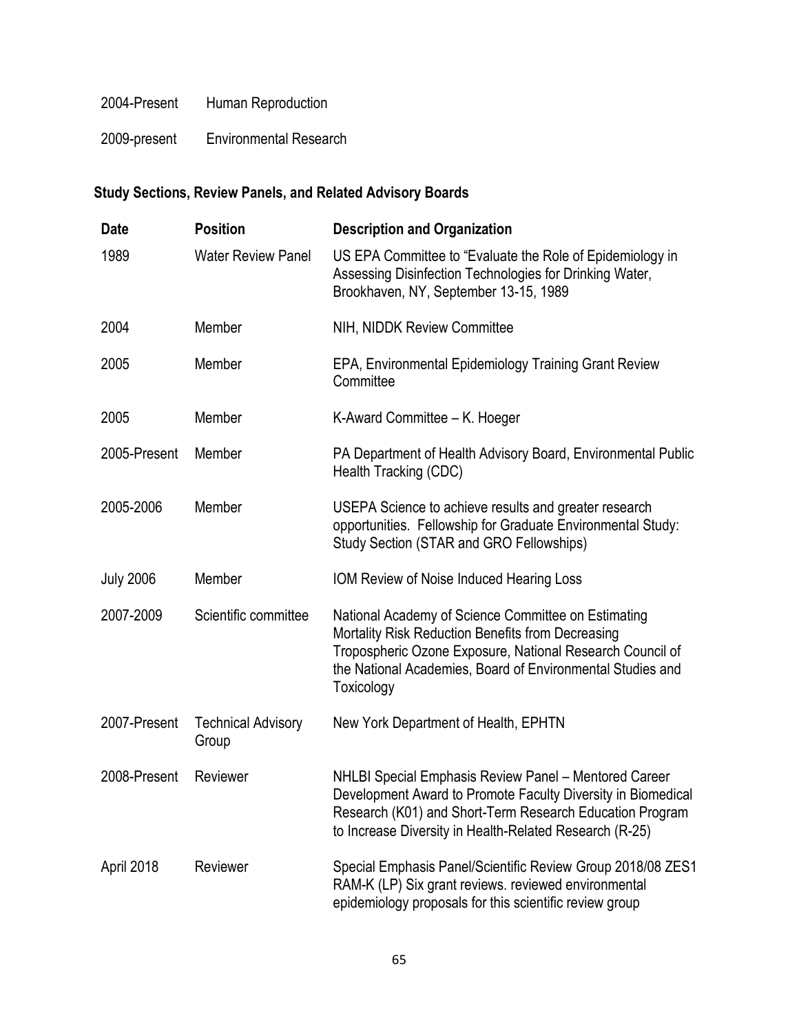| | |
|---|---|
| 2004-Present | Human Reproduction |
| 2009-present | Environmental Research |

### Study Sections, Review Panels, and Related Advisory Boards

| Date | Position | Description and Organization |
|---|---|---|
| 1989 | Water Review Panel | US EPA Committee to "Evaluate the Role of Epidemiology in Assessing Disinfection Technologies for Drinking Water, Brookhaven, NY, September 13-15, 1989 |
| 2004 | Member | NIH, NIDDK Review Committee |
| 2005 | Member | EPA, Environmental Epidemiology Training Grant Review Committee |
| 2005 | Member | K-Award Committee – K. Hoeger |
| 2005-Present | Member | PA Department of Health Advisory Board, Environmental Public Health Tracking (CDC) |
| 2005-2006 | Member | USEPA Science to achieve results and greater research opportunities. Fellowship for Graduate Environmental Study: Study Section (STAR and GRO Fellowships) |
| July 2006 | Member | IOM Review of Noise Induced Hearing Loss |
| 2007-2009 | Scientific committee | National Academy of Science Committee on Estimating Mortality Risk Reduction Benefits from Decreasing Tropospheric Ozone Exposure, National Research Council of the National Academies, Board of Environmental Studies and Toxicology |
| 2007-Present | Technical Advisory Group | New York Department of Health, EPHTN |
| 2008-Present | Reviewer | NHLBI Special Emphasis Review Panel – Mentored Career Development Award to Promote Faculty Diversity in Biomedical Research (K01) and Short-Term Research Education Program to Increase Diversity in Health-Related Research (R-25) |
| April 2018 | Reviewer | Special Emphasis Panel/Scientific Review Group 2018/08 ZES1 RAM-K (LP) Six grant reviews. reviewed environmental epidemiology proposals for this scientific review group |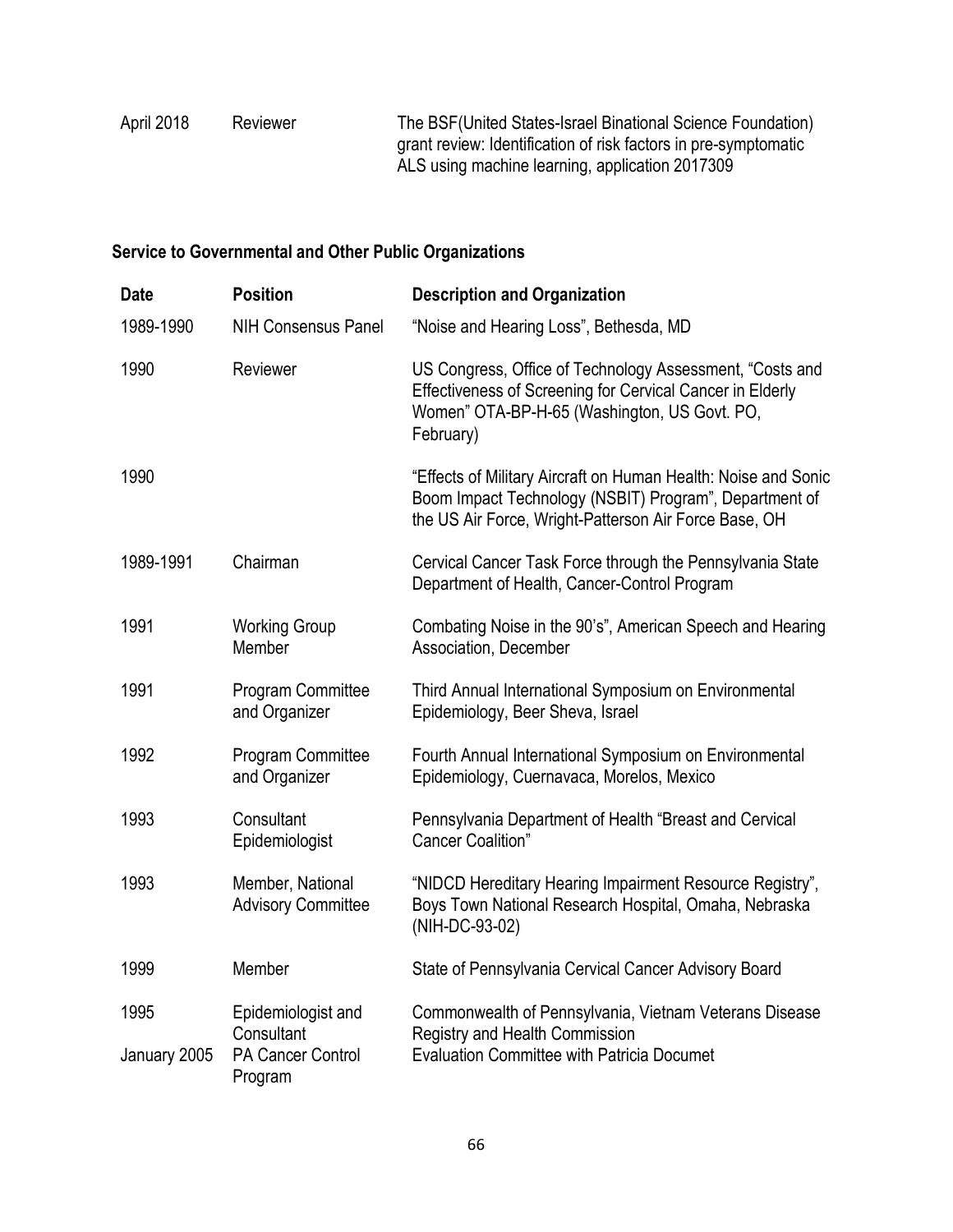| | | |
|---|---|---|
| April 2018 | Reviewer | The BSF(United States-Israel Binational Science Foundation) grant review: Identification of risk factors in pre-symptomatic ALS using machine learning, application 2017309 |

**Service to Governmental and Other Public Organizations**

| Date | Position | Description and Organization |
|---|---|---|
| 1989-1990 | NIH Consensus Panel | "Noise and Hearing Loss", Bethesda, MD |
| 1990 | Reviewer | US Congress, Office of Technology Assessment, "Costs and Effectiveness of Screening for Cervical Cancer in Elderly Women" OTA-BP-H-65 (Washington, US Govt. PO, February) |
| 1990 | | "Effects of Military Aircraft on Human Health: Noise and Sonic Boom Impact Technology (NSBIT) Program", Department of the US Air Force, Wright-Patterson Air Force Base, OH |
| 1989-1991 | Chairman | Cervical Cancer Task Force through the Pennsylvania State Department of Health, Cancer-Control Program |
| 1991 | Working Group Member | Combating Noise in the 90's", American Speech and Hearing Association, December |
| 1991 | Program Committee and Organizer | Third Annual International Symposium on Environmental Epidemiology, Beer Sheva, Israel |
| 1992 | Program Committee and Organizer | Fourth Annual International Symposium on Environmental Epidemiology, Cuernavaca, Morelos, Mexico |
| 1993 | Consultant Epidemiologist | Pennsylvania Department of Health "Breast and Cervical Cancer Coalition" |
| 1993 | Member, National Advisory Committee | "NIDCD Hereditary Hearing Impairment Resource Registry", Boys Town National Research Hospital, Omaha, Nebraska (NIH-DC-93-02) |
| 1999 | Member | State of Pennsylvania Cervical Cancer Advisory Board |
| 1995 | Epidemiologist and Consultant | Commonwealth of Pennsylvania, Vietnam Veterans Disease Registry and Health Commission |
| January 2005 | PA Cancer Control Program | Evaluation Committee with Patricia Documet |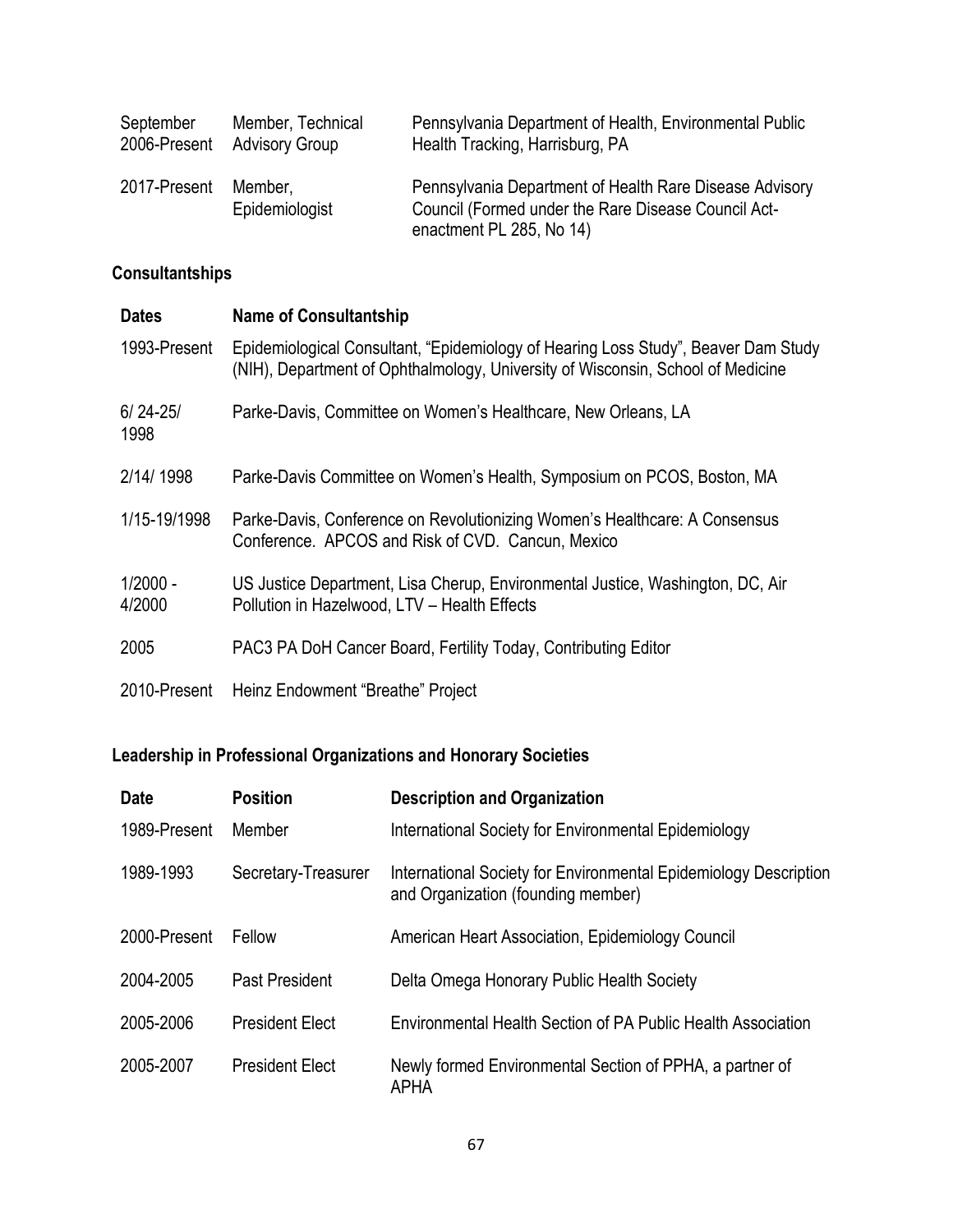| | | |
|---|---|---|
| September 2006-Present | Member, Technical Advisory Group | Pennsylvania Department of Health, Environmental Public Health Tracking, Harrisburg, PA |
| 2017-Present | Member, Epidemiologist | Pennsylvania Department of Health Rare Disease Advisory Council (Formed under the Rare Disease Council Act-enactment PL 285, No 14) |

## Consultantships

| Dates | Name of Consultantship |
|---|---|
| 1993-Present | Epidemiological Consultant, "Epidemiology of Hearing Loss Study", Beaver Dam Study (NIH), Department of Ophthalmology, University of Wisconsin, School of Medicine |
| 6/ 24-25/ 1998 | Parke-Davis, Committee on Women's Healthcare, New Orleans, LA |
| 2/14/ 1998 | Parke-Davis Committee on Women's Health, Symposium on PCOS, Boston, MA |
| 1/15-19/1998 | Parke-Davis, Conference on Revolutionizing Women's Healthcare: A Consensus Conference. APCOS and Risk of CVD. Cancun, Mexico |
| 1/2000 - 4/2000 | US Justice Department, Lisa Cherup, Environmental Justice, Washington, DC, Air Pollution in Hazelwood, LTV – Health Effects |
| 2005 | PAC3 PA DoH Cancer Board, Fertility Today, Contributing Editor |
| 2010-Present | Heinz Endowment "Breathe" Project |

## Leadership in Professional Organizations and Honorary Societies

| Date | Position | Description and Organization |
|---|---|---|
| 1989-Present | Member | International Society for Environmental Epidemiology |
| 1989-1993 | Secretary-Treasurer | International Society for Environmental Epidemiology Description and Organization (founding member) |
| 2000-Present | Fellow | American Heart Association, Epidemiology Council |
| 2004-2005 | Past President | Delta Omega Honorary Public Health Society |
| 2005-2006 | President Elect | Environmental Health Section of PA Public Health Association |
| 2005-2007 | President Elect | Newly formed Environmental Section of PPHA, a partner of APHA |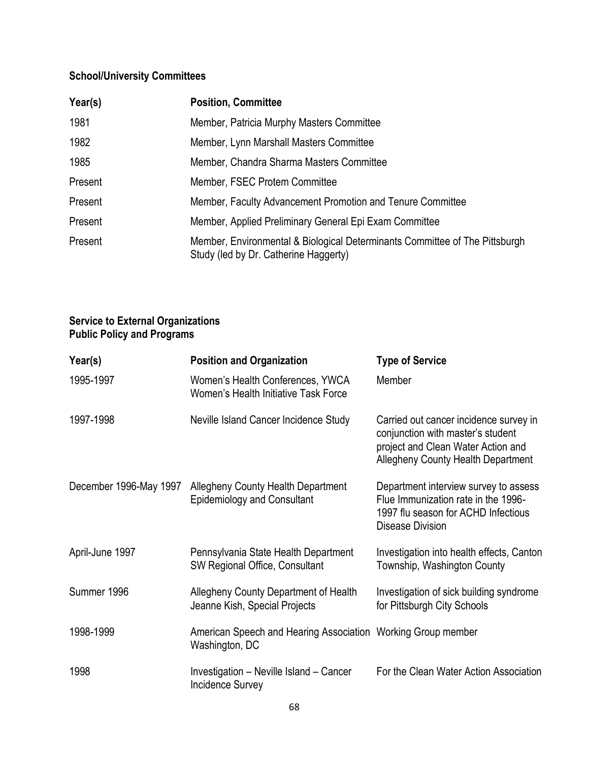**School/University Committees**

| Year(s) | Position, Committee |
|---|---|
| 1981 | Member, Patricia Murphy Masters Committee |
| 1982 | Member, Lynn Marshall Masters Committee |
| 1985 | Member, Chandra Sharma Masters Committee |
| Present | Member, FSEC Protem Committee |
| Present | Member, Faculty Advancement Promotion and Tenure Committee |
| Present | Member, Applied Preliminary General Epi Exam Committee |
| Present | Member, Environmental & Biological Determinants Committee of The Pittsburgh Study (led by Dr. Catherine Haggerty) |

**Service to External Organizations**
**Public Policy and Programs**

| Year(s) | Position and Organization | Type of Service |
|---|---|---|
| 1995-1997 | Women's Health Conferences, YWCA Women's Health Initiative Task Force | Member |
| 1997-1998 | Neville Island Cancer Incidence Study | Carried out cancer incidence survey in conjunction with master's student project and Clean Water Action and Allegheny County Health Department |
| December 1996-May 1997 | Allegheny County Health Department Epidemiology and Consultant | Department interview survey to assess Flue Immunization rate in the 1996-1997 flu season for ACHD Infectious Disease Division |
| April-June 1997 | Pennsylvania State Health Department SW Regional Office, Consultant | Investigation into health effects, Canton Township, Washington County |
| Summer 1996 | Allegheny County Department of Health Jeanne Kish, Special Projects | Investigation of sick building syndrome for Pittsburgh City Schools |
| 1998-1999 | American Speech and Hearing Association Washington, DC | Working Group member |
| 1998 | Investigation – Neville Island – Cancer Incidence Survey | For the Clean Water Action Association |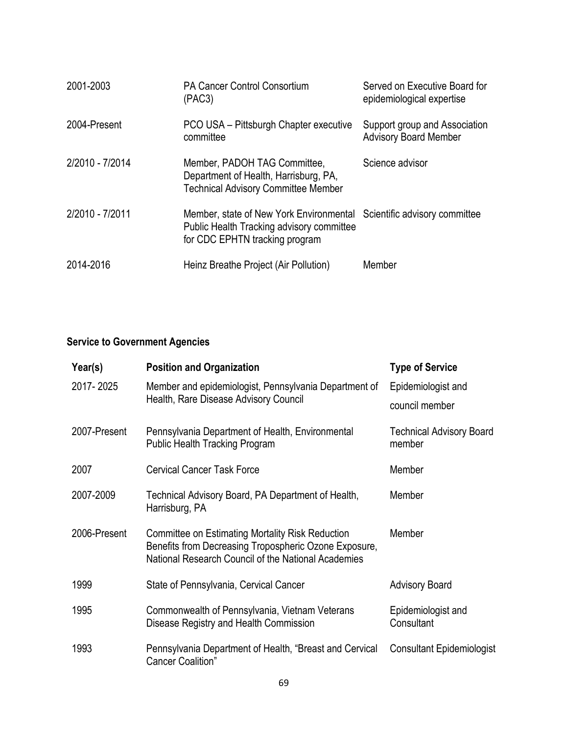| | | |
|---|---|---|
| 2001-2003 | PA Cancer Control Consortium (PAC3) | Served on Executive Board for epidemiological expertise |
| 2004-Present | PCO USA – Pittsburgh Chapter executive committee | Support group and Association Advisory Board Member |
| 2/2010 - 7/2014 | Member, PADOH TAG Committee, Department of Health, Harrisburg, PA, Technical Advisory Committee Member | Science advisor |
| 2/2010 - 7/2011 | Member, state of New York Environmental Public Health Tracking advisory committee for CDC EPHTN tracking program | Scientific advisory committee |
| 2014-2016 | Heinz Breathe Project (Air Pollution) | Member |

**Service to Government Agencies**

| Year(s) | Position and Organization | Type of Service |
|---|---|---|
| 2017- 2025 | Member and epidemiologist, Pennsylvania Department of Health, Rare Disease Advisory Council | Epidemiologist and council member |
| 2007-Present | Pennsylvania Department of Health, Environmental Public Health Tracking Program | Technical Advisory Board member |
| 2007 | Cervical Cancer Task Force | Member |
| 2007-2009 | Technical Advisory Board, PA Department of Health, Harrisburg, PA | Member |
| 2006-Present | Committee on Estimating Mortality Risk Reduction Benefits from Decreasing Tropospheric Ozone Exposure, National Research Council of the National Academies | Member |
| 1999 | State of Pennsylvania, Cervical Cancer | Advisory Board |
| 1995 | Commonwealth of Pennsylvania, Vietnam Veterans Disease Registry and Health Commission | Epidemiologist and Consultant |
| 1993 | Pennsylvania Department of Health, "Breast and Cervical Cancer Coalition" | Consultant Epidemiologist |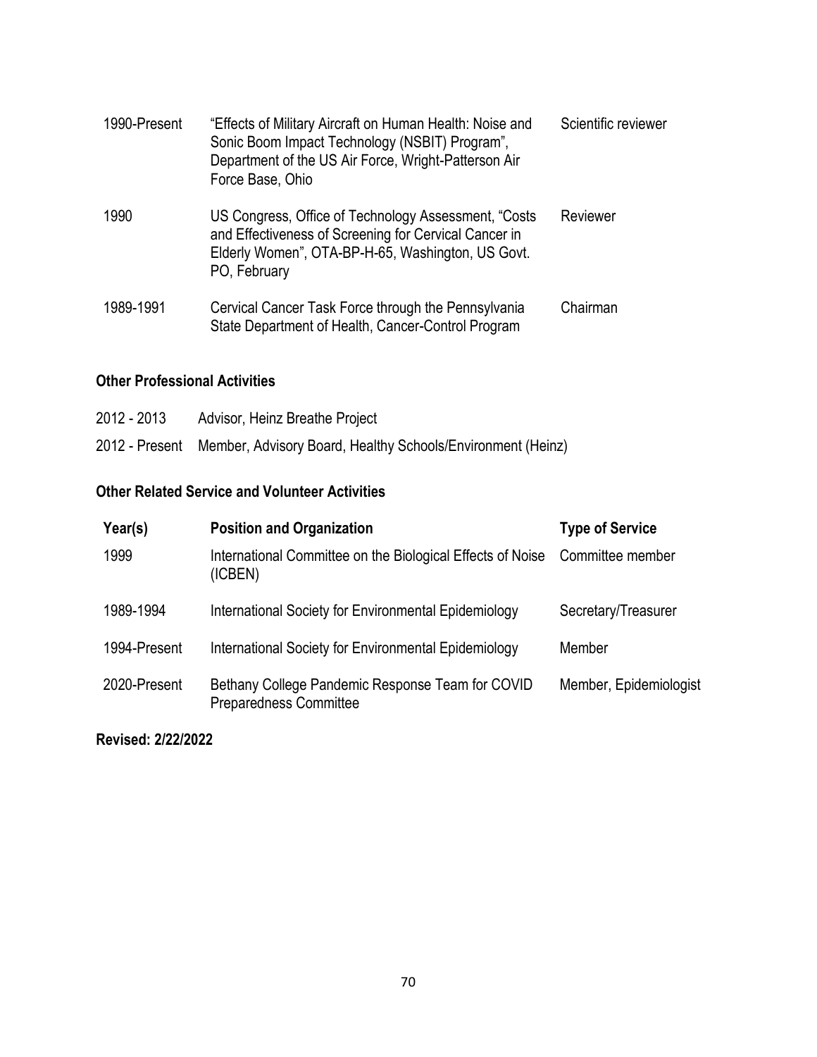| | | |
|---|---|---|
| 1990-Present | "Effects of Military Aircraft on Human Health: Noise and Sonic Boom Impact Technology (NSBIT) Program", Department of the US Air Force, Wright-Patterson Air Force Base, Ohio | Scientific reviewer |
| 1990 | US Congress, Office of Technology Assessment, "Costs and Effectiveness of Screening for Cervical Cancer in Elderly Women", OTA-BP-H-65, Washington, US Govt. PO, February | Reviewer |
| 1989-1991 | Cervical Cancer Task Force through the Pennsylvania State Department of Health, Cancer-Control Program | Chairman |

### Other Professional Activities

2012 - 2013 Advisor, Heinz Breathe Project

2012 - Present Member, Advisory Board, Healthy Schools/Environment (Heinz)

### Other Related Service and Volunteer Activities

| Year(s) | Position and Organization | Type of Service |
|---|---|---|
| 1999 | International Committee on the Biological Effects of Noise (ICBEN) | Committee member |
| 1989-1994 | International Society for Environmental Epidemiology | Secretary/Treasurer |
| 1994-Present | International Society for Environmental Epidemiology | Member |
| 2020-Present | Bethany College Pandemic Response Team for COVID Preparedness Committee | Member, Epidemiologist |

**Revised: 2/22/2022**